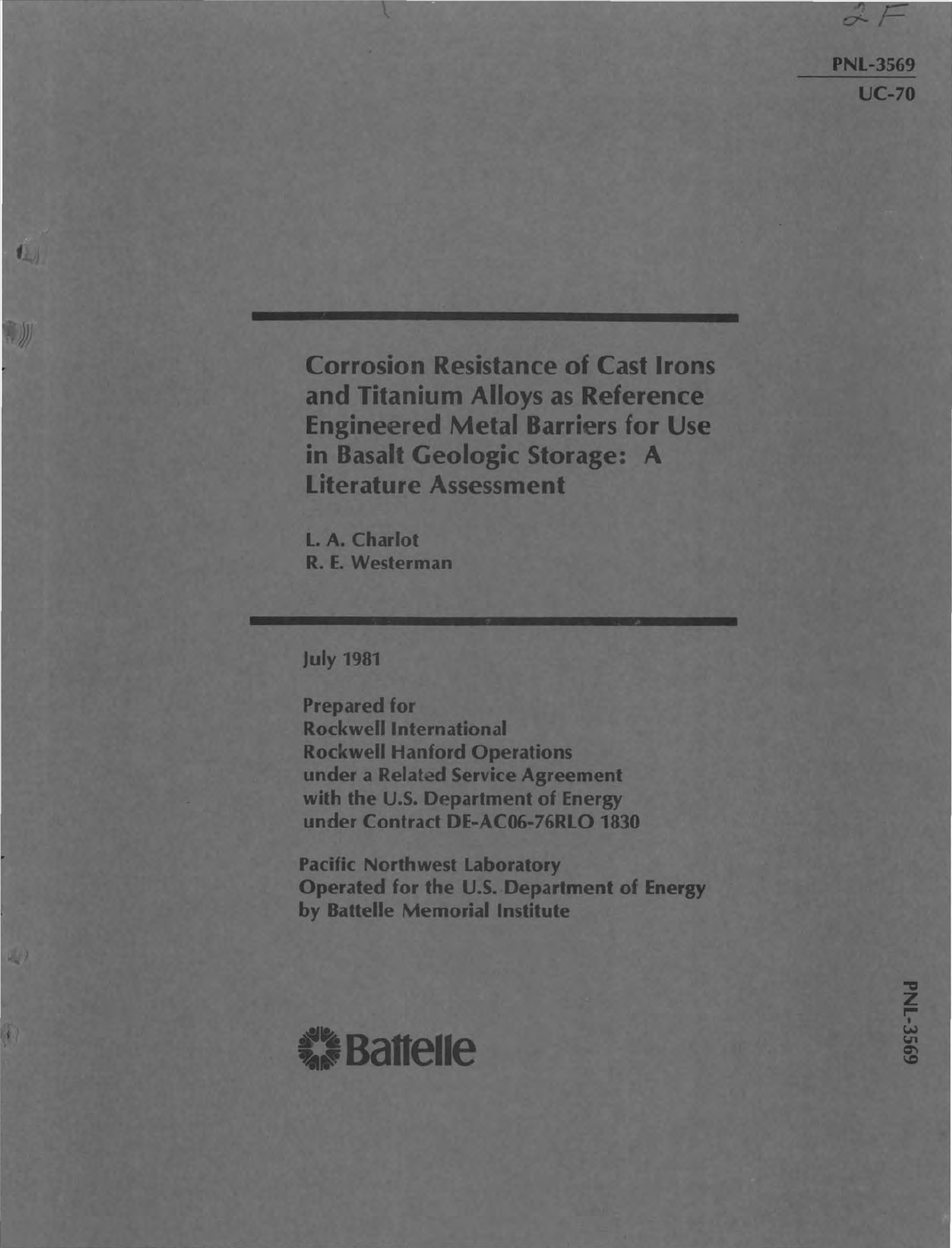PNL-3569
UC-70

# Corrosion Resistance of Cast Irons and Titanium Alloys as Reference Engineered Metal Barriers for Use in Basalt Geologic Storage: A Literature Assessment

L. A. Charlot
R. E. Westerman

July 1981

Prepared for
Rockwell International
Rockwell Hanford Operations
under a Related Service Agreement
with the U.S. Department of Energy
under Contract DE-AC06-76RLO 1830

Pacific Northwest Laboratory
Operated for the U.S. Department of Energy
by Battelle Memorial Institute

Battelle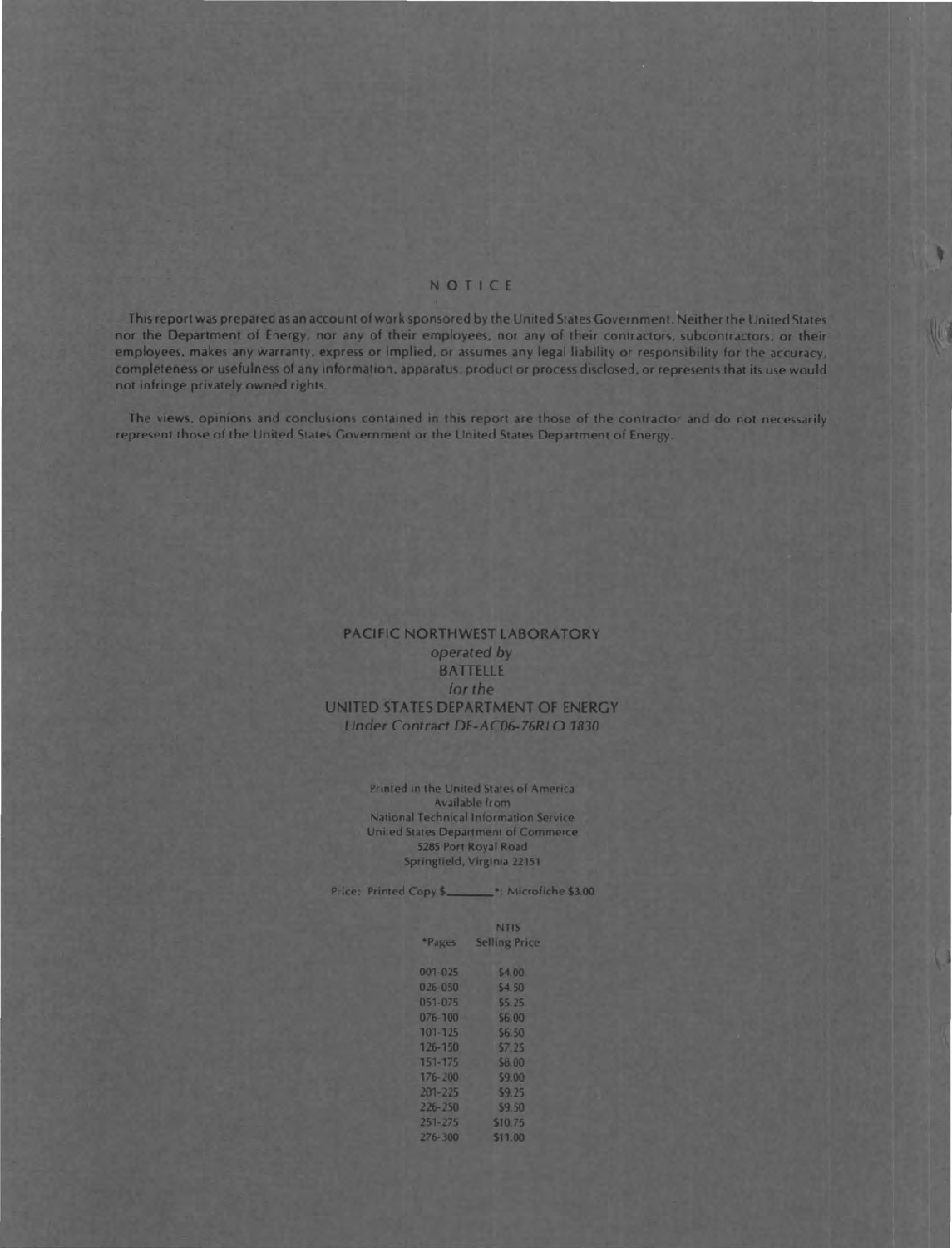# NOTICE

This report was prepared as an account of work sponsored by the United States Government. Neither the United States nor the Department of Energy, nor any of their employees, nor any of their contractors, subcontractors, or their employees, makes any warranty, express or implied, or assumes any legal liability or responsibility for the accuracy, completeness or usefulness of any information, apparatus, product or process disclosed, or represents that its use would not infringe privately owned rights.

The views, opinions and conclusions contained in this report are those of the contractor and do not necessarily represent those of the United States Government or the United States Department of Energy.

PACIFIC NORTHWEST LABORATORY
*operated by*
BATTELLE
*for the*
UNITED STATES DEPARTMENT OF ENERGY
*Under Contract DE-AC06-76RLO 1830*

Printed in the United States of America
Available from
National Technical Information Service
United States Department of Commerce
5285 Port Royal Road
Springfield, Virginia 22151

Price: Printed Copy $\_\_\_\_\_\_*; Microfiche $3.00

| *Pages | NTIS Selling Price |
|---|---|
| 001-025 | $4.00 |
| 026-050 | $4.50 |
| 051-075 | $5.25 |
| 076-100 | $6.00 |
| 101-125 | $6.50 |
| 126-150 | $7.25 |
| 151-175 | $8.00 |
| 176-200 | $9.00 |
| 201-225 | $9.25 |
| 226-250 | $9.50 |
| 251-275 | $10.75 |
| 276-300 | $11.00 |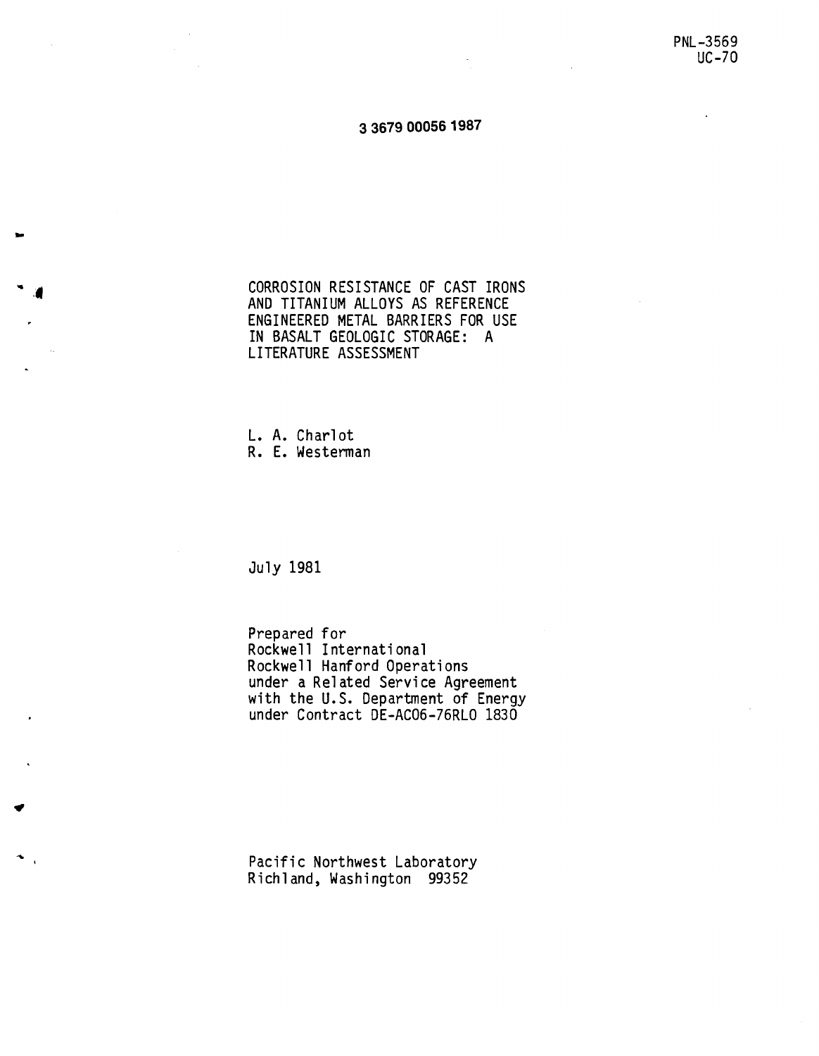PNL-3569
UC-70

3 3679 00056 1987

# CORROSION RESISTANCE OF CAST IRONS AND TITANIUM ALLOYS AS REFERENCE ENGINEERED METAL BARRIERS FOR USE IN BASALT GEOLOGIC STORAGE: A LITERATURE ASSESSMENT

L. A. Charlot
R. E. Westerman

July 1981

Prepared for
Rockwell International
Rockwell Hanford Operations
under a Related Service Agreement
with the U.S. Department of Energy
under Contract DE-AC06-76RLO 1830

Pacific Northwest Laboratory
Richland, Washington 99352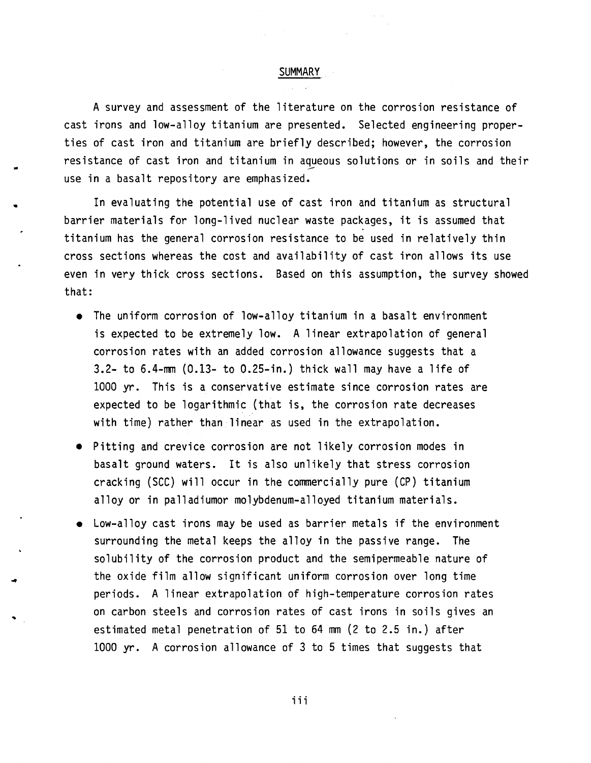## SUMMARY

A survey and assessment of the literature on the corrosion resistance of cast irons and low-alloy titanium are presented. Selected engineering properties of cast iron and titanium are briefly described; however, the corrosion resistance of cast iron and titanium in aqueous solutions or in soils and their use in a basalt repository are emphasized.

In evaluating the potential use of cast iron and titanium as structural barrier materials for long-lived nuclear waste packages, it is assumed that titanium has the general corrosion resistance to be used in relatively thin cross sections whereas the cost and availability of cast iron allows its use even in very thick cross sections. Based on this assumption, the survey showed that:

- The uniform corrosion of low-alloy titanium in a basalt environment is expected to be extremely low. A linear extrapolation of general corrosion rates with an added corrosion allowance suggests that a 3.2- to 6.4-mm (0.13- to 0.25-in.) thick wall may have a life of 1000 yr. This is a conservative estimate since corrosion rates are expected to be logarithmic (that is, the corrosion rate decreases with time) rather than linear as used in the extrapolation.
- Pitting and crevice corrosion are not likely corrosion modes in basalt ground waters. It is also unlikely that stress corrosion cracking (SCC) will occur in the commercially pure (CP) titanium alloy or in palladiumor molybdenum-alloyed titanium materials.
- Low-alloy cast irons may be used as barrier metals if the environment surrounding the metal keeps the alloy in the passive range. The solubility of the corrosion product and the semipermeable nature of the oxide film allow significant uniform corrosion over long time periods. A linear extrapolation of high-temperature corrosion rates on carbon steels and corrosion rates of cast irons in soils gives an estimated metal penetration of 51 to 64 mm (2 to 2.5 in.) after 1000 yr. A corrosion allowance of 3 to 5 times that suggests that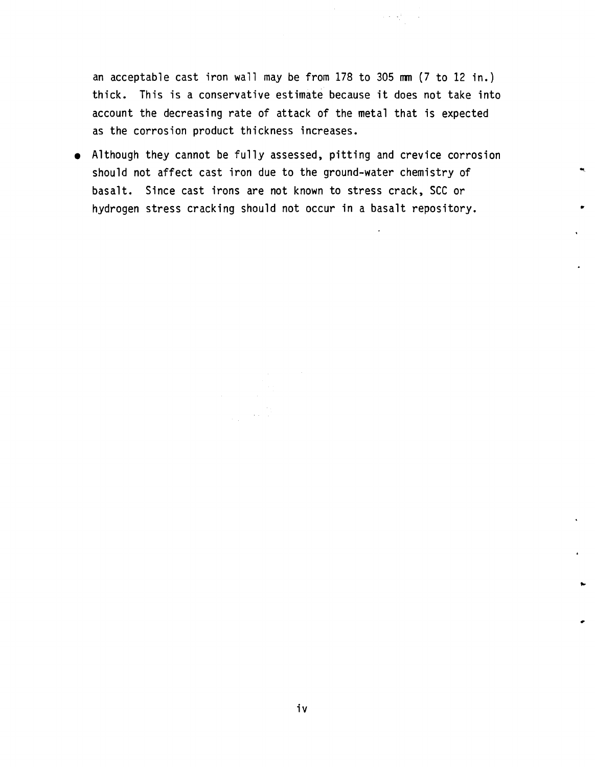an acceptable cast iron wall may be from 178 to 305 mm (7 to 12 in.) thick. This is a conservative estimate because it does not take into account the decreasing rate of attack of the metal that is expected as the corrosion product thickness increases.

- Although they cannot be fully assessed, pitting and crevice corrosion should not affect cast iron due to the ground-water chemistry of basalt. Since cast irons are not known to stress crack, SCC or hydrogen stress cracking should not occur in a basalt repository.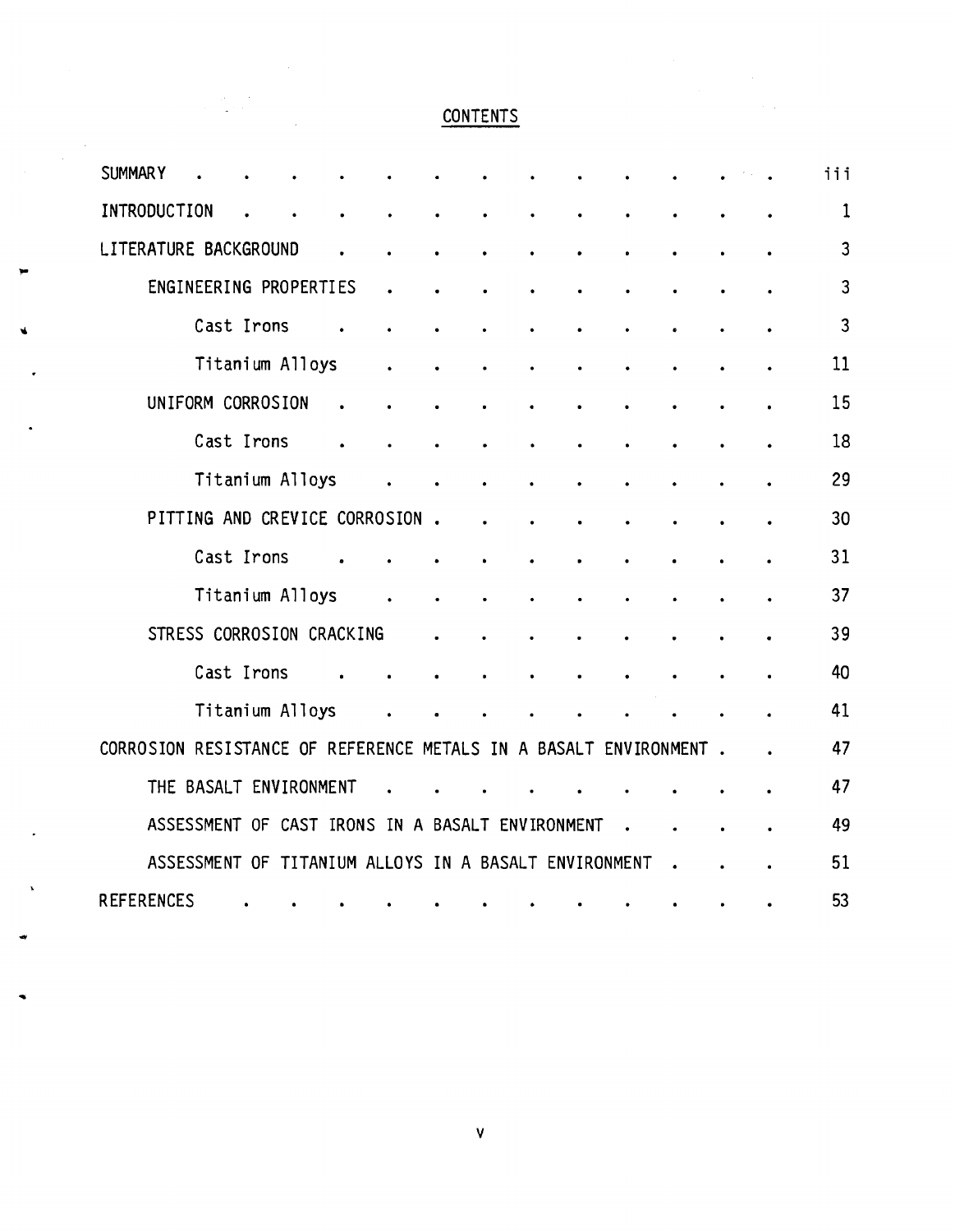## CONTENTS

| | |
|---|---|
| SUMMARY | iii |
| INTRODUCTION | 1 |
| LITERATURE BACKGROUND | 3 |
| ENGINEERING PROPERTIES | 3 |
| Cast Irons | 3 |
| Titanium Alloys | 11 |
| UNIFORM CORROSION | 15 |
| Cast Irons | 18 |
| Titanium Alloys | 29 |
| PITTING AND CREVICE CORROSION | 30 |
| Cast Irons | 31 |
| Titanium Alloys | 37 |
| STRESS CORROSION CRACKING | 39 |
| Cast Irons | 40 |
| Titanium Alloys | 41 |
| CORROSION RESISTANCE OF REFERENCE METALS IN A BASALT ENVIRONMENT | 47 |
| THE BASALT ENVIRONMENT | 47 |
| ASSESSMENT OF CAST IRONS IN A BASALT ENVIRONMENT | 49 |
| ASSESSMENT OF TITANIUM ALLOYS IN A BASALT ENVIRONMENT | 51 |
| REFERENCES | 53 |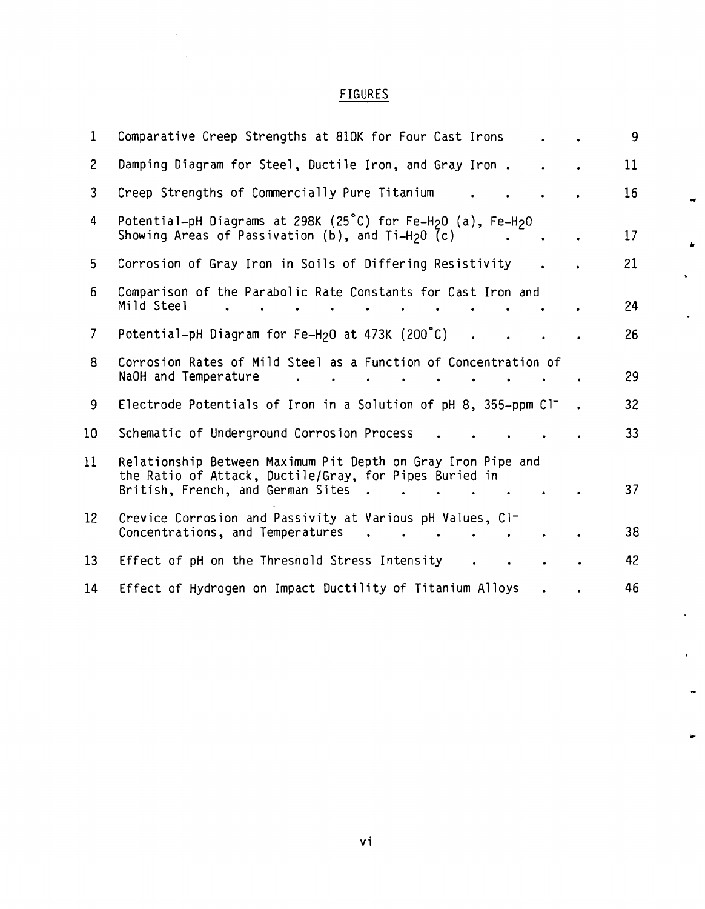## FIGURES

| | | |
|---|---|---|
| 1 | Comparative Creep Strengths at 810K for Four Cast Irons | 9 |
| 2 | Damping Diagram for Steel, Ductile Iron, and Gray Iron | 11 |
| 3 | Creep Strengths of Commercially Pure Titanium | 16 |
| 4 | Potential-pH Diagrams at 298K (25°C) for Fe-$H_2O$ (a), Fe-$H_2O$ Showing Areas of Passivation (b), and Ti-$H_2O$ (c) | 17 |
| 5 | Corrosion of Gray Iron in Soils of Differing Resistivity | 21 |
| 6 | Comparison of the Parabolic Rate Constants for Cast Iron and Mild Steel | 24 |
| 7 | Potential-pH Diagram for Fe-$H_2O$ at 473K (200°C) | 26 |
| 8 | Corrosion Rates of Mild Steel as a Function of Concentration of NaOH and Temperature | 29 |
| 9 | Electrode Potentials of Iron in a Solution of pH 8, 355-ppm $Cl^-$ | 32 |
| 10 | Schematic of Underground Corrosion Process | 33 |
| 11 | Relationship Between Maximum Pit Depth on Gray Iron Pipe and the Ratio of Attack, Ductile/Gray, for Pipes Buried in British, French, and German Sites | 37 |
| 12 | Crevice Corrosion and Passivity at Various pH Values, $Cl^-$ Concentrations, and Temperatures | 38 |
| 13 | Effect of pH on the Threshold Stress Intensity | 42 |
| 14 | Effect of Hydrogen on Impact Ductility of Titanium Alloys | 46 |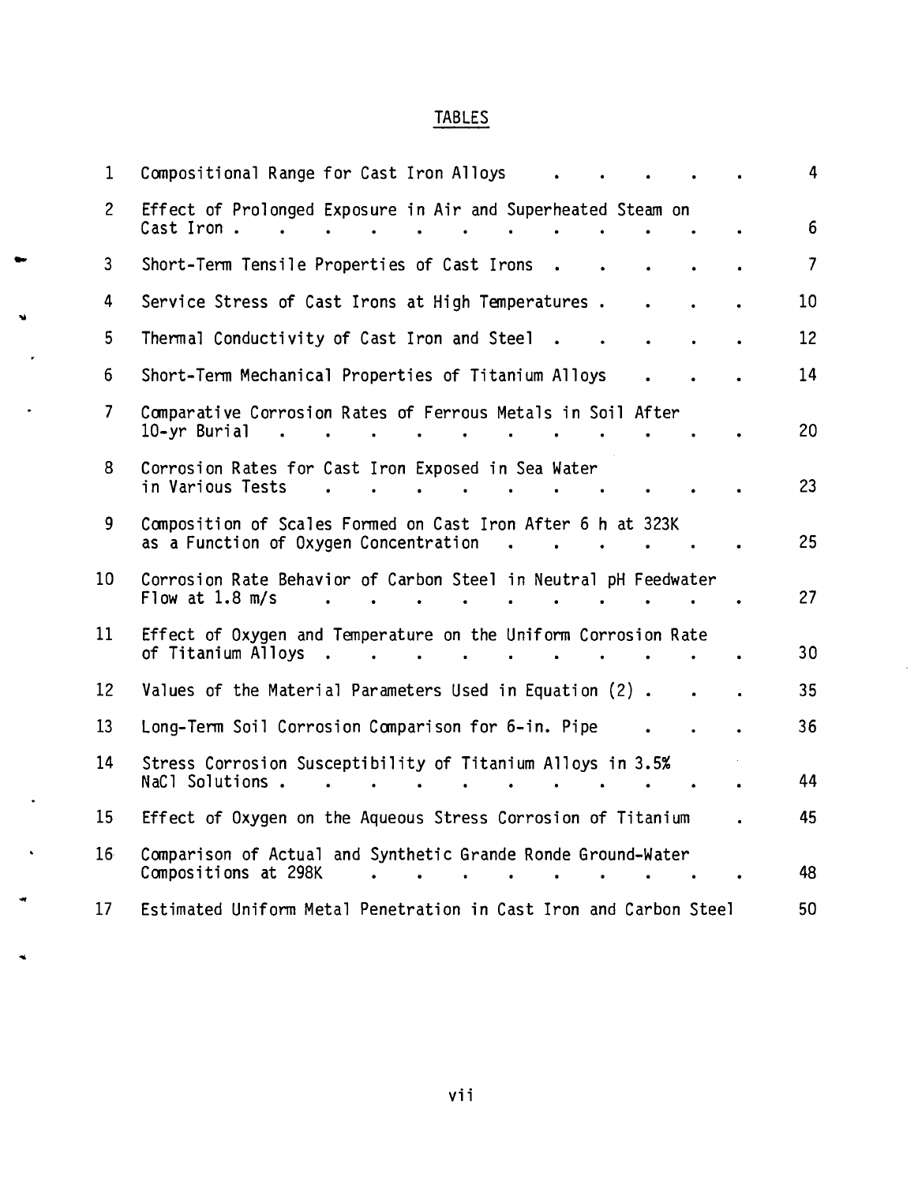## TABLES

| | | |
|---|---|---|
| 1 | Compositional Range for Cast Iron Alloys | 4 |
| 2 | Effect of Prolonged Exposure in Air and Superheated Steam on Cast Iron | 6 |
| 3 | Short-Term Tensile Properties of Cast Irons | 7 |
| 4 | Service Stress of Cast Irons at High Temperatures | 10 |
| 5 | Thermal Conductivity of Cast Iron and Steel | 12 |
| 6 | Short-Term Mechanical Properties of Titanium Alloys | 14 |
| 7 | Comparative Corrosion Rates of Ferrous Metals in Soil After 10-yr Burial | 20 |
| 8 | Corrosion Rates for Cast Iron Exposed in Sea Water in Various Tests | 23 |
| 9 | Composition of Scales Formed on Cast Iron After 6 h at 323K as a Function of Oxygen Concentration | 25 |
| 10 | Corrosion Rate Behavior of Carbon Steel in Neutral pH Feedwater Flow at 1.8 m/s | 27 |
| 11 | Effect of Oxygen and Temperature on the Uniform Corrosion Rate of Titanium Alloys | 30 |
| 12 | Values of the Material Parameters Used in Equation (2) | 35 |
| 13 | Long-Term Soil Corrosion Comparison for 6-in. Pipe | 36 |
| 14 | Stress Corrosion Susceptibility of Titanium Alloys in 3.5% NaCl Solutions | 44 |
| 15 | Effect of Oxygen on the Aqueous Stress Corrosion of Titanium | 45 |
| 16 | Comparison of Actual and Synthetic Grande Ronde Ground-Water Compositions at 298K | 48 |
| 17 | Estimated Uniform Metal Penetration in Cast Iron and Carbon Steel | 50 |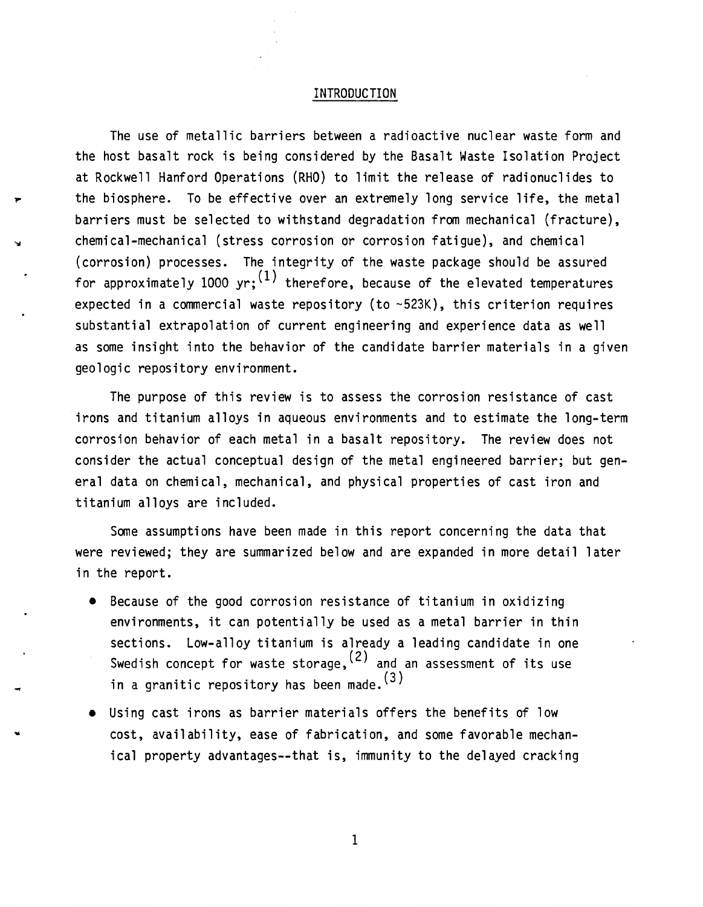## INTRODUCTION

The use of metallic barriers between a radioactive nuclear waste form and the host basalt rock is being considered by the Basalt Waste Isolation Project at Rockwell Hanford Operations (RHO) to limit the release of radionuclides to the biosphere. To be effective over an extremely long service life, the metal barriers must be selected to withstand degradation from mechanical (fracture), chemical-mechanical (stress corrosion or corrosion fatigue), and chemical (corrosion) processes. The integrity of the waste package should be assured for approximately 1000 yr;[1] therefore, because of the elevated temperatures expected in a commercial waste repository (to ~523K), this criterion requires substantial extrapolation of current engineering and experience data as well as some insight into the behavior of the candidate barrier materials in a given geologic repository environment.

The purpose of this review is to assess the corrosion resistance of cast irons and titanium alloys in aqueous environments and to estimate the long-term corrosion behavior of each metal in a basalt repository. The review does not consider the actual conceptual design of the metal engineered barrier; but general data on chemical, mechanical, and physical properties of cast iron and titanium alloys are included.

Some assumptions have been made in this report concerning the data that were reviewed; they are summarized below and are expanded in more detail later in the report.

- Because of the good corrosion resistance of titanium in oxidizing environments, it can potentially be used as a metal barrier in thin sections. Low-alloy titanium is already a leading candidate in one Swedish concept for waste storage,[2] and an assessment of its use in a granitic repository has been made.[3]
- Using cast irons as barrier materials offers the benefits of low cost, availability, ease of fabrication, and some favorable mechanical property advantages--that is, immunity to the delayed cracking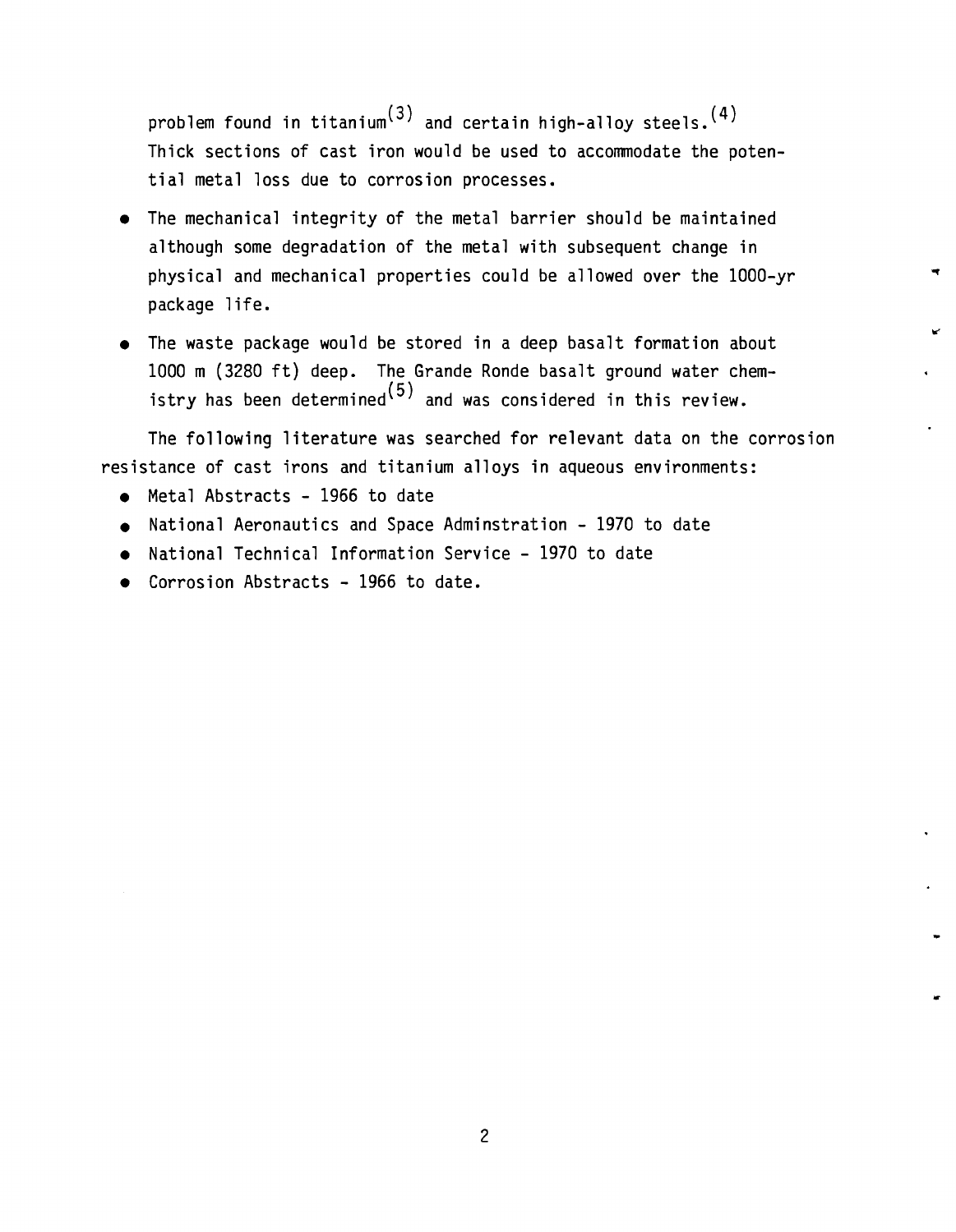problem found in titanium[3] and certain high-alloy steels.[4] Thick sections of cast iron would be used to accommodate the potential metal loss due to corrosion processes.

- The mechanical integrity of the metal barrier should be maintained although some degradation of the metal with subsequent change in physical and mechanical properties could be allowed over the 1000-yr package life.
- The waste package would be stored in a deep basalt formation about 1000 m (3280 ft) deep. The Grande Ronde basalt ground water chemistry has been determined[5] and was considered in this review.

The following literature was searched for relevant data on the corrosion resistance of cast irons and titanium alloys in aqueous environments:

- Metal Abstracts - 1966 to date
- National Aeronautics and Space Adminstration - 1970 to date
- National Technical Information Service - 1970 to date
- Corrosion Abstracts - 1966 to date.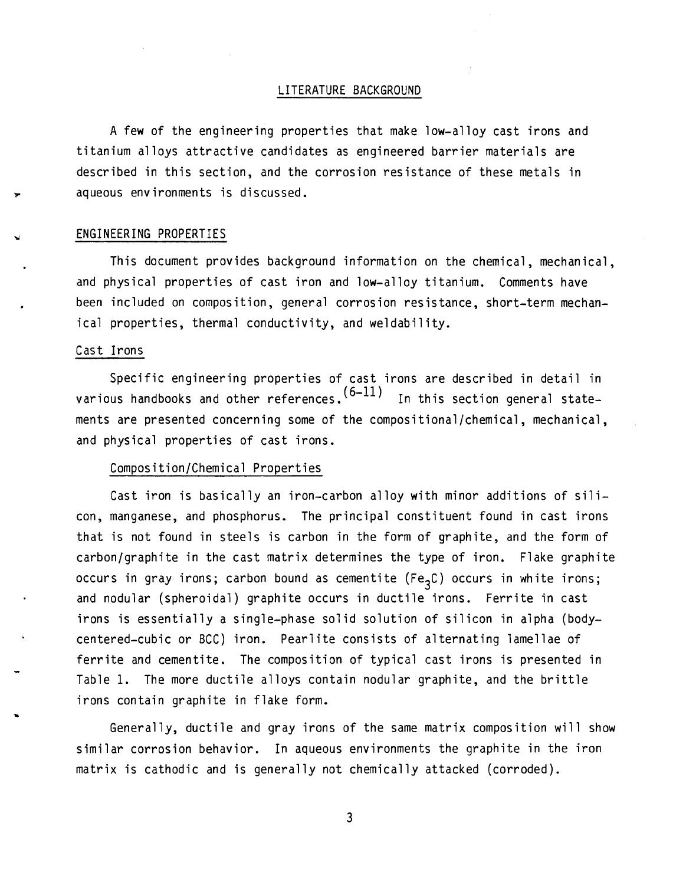# LITERATURE BACKGROUND

A few of the engineering properties that make low-alloy cast irons and titanium alloys attractive candidates as engineered barrier materials are described in this section, and the corrosion resistance of these metals in aqueous environments is discussed.

## ENGINEERING PROPERTIES

This document provides background information on the chemical, mechanical, and physical properties of cast iron and low-alloy titanium. Comments have been included on composition, general corrosion resistance, short-term mechanical properties, thermal conductivity, and weldability.

### Cast Irons

Specific engineering properties of cast irons are described in detail in various handbooks and other references.[6-11] In this section general statements are presented concerning some of the compositional/chemical, mechanical, and physical properties of cast irons.

#### Composition/Chemical Properties

Cast iron is basically an iron-carbon alloy with minor additions of silicon, manganese, and phosphorus. The principal constituent found in cast irons that is not found in steels is carbon in the form of graphite, and the form of carbon/graphite in the cast matrix determines the type of iron. Flake graphite occurs in gray irons; carbon bound as cementite ($Fe_3C$) occurs in white irons; and nodular (spheroidal) graphite occurs in ductile irons. Ferrite in cast irons is essentially a single-phase solid solution of silicon in alpha (body-centered-cubic or BCC) iron. Pearlite consists of alternating lamellae of ferrite and cementite. The composition of typical cast irons is presented in Table 1. The more ductile alloys contain nodular graphite, and the brittle irons contain graphite in flake form.

Generally, ductile and gray irons of the same matrix composition will show similar corrosion behavior. In aqueous environments the graphite in the iron matrix is cathodic and is generally not chemically attacked (corroded).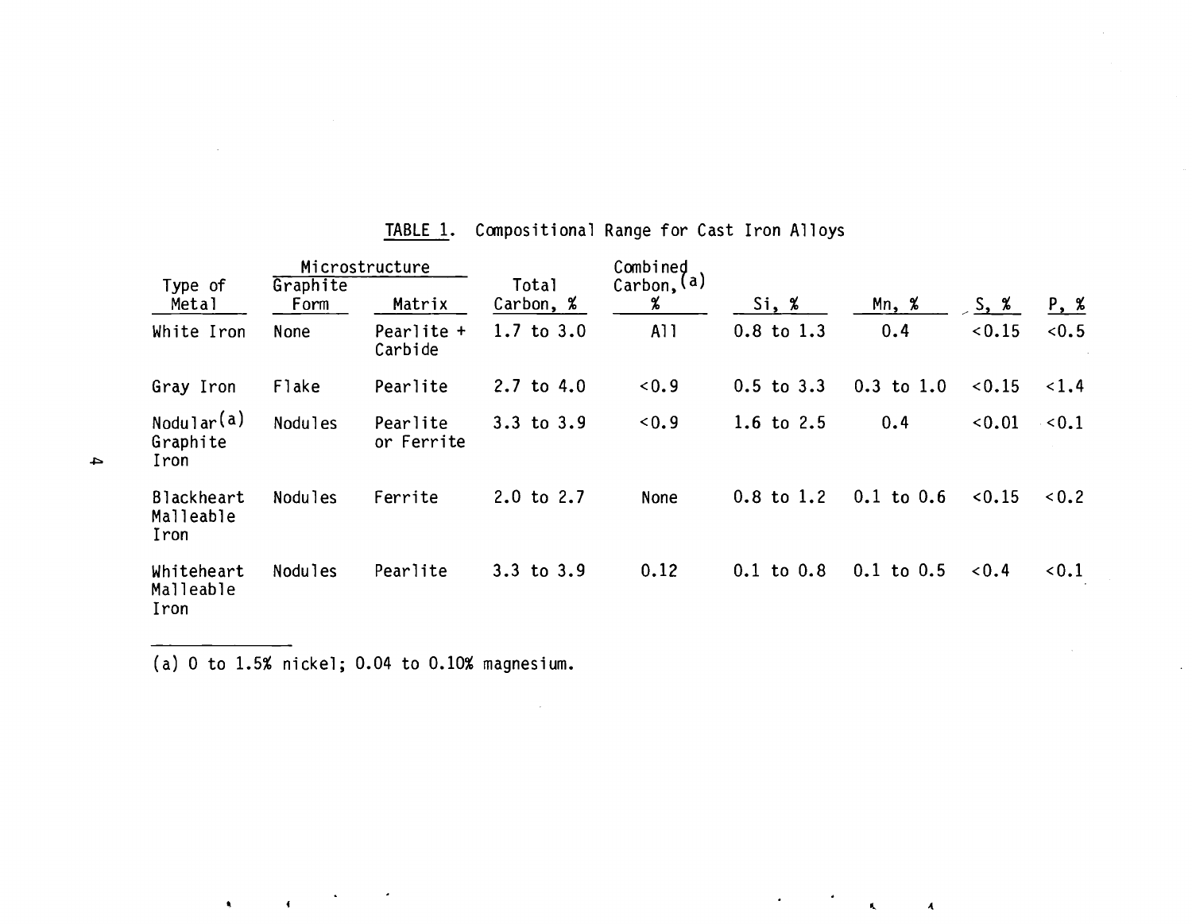TABLE 1. Compositional Range for Cast Iron Alloys

| Type of Metal | Microstructure | | Total Carbon, % | Combined Carbon,[a] % | Si, % | Mn, % | S, % | P, % |
|---|---|---|---|---|---|---|---|---|
| | Graphite Form | Matrix | | | | | | |
| White Iron | None | Pearlite + Carbide | 1.7 to 3.0 | All | 0.8 to 1.3 | 0.4 | <0.15 | <0.5 |
| Gray Iron | Flake | Pearlite | 2.7 to 4.0 | <0.9 | 0.5 to 3.3 | 0.3 to 1.0 | <0.15 | <1.4 |
| Nodular[a] Graphite Iron | Nodules | Pearlite or Ferrite | 3.3 to 3.9 | <0.9 | 1.6 to 2.5 | 0.4 | <0.01 | <0.1 |
| Blackheart Malleable Iron | Nodules | Ferrite | 2.0 to 2.7 | None | 0.8 to 1.2 | 0.1 to 0.6 | <0.15 | <0.2 |
| Whiteheart Malleable Iron | Nodules | Pearlite | 3.3 to 3.9 | 0.12 | 0.1 to 0.8 | 0.1 to 0.5 | <0.4 | <0.1 |

(a) 0 to 1.5% nickel; 0.04 to 0.10% magnesium.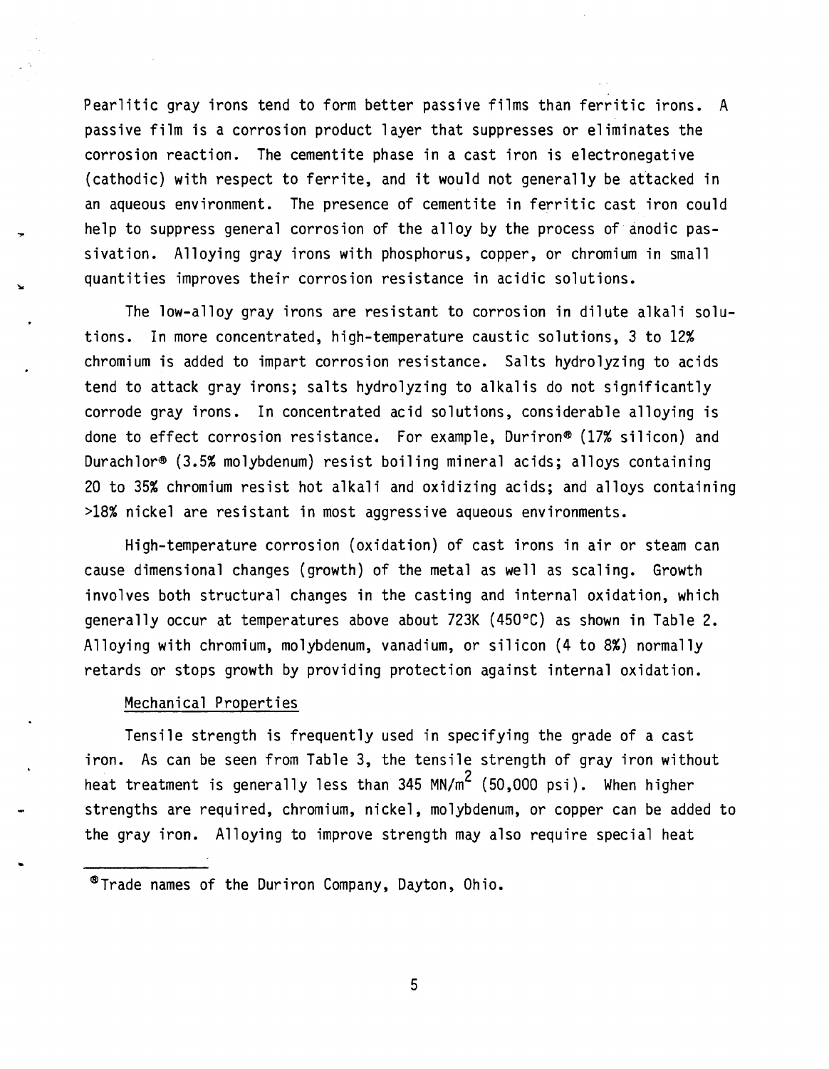Pearlitic gray irons tend to form better passive films than ferritic irons. A passive film is a corrosion product layer that suppresses or eliminates the corrosion reaction. The cementite phase in a cast iron is electronegative (cathodic) with respect to ferrite, and it would not generally be attacked in an aqueous environment. The presence of cementite in ferritic cast iron could help to suppress general corrosion of the alloy by the process of anodic passivation. Alloying gray irons with phosphorus, copper, or chromium in small quantities improves their corrosion resistance in acidic solutions.

The low-alloy gray irons are resistant to corrosion in dilute alkali solutions. In more concentrated, high-temperature caustic solutions, 3 to 12% chromium is added to impart corrosion resistance. Salts hydrolyzing to acids tend to attack gray irons; salts hydrolyzing to alkalis do not significantly corrode gray irons. In concentrated acid solutions, considerable alloying is done to effect corrosion resistance. For example, Duriron® (17% silicon) and Durachlor® (3.5% molybdenum) resist boiling mineral acids; alloys containing 20 to 35% chromium resist hot alkali and oxidizing acids; and alloys containing >18% nickel are resistant in most aggressive aqueous environments.

High-temperature corrosion (oxidation) of cast irons in air or steam can cause dimensional changes (growth) of the metal as well as scaling. Growth involves both structural changes in the casting and internal oxidation, which generally occur at temperatures above about 723K (450°C) as shown in Table 2. Alloying with chromium, molybdenum, vanadium, or silicon (4 to 8%) normally retards or stops growth by providing protection against internal oxidation.

Mechanical Properties

Tensile strength is frequently used in specifying the grade of a cast iron. As can be seen from Table 3, the tensile strength of gray iron without heat treatment is generally less than 345 $MN/m^2$ (50,000 psi). When higher strengths are required, chromium, nickel, molybdenum, or copper can be added to the gray iron. Alloying to improve strength may also require special heat

---

® Trade names of the Duriron Company, Dayton, Ohio.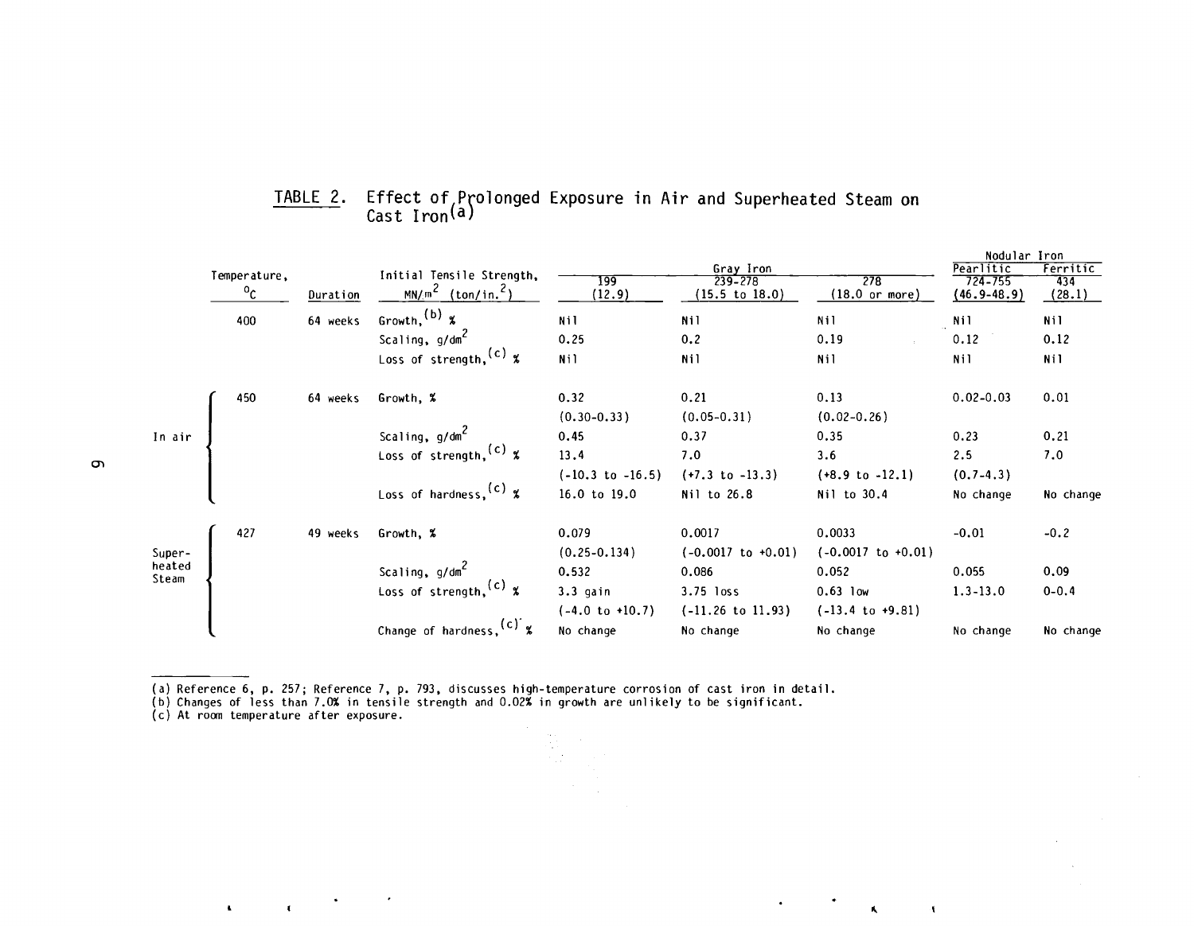TABLE 2. Effect of Prolonged Exposure in Air and Superheated Steam on Cast Iron[(a)]

| | Temperature, °C | Duration | Initial Tensile Strength, $MN/m^2$ ($ton/in.^2$) | Gray Iron 199 (12.9) | Gray Iron 239-278 (15.5 to 18.0) | Gray Iron 278 (18.0 or more) | Nodular Iron Pearlitic 724-755 (46.9-48.9) | Nodular Iron Ferritic 434 (28.1) |
|---|---|---|---|---|---|---|---|---|
| | 400 | 64 weeks | Growth,[(b)] % | Nil | Nil | Nil | Nil | Nil |
| | | | Scaling, $g/dm^2$ | 0.25 | 0.2 | 0.19 | 0.12 | 0.12 |
| | | | Loss of strength,[(c)] % | Nil | Nil | Nil | Nil | Nil |
| In air | 450 | 64 weeks | Growth, % | 0.32 (0.30-0.33) | 0.21 (0.05-0.31) | 0.13 (0.02-0.26) | 0.02-0.03 | 0.01 |
| | | | Scaling, $g/dm^2$ | 0.45 | 0.37 | 0.35 | 0.23 | 0.21 |
| | | | Loss of strength,[(c)] % | 13.4 (-10.3 to -16.5) | 7.0 (+7.3 to -13.3) | 3.6 (+8.9 to -12.1) | 2.5 (0.7-4.3) | 7.0 |
| | | | Loss of hardness,[(c)] % | 16.0 to 19.0 | Nil to 26.8 | Nil to 30.4 | No change | No change |
| Superheated Steam | 427 | 49 weeks | Growth, % | 0.079 (0.25-0.134) | 0.0017 (-0.0017 to +0.01) | 0.0033 (-0.0017 to +0.01) | -0.01 | -0.2 |
| | | | Scaling, $g/dm^2$ | 0.532 | 0.086 | 0.052 | 0.055 | 0.09 |
| | | | Loss of strength,[(c)] % | 3.3 gain (-4.0 to +10.7) | 3.75 loss (-11.26 to 11.93) | 0.63 low (-13.4 to +9.81) | 1.3-13.0 | 0-0.4 |
| | | | Change of hardness,[(c)] % | No change | No change | No change | No change | No change |

(a) Reference 6, p. 257; Reference 7, p. 793, discusses high-temperature corrosion of cast iron in detail.
(b) Changes of less than 7.0% in tensile strength and 0.02% in growth are unlikely to be significant.
(c) At room temperature after exposure.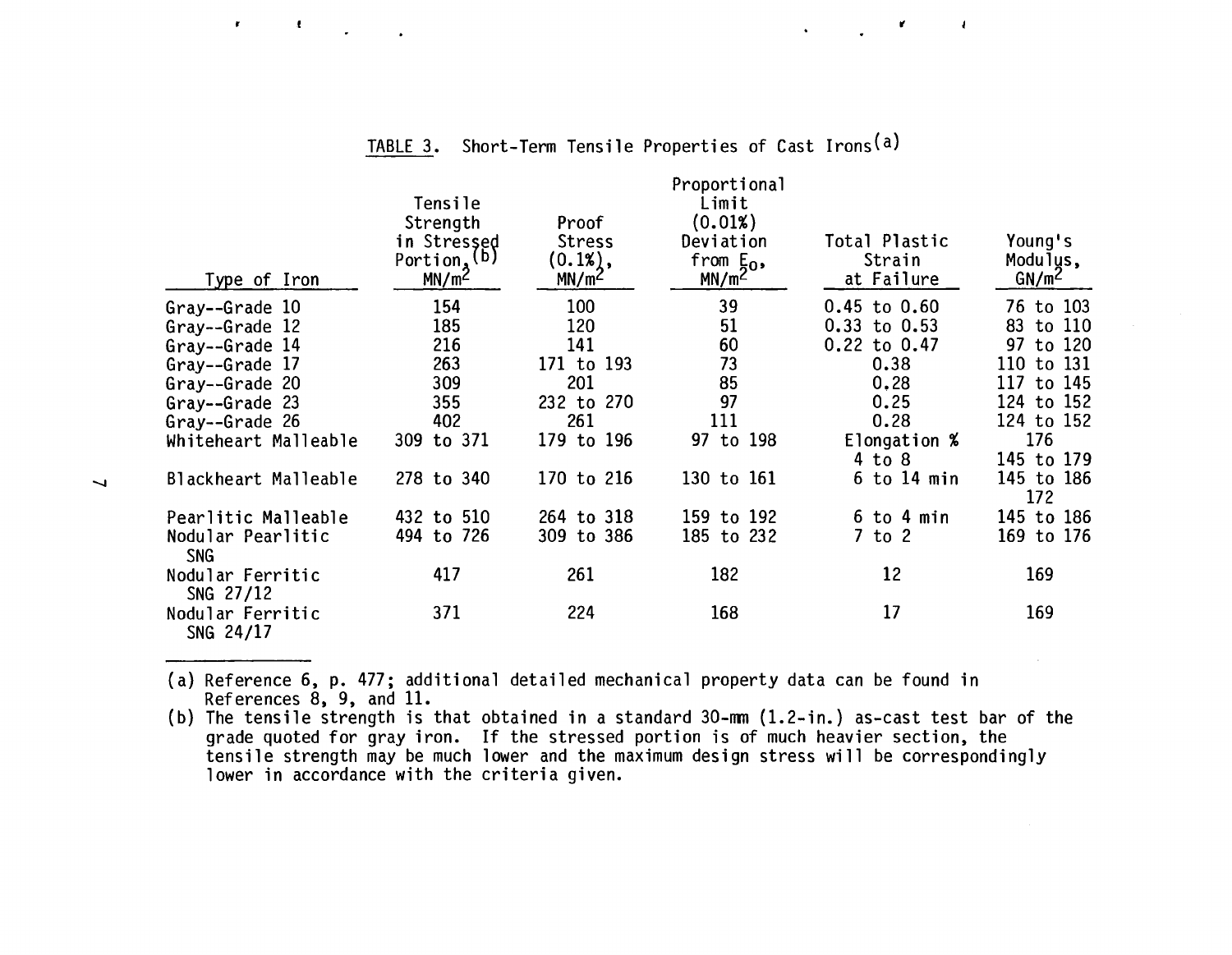TABLE 3. Short-Term Tensile Properties of Cast Irons[a]

| Type of Iron | Tensile Strength in Stressed Portion,[b] $MN/m^2$ | Proof Stress (0.1%), $MN/m^2$ | Proportional Limit (0.01%) Deviation from $E_0$, $MN/m^2$ | Total Plastic Strain at Failure | Young's Modulus, $GN/m^2$ |
|---|---|---|---|---|---|
| Gray--Grade 10 | 154 | 100 | 39 | 0.45 to 0.60 | 76 to 103 |
| Gray--Grade 12 | 185 | 120 | 51 | 0.33 to 0.53 | 83 to 110 |
| Gray--Grade 14 | 216 | 141 | 60 | 0.22 to 0.47 | 97 to 120 |
| Gray--Grade 17 | 263 | 171 to 193 | 73 | 0.38 | 110 to 131 |
| Gray--Grade 20 | 309 | 201 | 85 | 0.28 | 117 to 145 |
| Gray--Grade 23 | 355 | 232 to 270 | 97 | 0.25 | 124 to 152 |
| Gray--Grade 26 | 402 | 261 | 111 | 0.28 | 124 to 152 |
| Whiteheart Malleable | 309 to 371 | 179 to 196 | 97 to 198 | Elongation % 4 to 8 | 176 145 to 179 |
| Blackheart Malleable | 278 to 340 | 170 to 216 | 130 to 161 | 6 to 14 min | 145 to 186 172 |
| Pearlitic Malleable | 432 to 510 | 264 to 318 | 159 to 192 | 6 to 4 min | 145 to 186 |
| Nodular Pearlitic SNG | 494 to 726 | 309 to 386 | 185 to 232 | 7 to 2 | 169 to 176 |
| Nodular Ferritic SNG 27/12 | 417 | 261 | 182 | 12 | 169 |
| Nodular Ferritic SNG 24/17 | 371 | 224 | 168 | 17 | 169 |

(a) Reference 6, p. 477; additional detailed mechanical property data can be found in References 8, 9, and 11.

(b) The tensile strength is that obtained in a standard 30-mm (1.2-in.) as-cast test bar of the grade quoted for gray iron. If the stressed portion is of much heavier section, the tensile strength may be much lower and the maximum design stress will be correspondingly lower in accordance with the criteria given.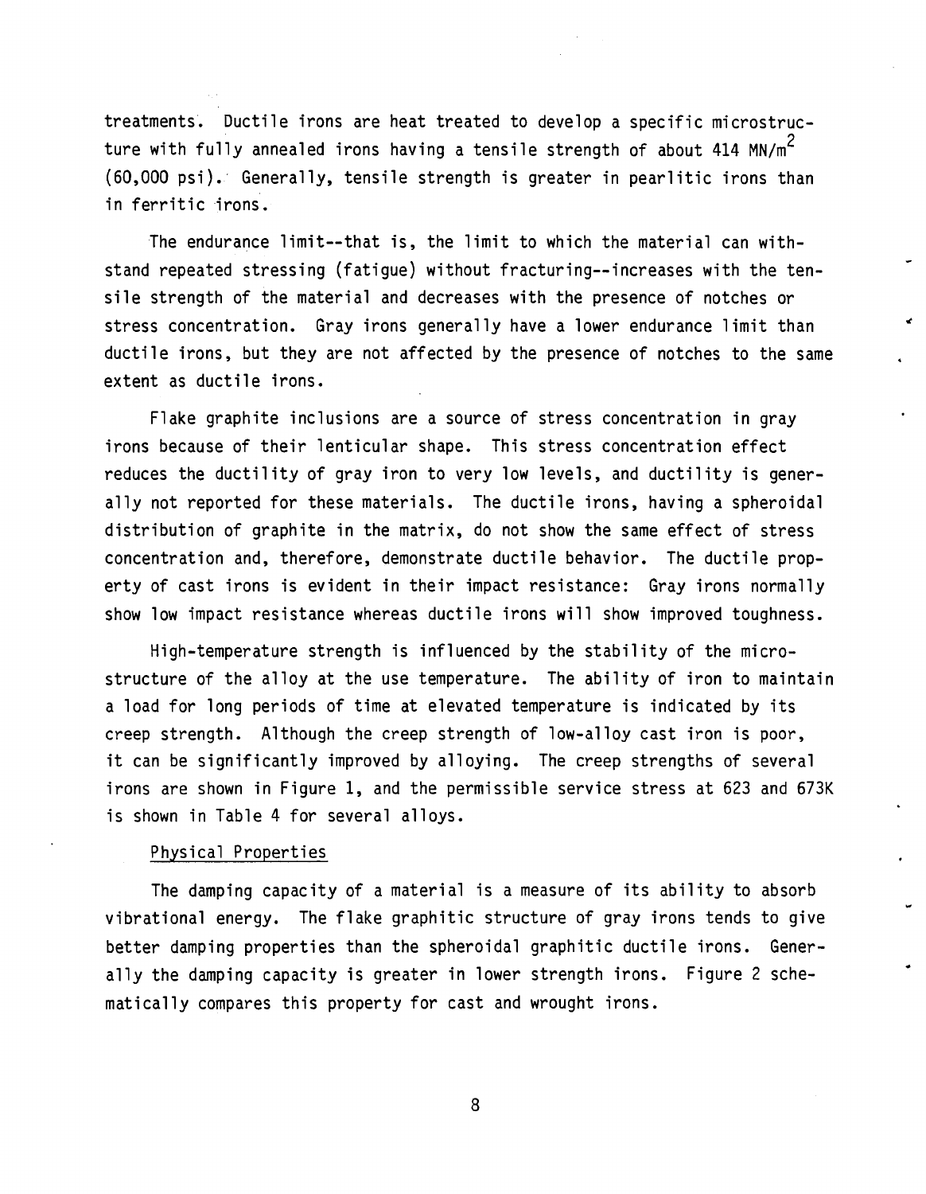treatments. Ductile irons are heat treated to develop a specific microstructure with fully annealed irons having a tensile strength of about 414 $MN/m^2$ (60,000 psi). Generally, tensile strength is greater in pearlitic irons than in ferritic irons.

The endurance limit--that is, the limit to which the material can withstand repeated stressing (fatigue) without fracturing--increases with the tensile strength of the material and decreases with the presence of notches or stress concentration. Gray irons generally have a lower endurance limit than ductile irons, but they are not affected by the presence of notches to the same extent as ductile irons.

Flake graphite inclusions are a source of stress concentration in gray irons because of their lenticular shape. This stress concentration effect reduces the ductility of gray iron to very low levels, and ductility is generally not reported for these materials. The ductile irons, having a spheroidal distribution of graphite in the matrix, do not show the same effect of stress concentration and, therefore, demonstrate ductile behavior. The ductile property of cast irons is evident in their impact resistance: Gray irons normally show low impact resistance whereas ductile irons will show improved toughness.

High-temperature strength is influenced by the stability of the microstructure of the alloy at the use temperature. The ability of iron to maintain a load for long periods of time at elevated temperature is indicated by its creep strength. Although the creep strength of low-alloy cast iron is poor, it can be significantly improved by alloying. The creep strengths of several irons are shown in Figure 1, and the permissible service stress at 623 and 673K is shown in Table 4 for several alloys.

## Physical Properties

The damping capacity of a material is a measure of its ability to absorb vibrational energy. The flake graphitic structure of gray irons tends to give better damping properties than the spheroidal graphitic ductile irons. Generally the damping capacity is greater in lower strength irons. Figure 2 schematically compares this property for cast and wrought irons.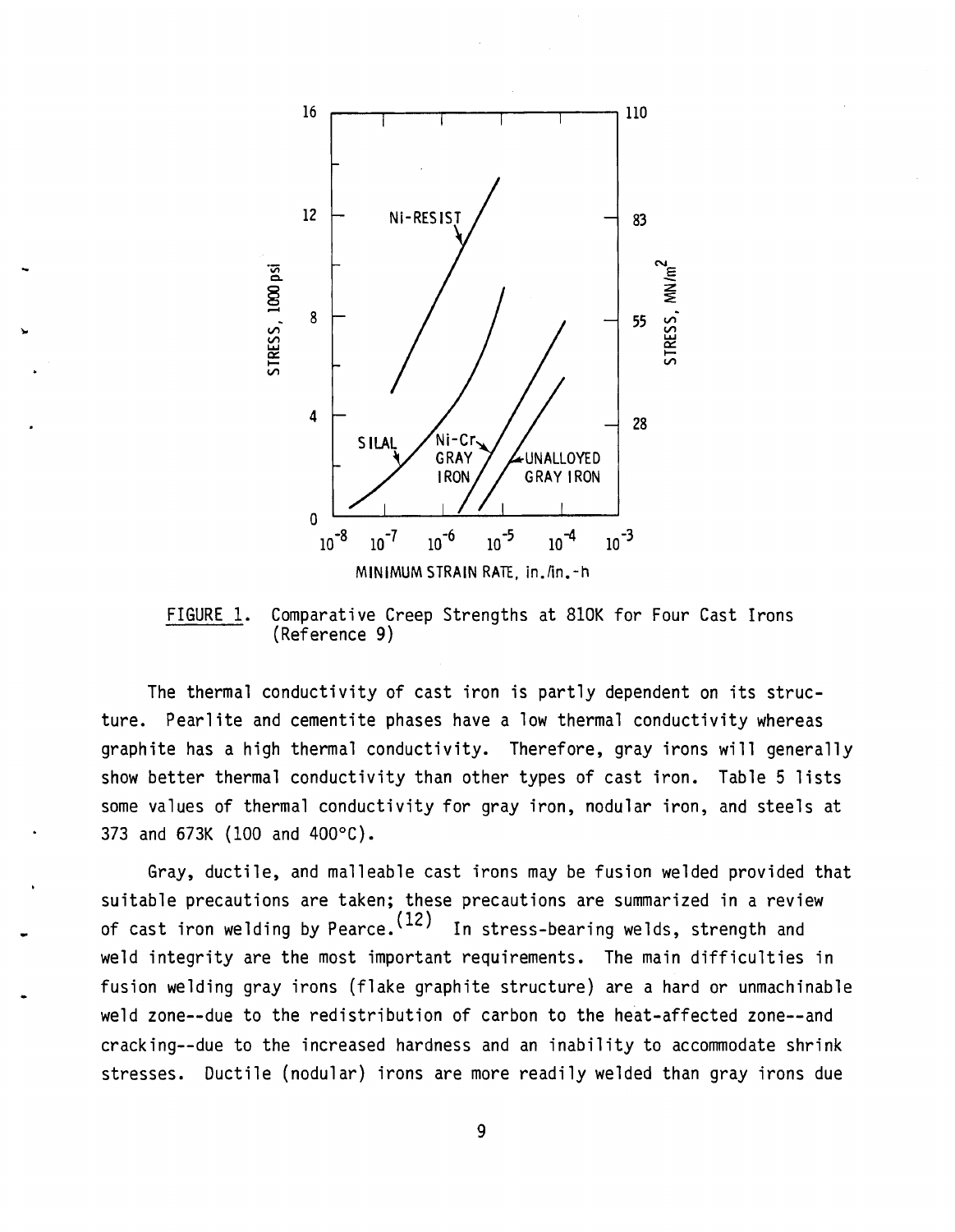FIGURE 1. Comparative Creep Strengths at 810K for Four Cast Irons (Reference 9)

The thermal conductivity of cast iron is partly dependent on its structure. Pearlite and cementite phases have a low thermal conductivity whereas graphite has a high thermal conductivity. Therefore, gray irons will generally show better thermal conductivity than other types of cast iron. Table 5 lists some values of thermal conductivity for gray iron, nodular iron, and steels at 373 and 673K (100 and 400°C).

Gray, ductile, and malleable cast irons may be fusion welded provided that suitable precautions are taken; these precautions are summarized in a review of cast iron welding by Pearce.[12] In stress-bearing welds, strength and weld integrity are the most important requirements. The main difficulties in fusion welding gray irons (flake graphite structure) are a hard or unmachinable weld zone--due to the redistribution of carbon to the heat-affected zone--and cracking--due to the increased hardness and an inability to accommodate shrink stresses. Ductile (nodular) irons are more readily welded than gray irons due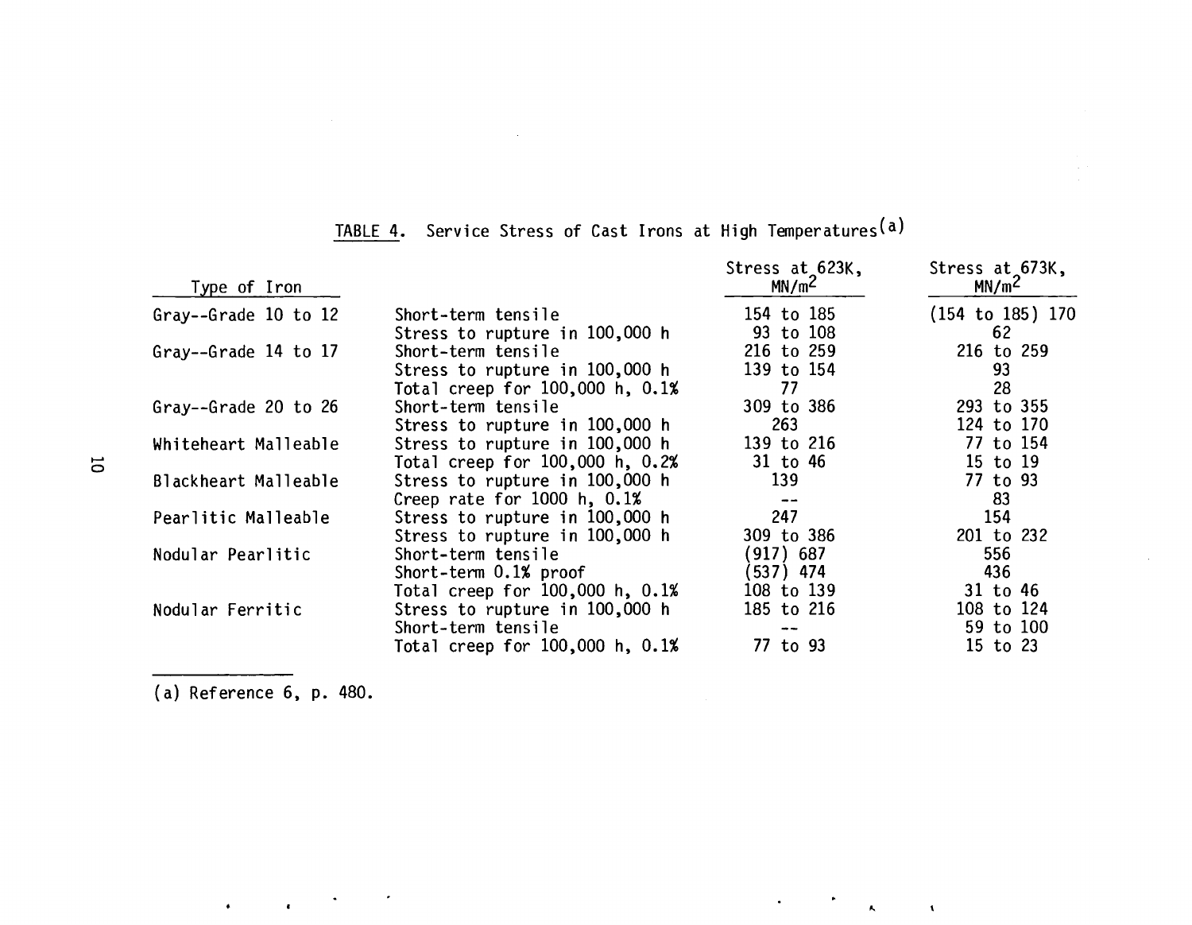TABLE 4. Service Stress of Cast Irons at High Temperatures[a]

| Type of Iron | | Stress at 623K, $MN/m^2$ | Stress at 673K, $MN/m^2$ |
|---|---|---|---|
| Gray--Grade 10 to 12 | Short-term tensile | 154 to 185 | (154 to 185) 170 |
| | Stress to rupture in 100,000 h | 93 to 108 | 62 |
| Gray--Grade 14 to 17 | Short-term tensile | 216 to 259 | 216 to 259 |
| | Stress to rupture in 100,000 h | 139 to 154 | 93 |
| | Total creep for 100,000 h, 0.1% | 77 | 28 |
| Gray--Grade 20 to 26 | Short-term tensile | 309 to 386 | 293 to 355 |
| | Stress to rupture in 100,000 h | 263 | 124 to 170 |
| Whiteheart Malleable | Stress to rupture in 100,000 h | 139 to 216 | 77 to 154 |
| | Total creep for 100,000 h, 0.2% | 31 to 46 | 15 to 19 |
| Blackheart Malleable | Stress to rupture in 100,000 h | 139 | 77 to 93 |
| | Creep rate for 1000 h, 0.1% | -- | 83 |
| Pearlitic Malleable | Stress to rupture in 100,000 h | 247 | 154 |
| | Stress to rupture in 100,000 h | 309 to 386 | 201 to 232 |
| Nodular Pearlitic | Short-term tensile | (917) 687 | 556 |
| | Short-term 0.1% proof | (537) 474 | 436 |
| | Total creep for 100,000 h, 0.1% | 108 to 139 | 31 to 46 |
| Nodular Ferritic | Stress to rupture in 100,000 h | 185 to 216 | 108 to 124 |
| | Short-term tensile | -- | 59 to 100 |
| | Total creep for 100,000 h, 0.1% | 77 to 93 | 15 to 23 |

(a) Reference 6, p. 480.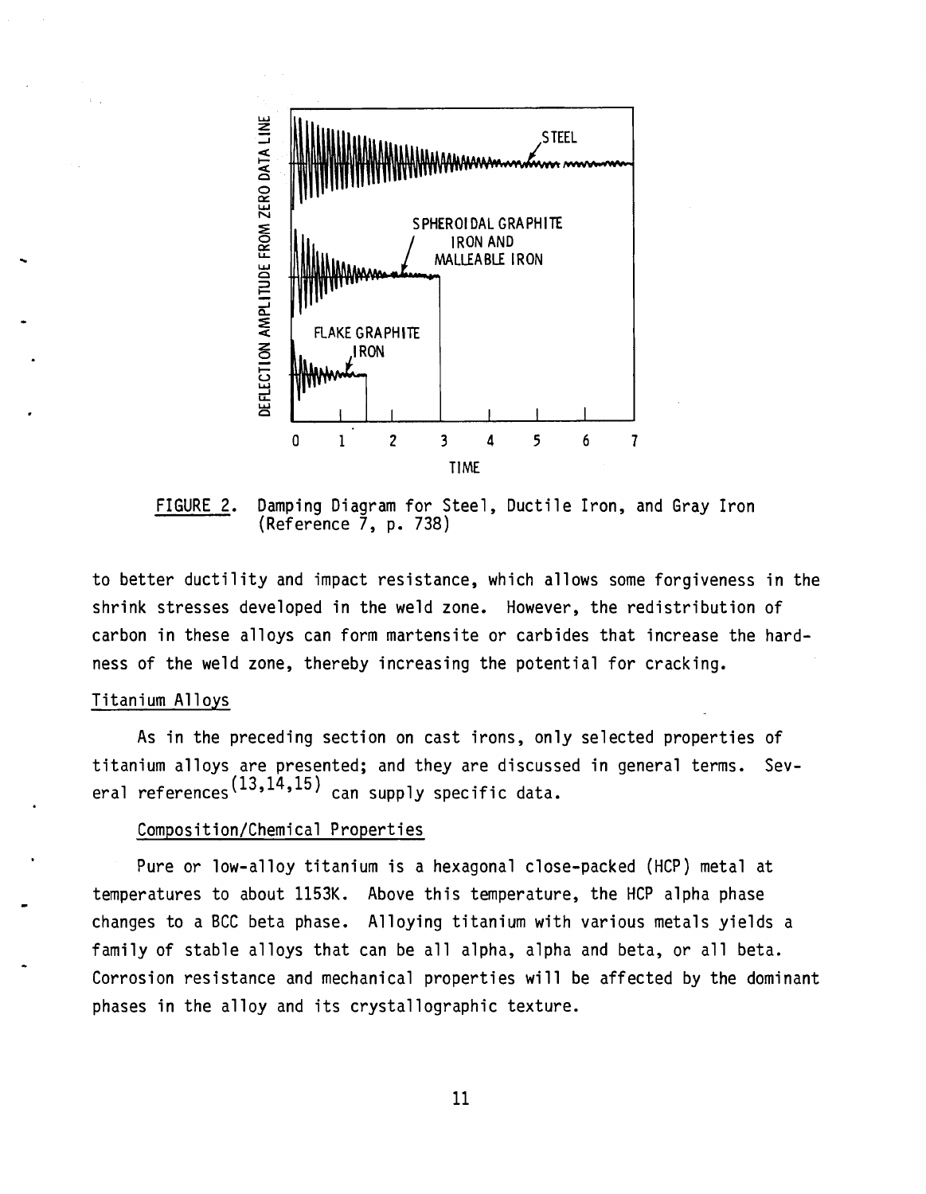FIGURE 2. Damping Diagram for Steel, Ductile Iron, and Gray Iron (Reference 7, p. 738)

to better ductility and impact resistance, which allows some forgiveness in the shrink stresses developed in the weld zone. However, the redistribution of carbon in these alloys can form martensite or carbides that increase the hardness of the weld zone, thereby increasing the potential for cracking.

## Titanium Alloys

As in the preceding section on cast irons, only selected properties of titanium alloys are presented; and they are discussed in general terms. Several references[13,14,15] can supply specific data.

### Composition/Chemical Properties

Pure or low-alloy titanium is a hexagonal close-packed (HCP) metal at temperatures to about 1153K. Above this temperature, the HCP alpha phase changes to a BCC beta phase. Alloying titanium with various metals yields a family of stable alloys that can be all alpha, alpha and beta, or all beta. Corrosion resistance and mechanical properties will be affected by the dominant phases in the alloy and its crystallographic texture.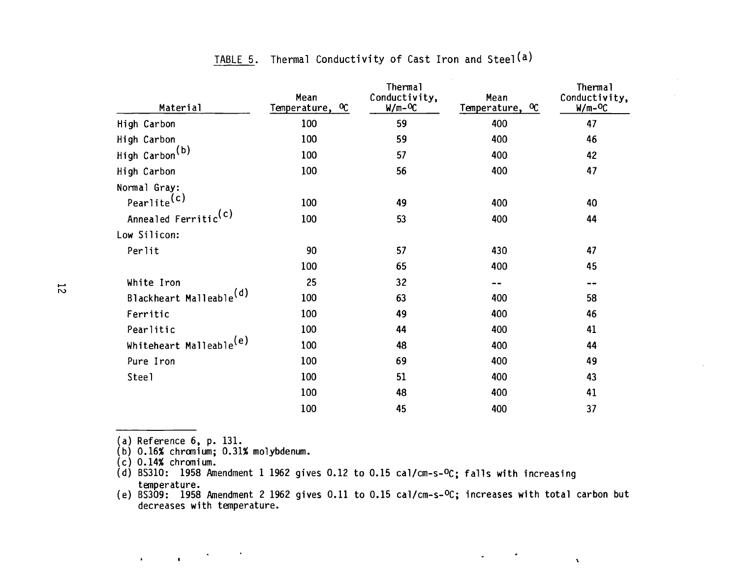TABLE 5. Thermal Conductivity of Cast Iron and Steel[(a)]

| Material | Mean Temperature, °C | Thermal Conductivity, W/m-°C | Mean Temperature, °C | Thermal Conductivity, W/m-°C |
|---|---|---|---|---|
| High Carbon | 100 | 59 | 400 | 47 |
| High Carbon | 100 | 59 | 400 | 46 |
| High Carbon[(b)] | 100 | 57 | 400 | 42 |
| High Carbon | 100 | 56 | 400 | 47 |
| Normal Gray: | | | | |
| Pearlite[(c)] | 100 | 49 | 400 | 40 |
| Annealed Ferritic[(c)] | 100 | 53 | 400 | 44 |
| Low Silicon: | | | | |
| Perlit | 90 | 57 | 430 | 47 |
| | 100 | 65 | 400 | 45 |
| White Iron | 25 | 32 | -- | -- |
| Blackheart Malleable[(d)] | 100 | 63 | 400 | 58 |
| Ferritic | 100 | 49 | 400 | 46 |
| Pearlitic | 100 | 44 | 400 | 41 |
| Whiteheart Malleable[(e)] | 100 | 48 | 400 | 44 |
| Pure Iron | 100 | 69 | 400 | 49 |
| Steel | 100 | 51 | 400 | 43 |
| | 100 | 48 | 400 | 41 |
| | 100 | 45 | 400 | 37 |

(a) Reference 6, p. 131.
(b) 0.16% chromium; 0.31% molybdenum.
(c) 0.14% chromium.
(d) BS310: 1958 Amendment 1 1962 gives 0.12 to 0.15 cal/cm-s-°C; falls with increasing temperature.
(e) BS309: 1958 Amendment 2 1962 gives 0.11 to 0.15 cal/cm-s-°C; increases with total carbon but decreases with temperature.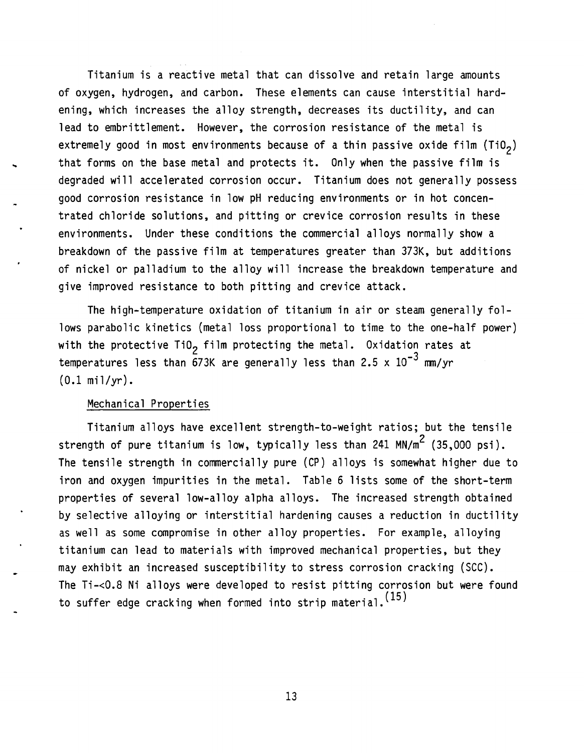Titanium is a reactive metal that can dissolve and retain large amounts of oxygen, hydrogen, and carbon. These elements can cause interstitial hardening, which increases the alloy strength, decreases its ductility, and can lead to embrittlement. However, the corrosion resistance of the metal is extremely good in most environments because of a thin passive oxide film ($TiO_2$) that forms on the base metal and protects it. Only when the passive film is degraded will accelerated corrosion occur. Titanium does not generally possess good corrosion resistance in low pH reducing environments or in hot concentrated chloride solutions, and pitting or crevice corrosion results in these environments. Under these conditions the commercial alloys normally show a breakdown of the passive film at temperatures greater than 373K, but additions of nickel or palladium to the alloy will increase the breakdown temperature and give improved resistance to both pitting and crevice attack.

The high-temperature oxidation of titanium in air or steam generally follows parabolic kinetics (metal loss proportional to time to the one-half power) with the protective $TiO_2$ film protecting the metal. Oxidation rates at temperatures less than 673K are generally less than $2.5 \times 10^{-3}$ mm/yr (0.1 mil/yr).

## Mechanical Properties

Titanium alloys have excellent strength-to-weight ratios; but the tensile strength of pure titanium is low, typically less than 241 $MN/m^2$ (35,000 psi). The tensile strength in commercially pure (CP) alloys is somewhat higher due to iron and oxygen impurities in the metal. Table 6 lists some of the short-term properties of several low-alloy alpha alloys. The increased strength obtained by selective alloying or interstitial hardening causes a reduction in ductility as well as some compromise in other alloy properties. For example, alloying titanium can lead to materials with improved mechanical properties, but they may exhibit an increased susceptibility to stress corrosion cracking (SCC). The Ti-<0.8 Ni alloys were developed to resist pitting corrosion but were found to suffer edge cracking when formed into strip material.[15]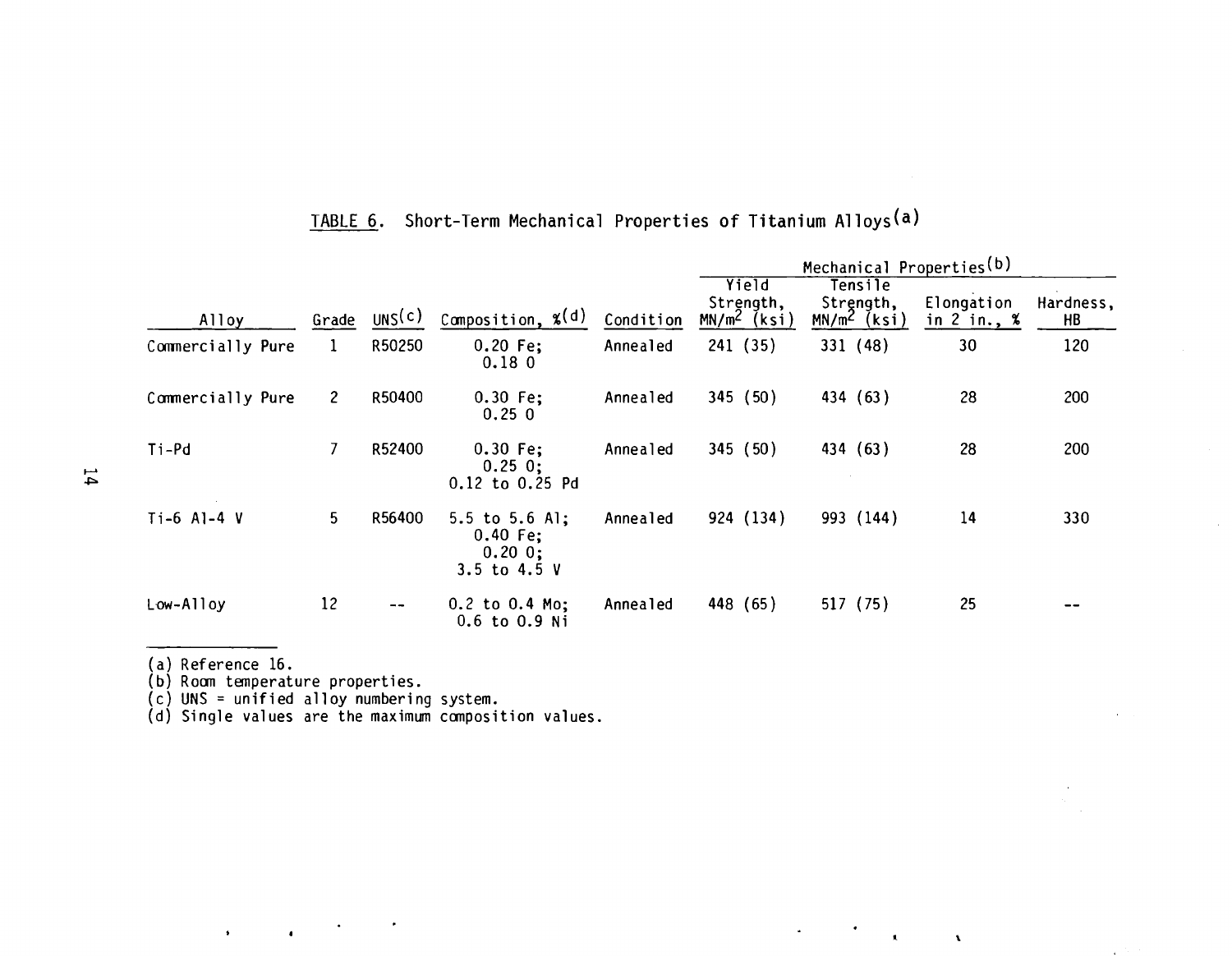TABLE 6. Short-Term Mechanical Properties of Titanium Alloys[a]

| Alloy | Grade | UNS[c] | Composition, %[d] | Condition | Mechanical Properties[b] Yield Strength, $MN/m^2$ (ksi) | Tensile Strength, $MN/m^2$ (ksi) | Elongation in 2 in., % | Hardness, HB |
|---|---|---|---|---|---|---|---|---|
| Commercially Pure | 1 | R50250 | 0.20 Fe; 0.18 O | Annealed | 241 (35) | 331 (48) | 30 | 120 |
| Commercially Pure | 2 | R50400 | 0.30 Fe; 0.25 O | Annealed | 345 (50) | 434 (63) | 28 | 200 |
| Ti-Pd | 7 | R52400 | 0.30 Fe; 0.25 O; 0.12 to 0.25 Pd | Annealed | 345 (50) | 434 (63) | 28 | 200 |
| Ti-6 Al-4 V | 5 | R56400 | 5.5 to 5.6 Al; 0.40 Fe; 0.20 O; 3.5 to 4.5 V | Annealed | 924 (134) | 993 (144) | 14 | 330 |
| Low-Alloy | 12 | -- | 0.2 to 0.4 Mo; 0.6 to 0.9 Ni | Annealed | 448 (65) | 517 (75) | 25 | -- |

(a) Reference 16.
(b) Room temperature properties.
(c) UNS = unified alloy numbering system.
(d) Single values are the maximum composition values.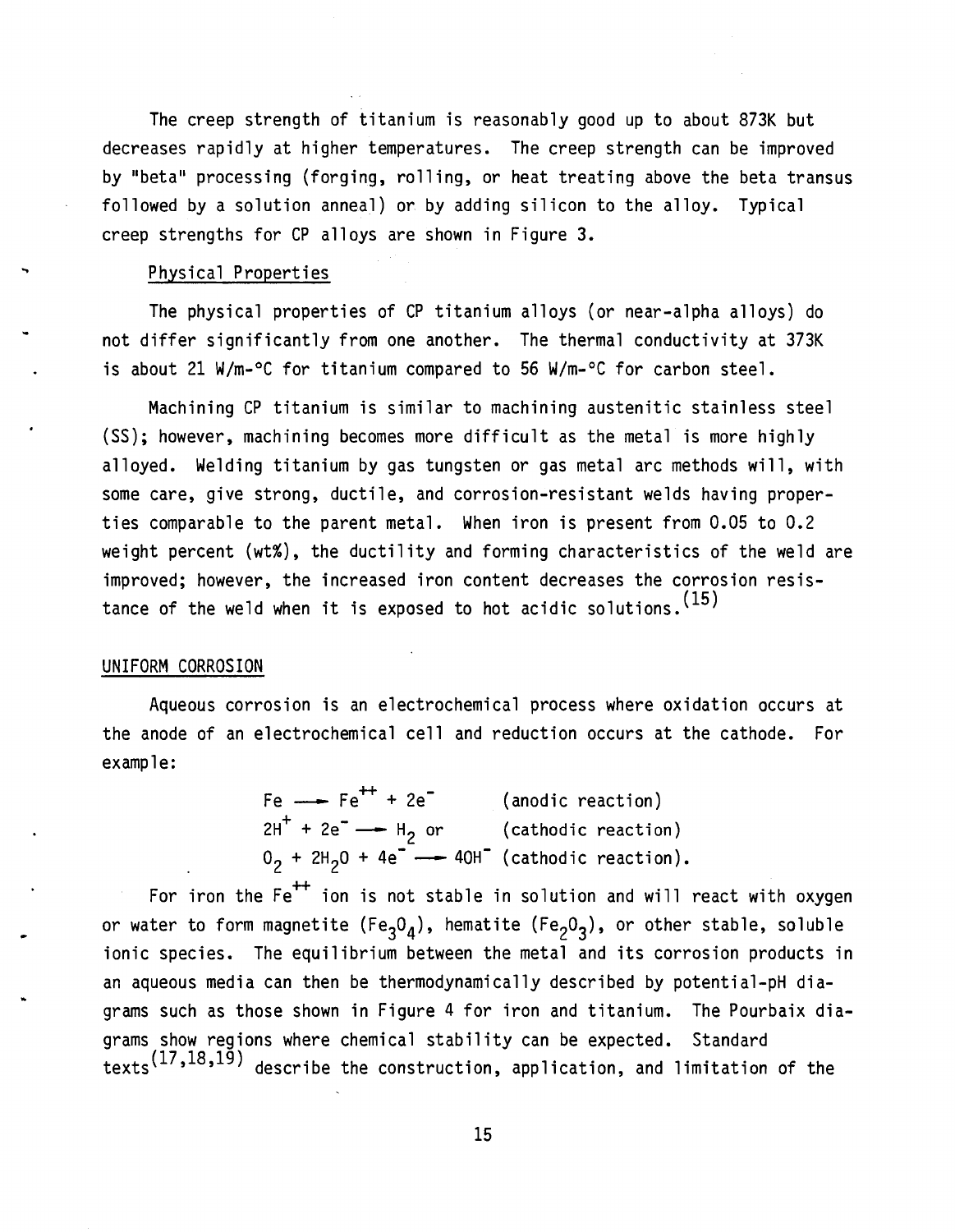The creep strength of titanium is reasonably good up to about 873K but decreases rapidly at higher temperatures. The creep strength can be improved by "beta" processing (forging, rolling, or heat treating above the beta transus followed by a solution anneal) or by adding silicon to the alloy. Typical creep strengths for CP alloys are shown in Figure 3.

### Physical Properties

The physical properties of CP titanium alloys (or near-alpha alloys) do not differ significantly from one another. The thermal conductivity at 373K is about 21 W/m-°C for titanium compared to 56 W/m-°C for carbon steel.

Machining CP titanium is similar to machining austenitic stainless steel (SS); however, machining becomes more difficult as the metal is more highly alloyed. Welding titanium by gas tungsten or gas metal arc methods will, with some care, give strong, ductile, and corrosion-resistant welds having properties comparable to the parent metal. When iron is present from 0.05 to 0.2 weight percent (wt%), the ductility and forming characteristics of the weld are improved; however, the increased iron content decreases the corrosion resistance of the weld when it is exposed to hot acidic solutions.[15]

## UNIFORM CORROSION

Aqueous corrosion is an electrochemical process where oxidation occurs at the anode of an electrochemical cell and reduction occurs at the cathode. For example:

$$Fe \longrightarrow Fe^{++} + 2e^- \quad \text{(anodic reaction)}$$

$$2H^+ + 2e^- \longrightarrow H_2 \text{ or} \quad \text{(cathodic reaction)}$$

$$O_2 + 2H_2O + 4e^- \longrightarrow 4OH^- \quad \text{(cathodic reaction).}$$

For iron the $Fe^{++}$ ion is not stable in solution and will react with oxygen or water to form magnetite ($Fe_3O_4$), hematite ($Fe_2O_3$), or other stable, soluble ionic species. The equilibrium between the metal and its corrosion products in an aqueous media can then be thermodynamically described by potential-pH diagrams such as those shown in Figure 4 for iron and titanium. The Pourbaix diagrams show regions where chemical stability can be expected. Standard texts[17,18,19] describe the construction, application, and limitation of the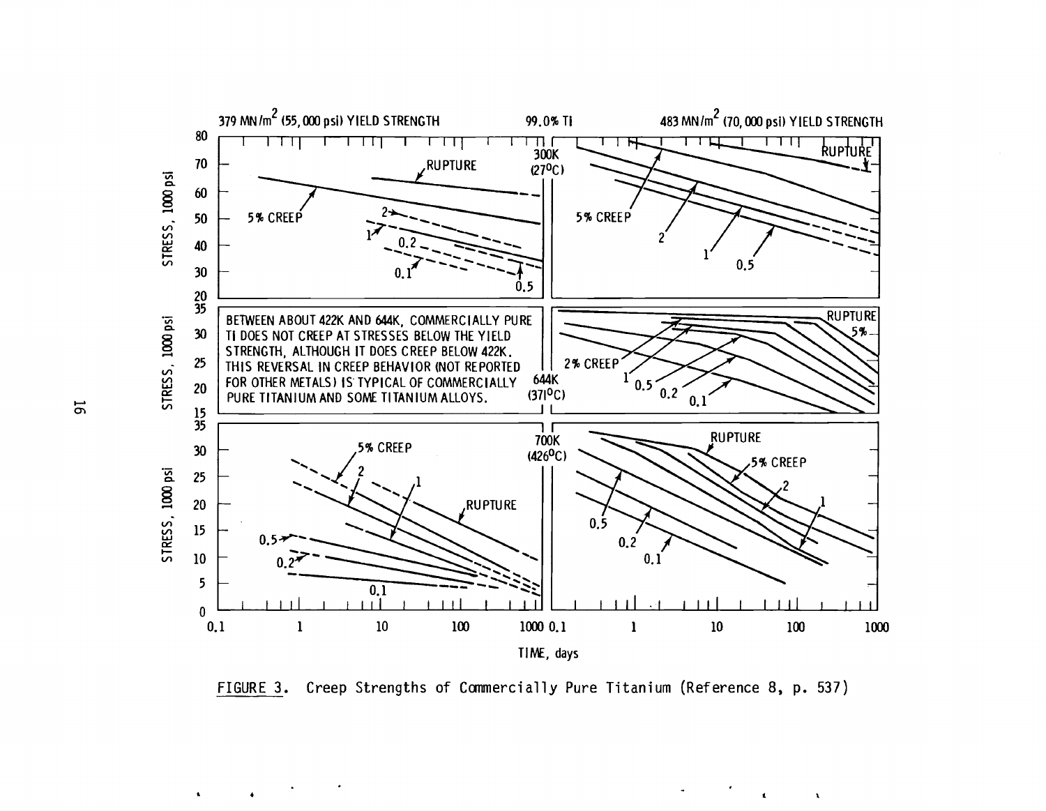FIGURE 3. Creep Strengths of Commercially Pure Titanium (Reference 8, p. 537)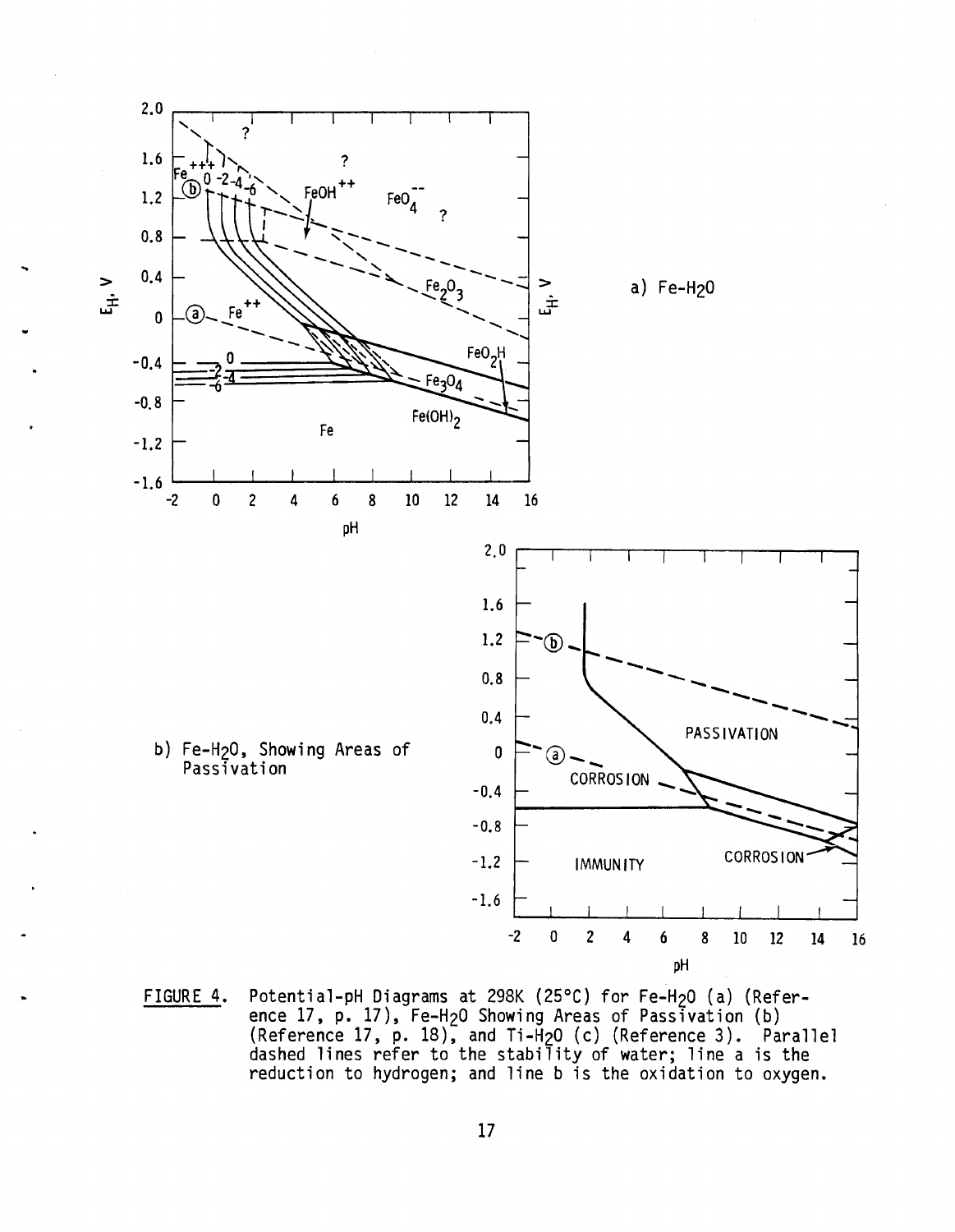a) Fe-$H_2O$

b) Fe-$H_2O$, Showing Areas of Passivation

FIGURE 4. Potential-pH Diagrams at 298K (25°C) for Fe-$H_2O$ (a) (Reference 17, p. 17), Fe-$H_2O$ Showing Areas of Passivation (b) (Reference 17, p. 18), and Ti-$H_2O$ (c) (Reference 3). Parallel dashed lines refer to the stability of water; line a is the reduction to hydrogen; and line b is the oxidation to oxygen.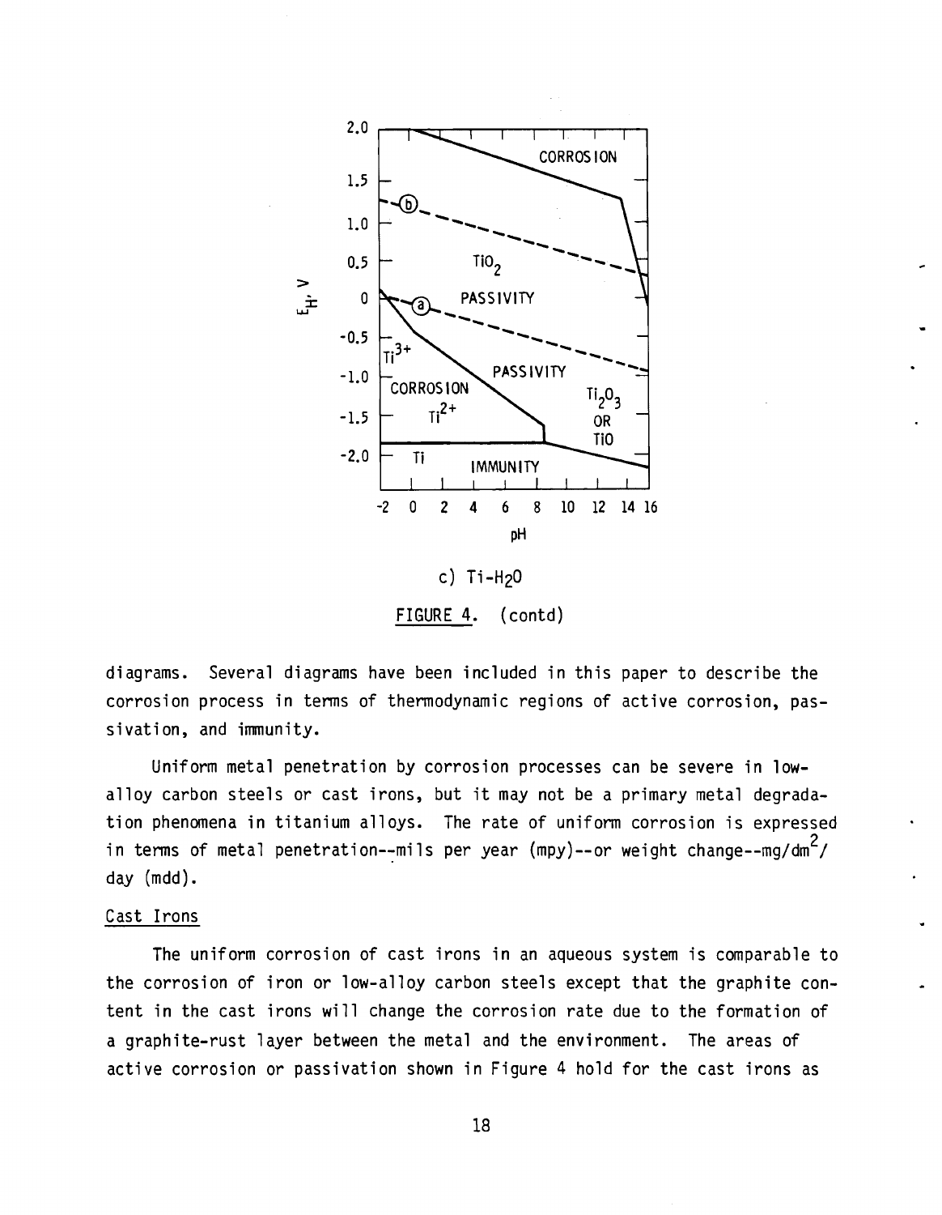c) $Ti-H_2O$

FIGURE 4. (contd)

diagrams. Several diagrams have been included in this paper to describe the corrosion process in terms of thermodynamic regions of active corrosion, passivation, and immunity.

Uniform metal penetration by corrosion processes can be severe in low-alloy carbon steels or cast irons, but it may not be a primary metal degradation phenomena in titanium alloys. The rate of uniform corrosion is expressed in terms of metal penetration--mils per year (mpy)--or weight change--$mg/dm^2$/day (mdd).

## Cast Irons

The uniform corrosion of cast irons in an aqueous system is comparable to the corrosion of iron or low-alloy carbon steels except that the graphite content in the cast irons will change the corrosion rate due to the formation of a graphite-rust layer between the metal and the environment. The areas of active corrosion or passivation shown in Figure 4 hold for the cast irons as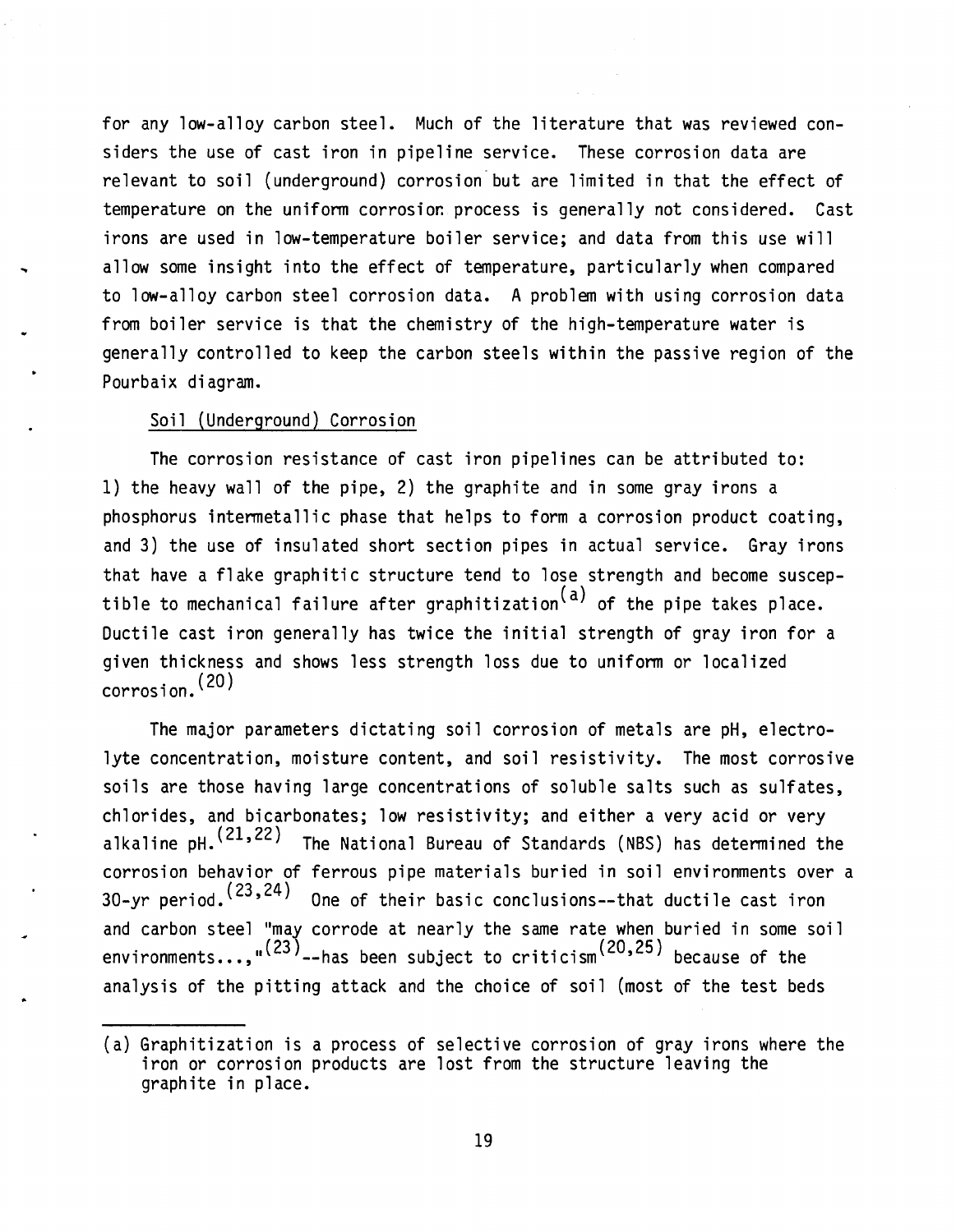for any low-alloy carbon steel. Much of the literature that was reviewed considers the use of cast iron in pipeline service. These corrosion data are relevant to soil (underground) corrosion but are limited in that the effect of temperature on the uniform corrosion process is generally not considered. Cast irons are used in low-temperature boiler service; and data from this use will allow some insight into the effect of temperature, particularly when compared to low-alloy carbon steel corrosion data. A problem with using corrosion data from boiler service is that the chemistry of the high-temperature water is generally controlled to keep the carbon steels within the passive region of the Pourbaix diagram.

### Soil (Underground) Corrosion

The corrosion resistance of cast iron pipelines can be attributed to: 1) the heavy wall of the pipe, 2) the graphite and in some gray irons a phosphorus intermetallic phase that helps to form a corrosion product coating, and 3) the use of insulated short section pipes in actual service. Gray irons that have a flake graphitic structure tend to lose strength and become susceptible to mechanical failure after graphitization[a] of the pipe takes place. Ductile cast iron generally has twice the initial strength of gray iron for a given thickness and shows less strength loss due to uniform or localized corrosion.[20]

The major parameters dictating soil corrosion of metals are pH, electrolyte concentration, moisture content, and soil resistivity. The most corrosive soils are those having large concentrations of soluble salts such as sulfates, chlorides, and bicarbonates; low resistivity; and either a very acid or very alkaline pH.[21,22] The National Bureau of Standards (NBS) has determined the corrosion behavior of ferrous pipe materials buried in soil environments over a 30-yr period.[23,24] One of their basic conclusions--that ductile cast iron and carbon steel "may corrode at nearly the same rate when buried in some soil environments...,"[23]--has been subject to criticism[20,25] because of the analysis of the pitting attack and the choice of soil (most of the test beds

---

(a) Graphitization is a process of selective corrosion of gray irons where the iron or corrosion products are lost from the structure leaving the graphite in place.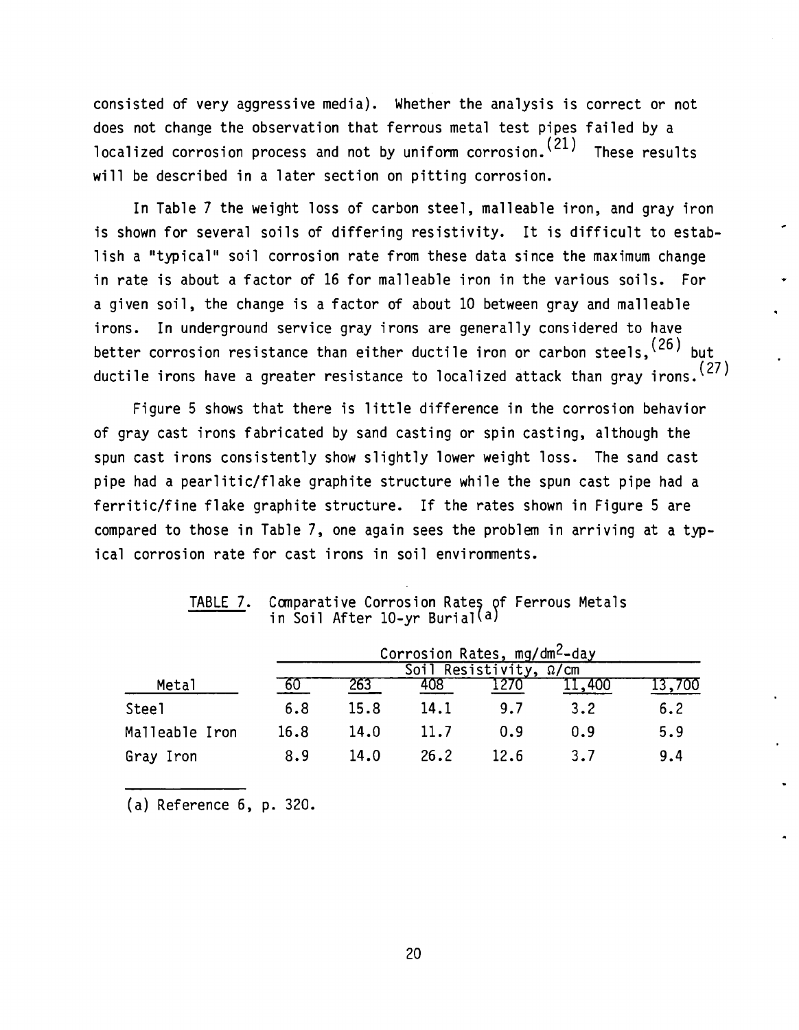consisted of very aggressive media). Whether the analysis is correct or not does not change the observation that ferrous metal test pipes failed by a localized corrosion process and not by uniform corrosion.[21] These results will be described in a later section on pitting corrosion.

In Table 7 the weight loss of carbon steel, malleable iron, and gray iron is shown for several soils of differing resistivity. It is difficult to establish a "typical" soil corrosion rate from these data since the maximum change in rate is about a factor of 16 for malleable iron in the various soils. For a given soil, the change is a factor of about 10 between gray and malleable irons. In underground service gray irons are generally considered to have better corrosion resistance than either ductile iron or carbon steels,[26] but ductile irons have a greater resistance to localized attack than gray irons.[27]

Figure 5 shows that there is little difference in the corrosion behavior of gray cast irons fabricated by sand casting or spin casting, although the spun cast irons consistently show slightly lower weight loss. The sand cast pipe had a pearlitic/flake graphite structure while the spun cast pipe had a ferritic/fine flake graphite structure. If the rates shown in Figure 5 are compared to those in Table 7, one again sees the problem in arriving at a typical corrosion rate for cast irons in soil environments.

TABLE 7. Comparative Corrosion Rates of Ferrous Metals in Soil After 10-yr Burial[a]

| | Corrosion Rates, mg/dm$^2$-day | | | | | |
|---|---|---|---|---|---|---|
| | Soil Resistivity, Ω/cm | | | | | |
| Metal | 60 | 263 | 408 | 1270 | 11,400 | 13,700 |
| Steel | 6.8 | 15.8 | 14.1 | 9.7 | 3.2 | 6.2 |
| Malleable Iron | 16.8 | 14.0 | 11.7 | 0.9 | 0.9 | 5.9 |
| Gray Iron | 8.9 | 14.0 | 26.2 | 12.6 | 3.7 | 9.4 |

(a) Reference 6, p. 320.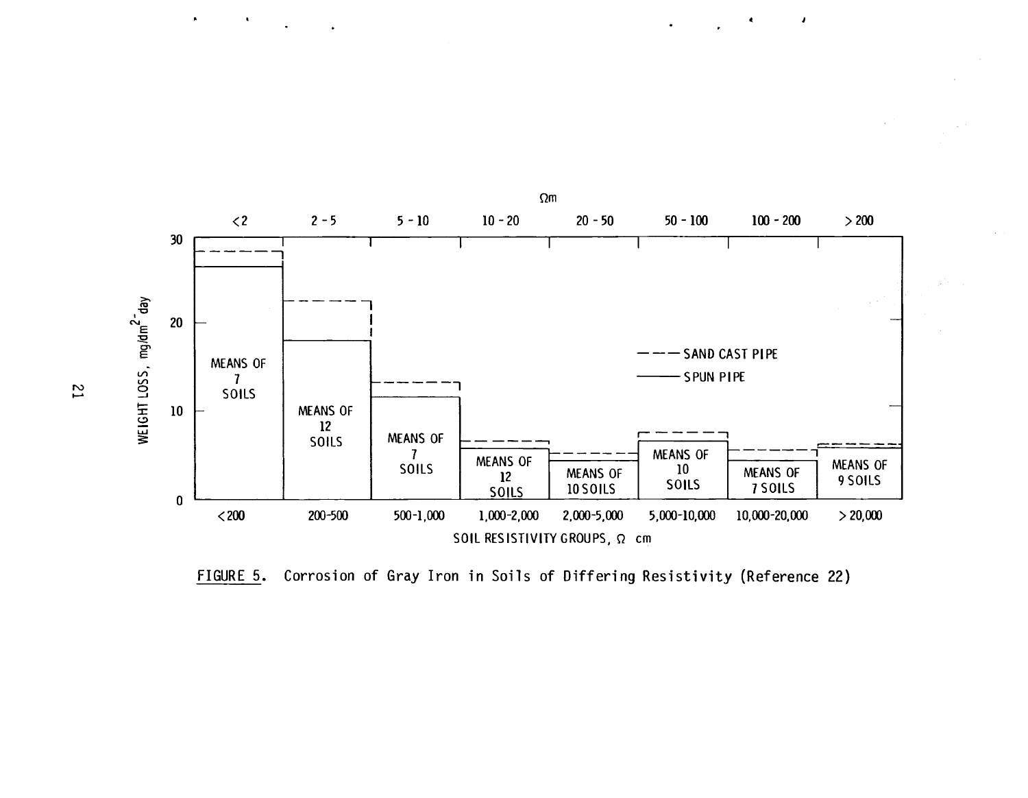FIGURE 5. Corrosion of Gray Iron in Soils of Differing Resistivity (Reference 22)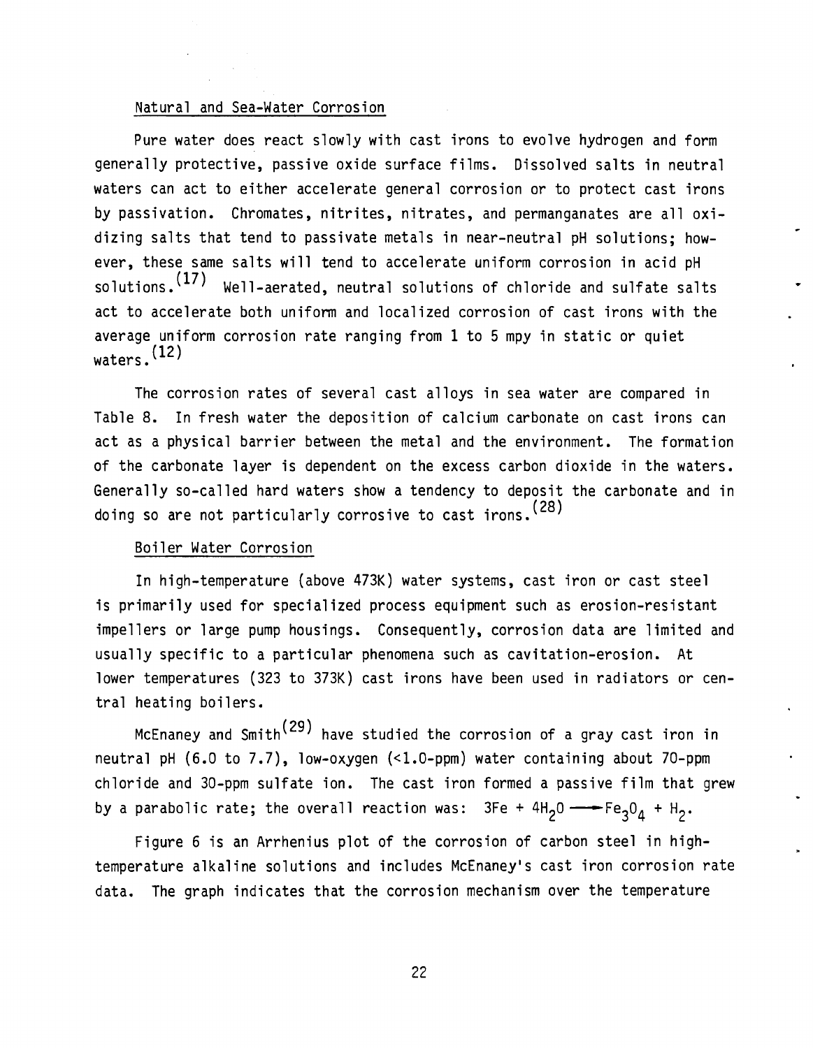### Natural and Sea-Water Corrosion

Pure water does react slowly with cast irons to evolve hydrogen and form generally protective, passive oxide surface films. Dissolved salts in neutral waters can act to either accelerate general corrosion or to protect cast irons by passivation. Chromates, nitrites, nitrates, and permanganates are all oxidizing salts that tend to passivate metals in near-neutral pH solutions; however, these same salts will tend to accelerate uniform corrosion in acid pH solutions.[17] Well-aerated, neutral solutions of chloride and sulfate salts act to accelerate both uniform and localized corrosion of cast irons with the average uniform corrosion rate ranging from 1 to 5 mpy in static or quiet waters.[12]

The corrosion rates of several cast alloys in sea water are compared in Table 8. In fresh water the deposition of calcium carbonate on cast irons can act as a physical barrier between the metal and the environment. The formation of the carbonate layer is dependent on the excess carbon dioxide in the waters. Generally so-called hard waters show a tendency to deposit the carbonate and in doing so are not particularly corrosive to cast irons.[28]

### Boiler Water Corrosion

In high-temperature (above 473K) water systems, cast iron or cast steel is primarily used for specialized process equipment such as erosion-resistant impellers or large pump housings. Consequently, corrosion data are limited and usually specific to a particular phenomena such as cavitation-erosion. At lower temperatures (323 to 373K) cast irons have been used in radiators or central heating boilers.

McEnaney and Smith[29] have studied the corrosion of a gray cast iron in neutral pH (6.0 to 7.7), low-oxygen (<1.0-ppm) water containing about 70-ppm chloride and 30-ppm sulfate ion. The cast iron formed a passive film that grew by a parabolic rate; the overall reaction was: $3Fe + 4H_2O \longrightarrow Fe_3O_4 + H_2$.

Figure 6 is an Arrhenius plot of the corrosion of carbon steel in high-temperature alkaline solutions and includes McEnaney's cast iron corrosion rate data. The graph indicates that the corrosion mechanism over the temperature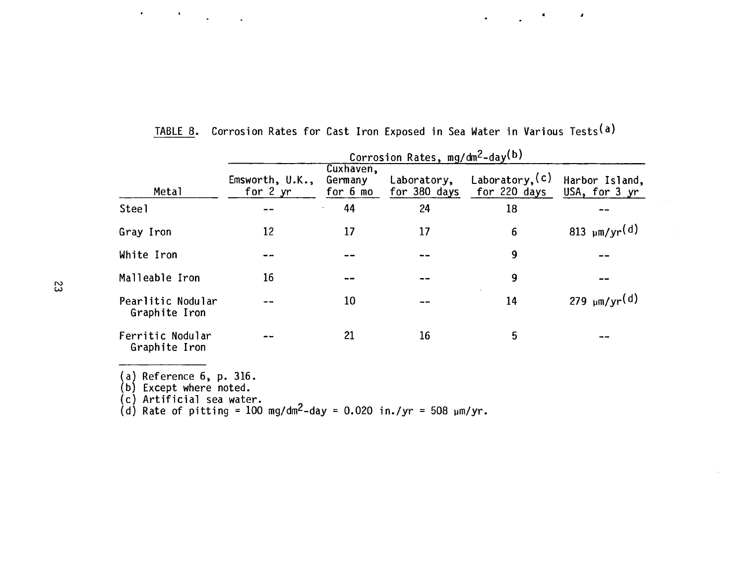TABLE 8. Corrosion Rates for Cast Iron Exposed in Sea Water in Various Tests[a]

| Metal | Corrosion Rates, $mg/dm^2$-day[b] | | | | |
|---|---|---|---|---|---|
| | Emsworth, U.K., for 2 yr | Cuxhaven, Germany for 6 mo | Laboratory, for 380 days | Laboratory,[c] for 220 days | Harbor Island, USA, for 3 yr |
| Steel | -- | 44 | 24 | 18 | -- |
| Gray Iron | 12 | 17 | 17 | 6 | 813 μm/yr[d] |
| White Iron | -- | -- | -- | 9 | -- |
| Malleable Iron | 16 | -- | -- | 9 | -- |
| Pearlitic Nodular Graphite Iron | -- | 10 | -- | 14 | 279 μm/yr[d] |
| Ferritic Nodular Graphite Iron | -- | 21 | 16 | 5 | -- |

(a) Reference 6, p. 316.
(b) Except where noted.
(c) Artificial sea water.
(d) Rate of pitting = 100 $mg/dm^2$-day = 0.020 in./yr = 508 μm/yr.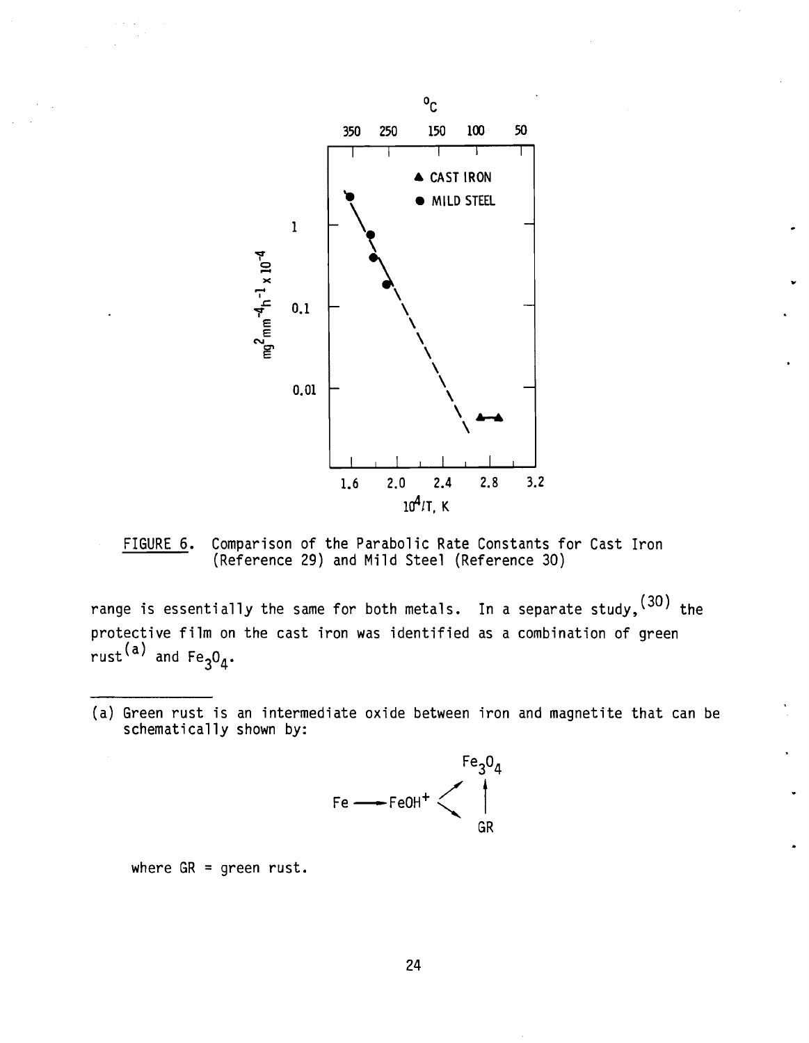FIGURE 6. Comparison of the Parabolic Rate Constants for Cast Iron (Reference 29) and Mild Steel (Reference 30)

range is essentially the same for both metals. In a separate study,[30] the protective film on the cast iron was identified as a combination of green rust[a] and $Fe_3O_4$.

---

(a) Green rust is an intermediate oxide between iron and magnetite that can be schematically shown by:

$$Fe \longrightarrow FeOH^+ \begin{array}{l} \nearrow Fe_3O_4 \\ \searrow GR \end{array} \qquad GR \rightarrow Fe_3O_4$$

where GR = green rust.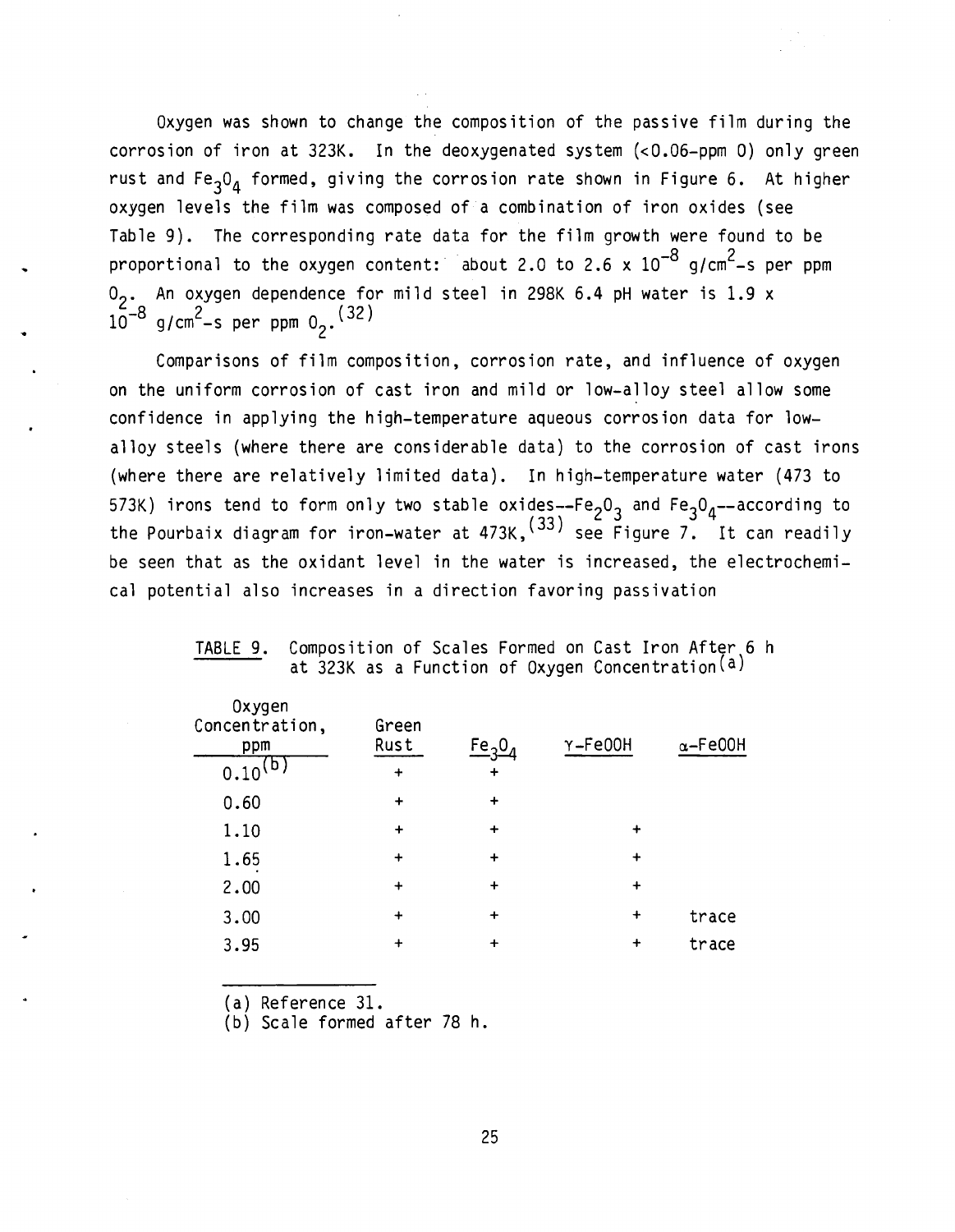Oxygen was shown to change the composition of the passive film during the corrosion of iron at 323K. In the deoxygenated system (<0.06-ppm O) only green rust and $Fe_3O_4$ formed, giving the corrosion rate shown in Figure 6. At higher oxygen levels the film was composed of a combination of iron oxides (see Table 9). The corresponding rate data for the film growth were found to be proportional to the oxygen content: about 2.0 to 2.6 x $10^{-8}$ g/cm$^2$-s per ppm $O_2$. An oxygen dependence for mild steel in 298K 6.4 pH water is 1.9 x $10^{-8}$ g/cm$^2$-s per ppm $O_2$.[32]

Comparisons of film composition, corrosion rate, and influence of oxygen on the uniform corrosion of cast iron and mild or low-alloy steel allow some confidence in applying the high-temperature aqueous corrosion data for low-alloy steels (where there are considerable data) to the corrosion of cast irons (where there are relatively limited data). In high-temperature water (473 to 573K) irons tend to form only two stable oxides--$Fe_2O_3$ and $Fe_3O_4$--according to the Pourbaix diagram for iron-water at 473K,[33] see Figure 7. It can readily be seen that as the oxidant level in the water is increased, the electrochemical potential also increases in a direction favoring passivation

TABLE 9. Composition of Scales Formed on Cast Iron After 6 h at 323K as a Function of Oxygen Concentration[a]

| Oxygen Concentration, ppm | Green Rust | $Fe_3O_4$ | $\gamma$-FeOOH | $\alpha$-FeOOH |
|---|---|---|---|---|
| 0.10[b] | + | + | | |
| 0.60 | + | + | | |
| 1.10 | + | + | + | |
| 1.65 | + | + | + | |
| 2.00 | + | + | + | |
| 3.00 | + | + | + | trace |
| 3.95 | + | + | + | trace |

(a) Reference 31.
(b) Scale formed after 78 h.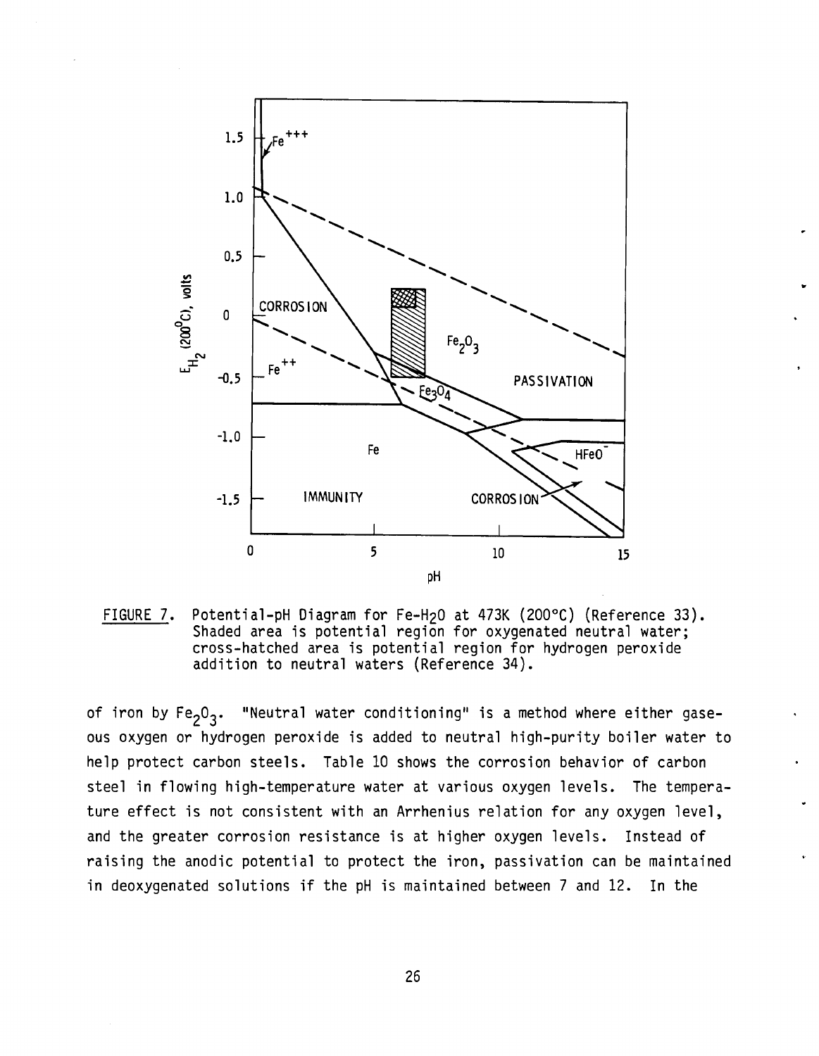FIGURE 7. Potential-pH Diagram for Fe-$H_2O$ at 473K (200°C) (Reference 33). Shaded area is potential region for oxygenated neutral water; cross-hatched area is potential region for hydrogen peroxide addition to neutral waters (Reference 34).

of iron by $Fe_2O_3$. "Neutral water conditioning" is a method where either gaseous oxygen or hydrogen peroxide is added to neutral high-purity boiler water to help protect carbon steels. Table 10 shows the corrosion behavior of carbon steel in flowing high-temperature water at various oxygen levels. The temperature effect is not consistent with an Arrhenius relation for any oxygen level, and the greater corrosion resistance is at higher oxygen levels. Instead of raising the anodic potential to protect the iron, passivation can be maintained in deoxygenated solutions if the pH is maintained between 7 and 12. In the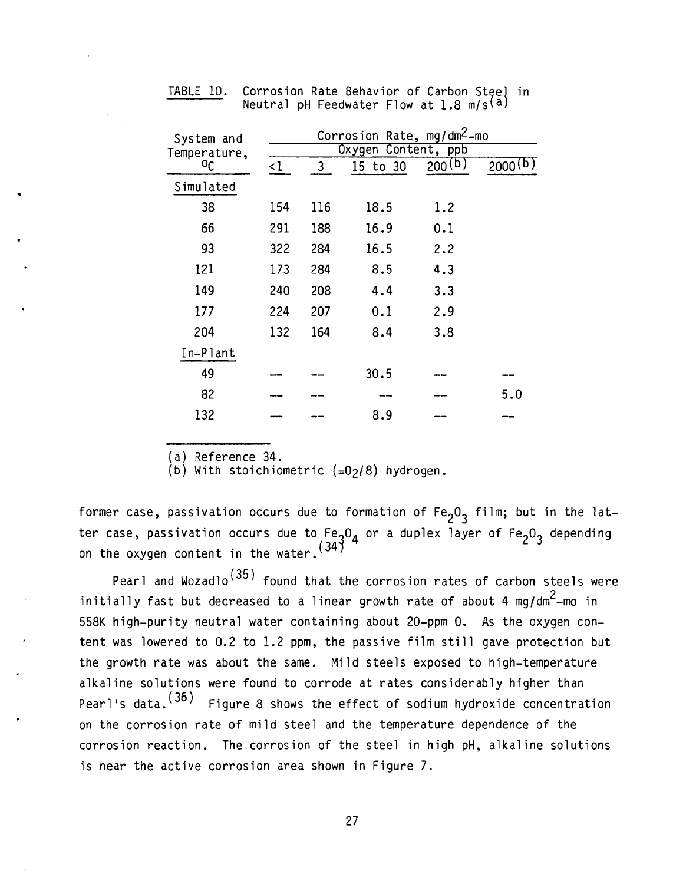TABLE 10. Corrosion Rate Behavior of Carbon Steel in Neutral pH Feedwater Flow at 1.8 m/s[a]

| System and Temperature, °C | Corrosion Rate, $mg/dm^2$-mo | | | | |
|---|---|---|---|---|---|
| | Oxygen Content, ppb | | | | |
| | <1 | 3 | 15 to 30 | 200[b] | 2000[b] |
| Simulated | | | | | |
| 38 | 154 | 116 | 18.5 | 1.2 | |
| 66 | 291 | 188 | 16.9 | 0.1 | |
| 93 | 322 | 284 | 16.5 | 2.2 | |
| 121 | 173 | 284 | 8.5 | 4.3 | |
| 149 | 240 | 208 | 4.4 | 3.3 | |
| 177 | 224 | 207 | 0.1 | 2.9 | |
| 204 | 132 | 164 | 8.4 | 3.8 | |
| In-Plant | | | | | |
| 49 | --- | --- | 30.5 | --- | --- |
| 82 | --- | --- | --- | --- | 5.0 |
| 132 | --- | --- | 8.9 | --- | --- |

(a) Reference 34.
(b) With stoichiometric ($=O_2/8$) hydrogen.

former case, passivation occurs due to formation of $Fe_2O_3$ film; but in the latter case, passivation occurs due to $Fe_3O_4$ or a duplex layer of $Fe_2O_3$ depending on the oxygen content in the water.[34]

Pearl and Wozadlo[35] found that the corrosion rates of carbon steels were initially fast but decreased to a linear growth rate of about 4 $mg/dm^2$-mo in 558K high-purity neutral water containing about 20-ppm O. As the oxygen content was lowered to 0.2 to 1.2 ppm, the passive film still gave protection but the growth rate was about the same. Mild steels exposed to high-temperature alkaline solutions were found to corrode at rates considerably higher than Pearl's data.[36] Figure 8 shows the effect of sodium hydroxide concentration on the corrosion rate of mild steel and the temperature dependence of the corrosion reaction. The corrosion of the steel in high pH, alkaline solutions is near the active corrosion area shown in Figure 7.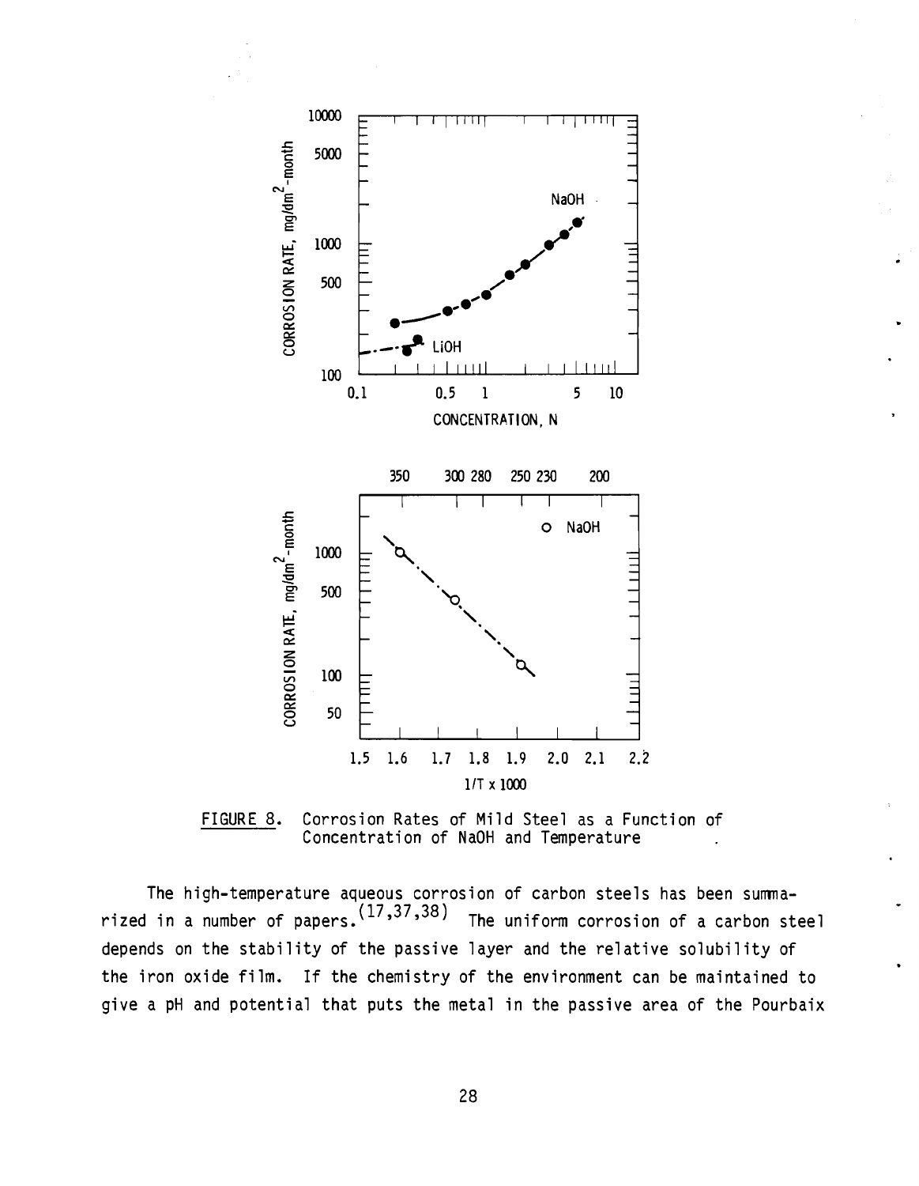FIGURE 8. Corrosion Rates of Mild Steel as a Function of Concentration of NaOH and Temperature

The high-temperature aqueous corrosion of carbon steels has been summarized in a number of papers.[17,37,38] The uniform corrosion of a carbon steel depends on the stability of the passive layer and the relative solubility of the iron oxide film. If the chemistry of the environment can be maintained to give a pH and potential that puts the metal in the passive area of the Pourbaix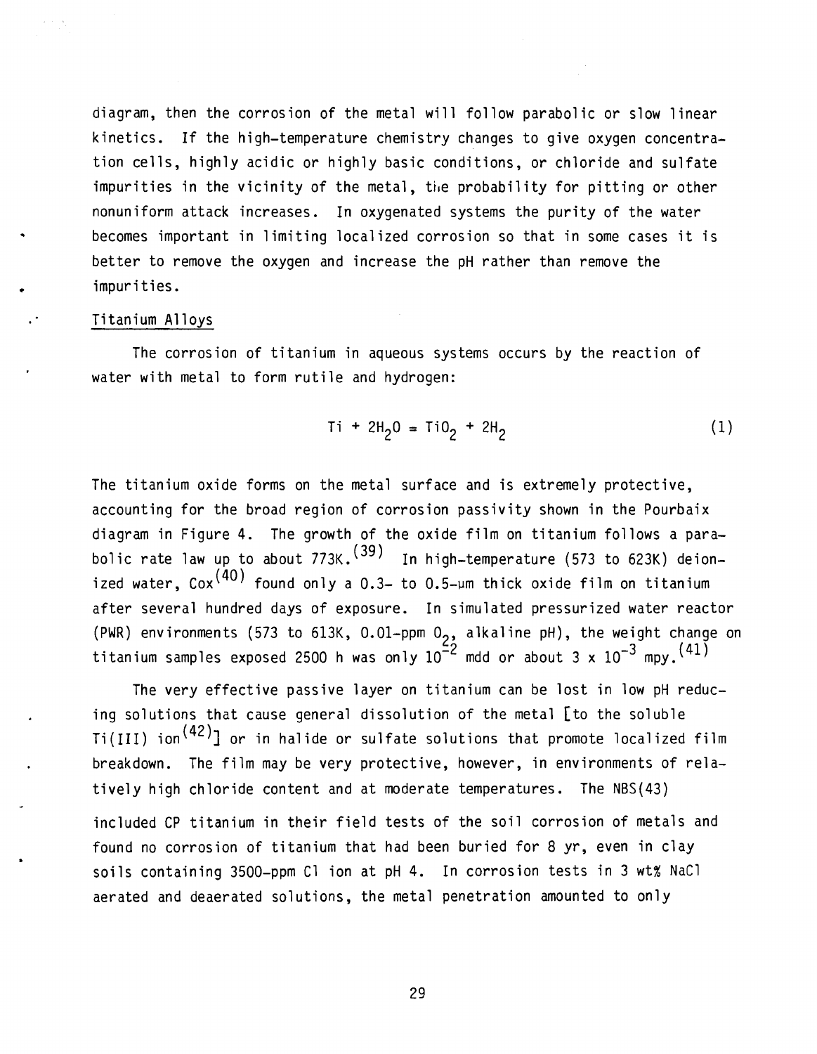diagram, then the corrosion of the metal will follow parabolic or slow linear kinetics. If the high-temperature chemistry changes to give oxygen concentration cells, highly acidic or highly basic conditions, or chloride and sulfate impurities in the vicinity of the metal, the probability for pitting or other nonuniform attack increases. In oxygenated systems the purity of the water becomes important in limiting localized corrosion so that in some cases it is better to remove the oxygen and increase the pH rather than remove the impurities.

## Titanium Alloys

The corrosion of titanium in aqueous systems occurs by the reaction of water with metal to form rutile and hydrogen:

$$Ti + 2H_2O = TiO_2 + 2H_2 \tag{1}$$

The titanium oxide forms on the metal surface and is extremely protective, accounting for the broad region of corrosion passivity shown in the Pourbaix diagram in Figure 4. The growth of the oxide film on titanium follows a parabolic rate law up to about 773K.[39] In high-temperature (573 to 623K) deionized water, Cox[40] found only a 0.3- to 0.5-μm thick oxide film on titanium after several hundred days of exposure. In simulated pressurized water reactor (PWR) environments (573 to 613K, 0.01-ppm $O_2$, alkaline pH), the weight change on titanium samples exposed 2500 h was only $10^{-2}$ mdd or about $3 \times 10^{-3}$ mpy.[41]

The very effective passive layer on titanium can be lost in low pH reducing solutions that cause general dissolution of the metal [to the soluble Ti(III) ion[42]] or in halide or sulfate solutions that promote localized film breakdown. The film may be very protective, however, in environments of relatively high chloride content and at moderate temperatures. The NBS(43) included CP titanium in their field tests of the soil corrosion of metals and found no corrosion of titanium that had been buried for 8 yr, even in clay soils containing 3500-ppm Cl ion at pH 4. In corrosion tests in 3 wt% NaCl aerated and deaerated solutions, the metal penetration amounted to only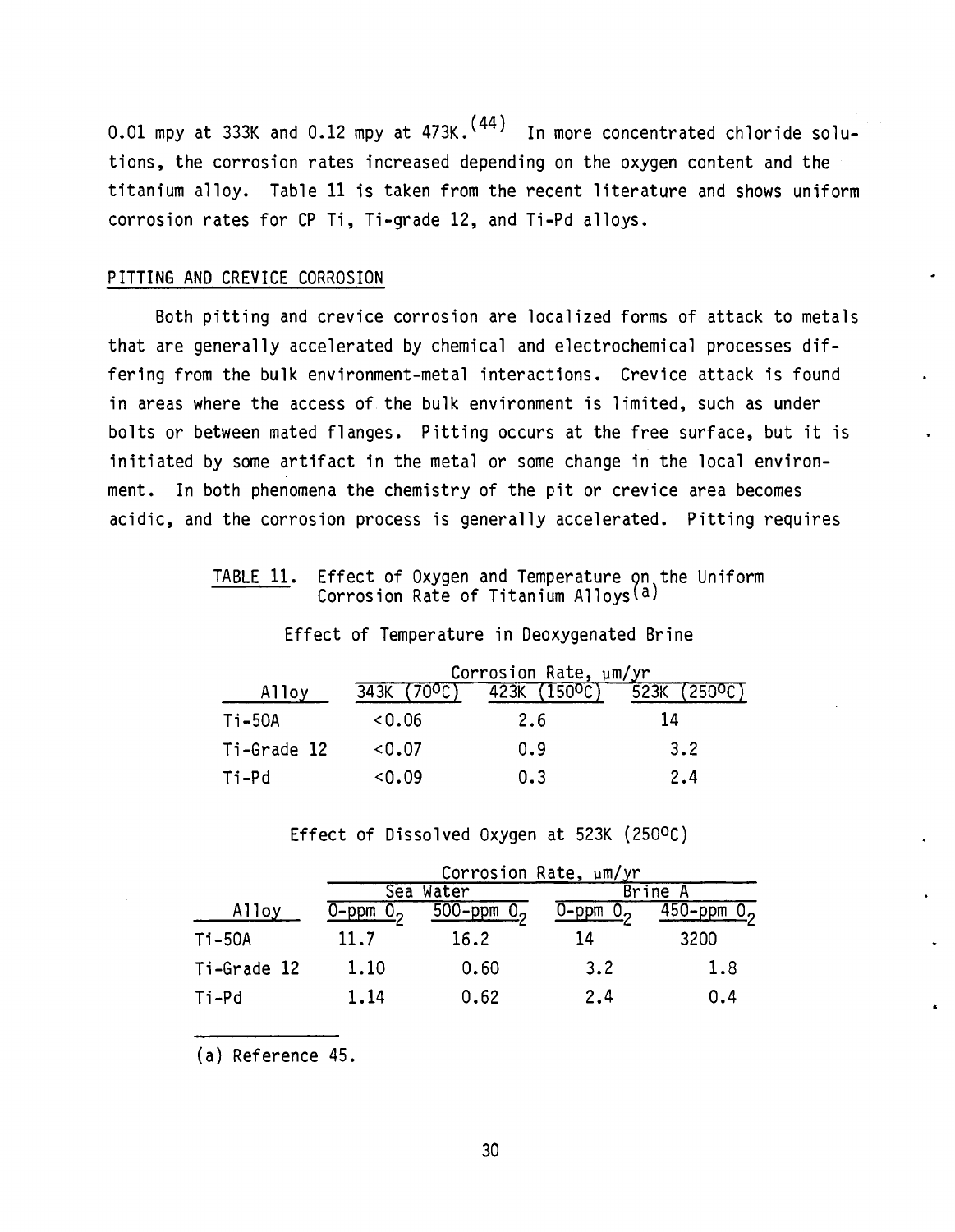0.01 mpy at 333K and 0.12 mpy at 473K.[44] In more concentrated chloride solutions, the corrosion rates increased depending on the oxygen content and the titanium alloy. Table 11 is taken from the recent literature and shows uniform corrosion rates for CP Ti, Ti-grade 12, and Ti-Pd alloys.

## PITTING AND CREVICE CORROSION

Both pitting and crevice corrosion are localized forms of attack to metals that are generally accelerated by chemical and electrochemical processes differing from the bulk environment-metal interactions. Crevice attack is found in areas where the access of the bulk environment is limited, such as under bolts or between mated flanges. Pitting occurs at the free surface, but it is initiated by some artifact in the metal or some change in the local environment. In both phenomena the chemistry of the pit or crevice area becomes acidic, and the corrosion process is generally accelerated. Pitting requires

TABLE 11. Effect of Oxygen and Temperature on the Uniform Corrosion Rate of Titanium Alloys[(a)]

Effect of Temperature in Deoxygenated Brine

| Alloy | Corrosion Rate, μm/yr 343K (70°C) | 423K (150°C) | 523K (250°C) |
|---|---|---|---|
| Ti-50A | <0.06 | 2.6 | 14 |
| Ti-Grade 12 | <0.07 | 0.9 | 3.2 |
| Ti-Pd | <0.09 | 0.3 | 2.4 |

Effect of Dissolved Oxygen at 523K (250°C)

| | Corrosion Rate, μm/yr | | | |
|---|---|---|---|---|
| | Sea Water | | Brine A | |
| Alloy | 0-ppm $O_2$ | 500-ppm $O_2$ | 0-ppm $O_2$ | 450-ppm $O_2$ |
| Ti-50A | 11.7 | 16.2 | 14 | 3200 |
| Ti-Grade 12 | 1.10 | 0.60 | 3.2 | 1.8 |
| Ti-Pd | 1.14 | 0.62 | 2.4 | 0.4 |

(a) Reference 45.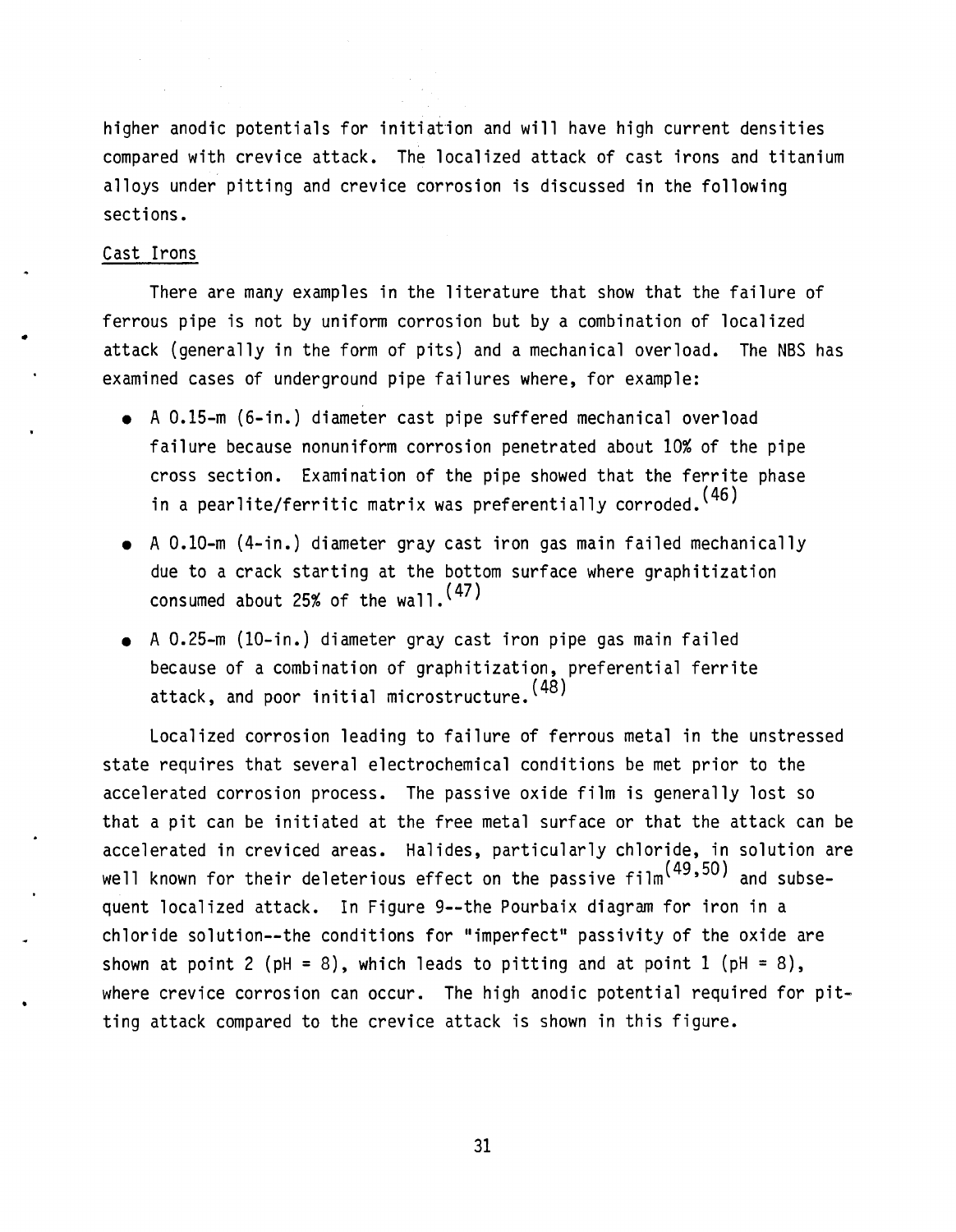higher anodic potentials for initiation and will have high current densities compared with crevice attack. The localized attack of cast irons and titanium alloys under pitting and crevice corrosion is discussed in the following sections.

### Cast Irons

There are many examples in the literature that show that the failure of ferrous pipe is not by uniform corrosion but by a combination of localized attack (generally in the form of pits) and a mechanical overload. The NBS has examined cases of underground pipe failures where, for example:

- A 0.15-m (6-in.) diameter cast pipe suffered mechanical overload failure because nonuniform corrosion penetrated about 10% of the pipe cross section. Examination of the pipe showed that the ferrite phase in a pearlite/ferritic matrix was preferentially corroded.[46]
- A 0.10-m (4-in.) diameter gray cast iron gas main failed mechanically due to a crack starting at the bottom surface where graphitization consumed about 25% of the wall.[47]
- A 0.25-m (10-in.) diameter gray cast iron pipe gas main failed because of a combination of graphitization, preferential ferrite attack, and poor initial microstructure.[48]

Localized corrosion leading to failure of ferrous metal in the unstressed state requires that several electrochemical conditions be met prior to the accelerated corrosion process. The passive oxide film is generally lost so that a pit can be initiated at the free metal surface or that the attack can be accelerated in creviced areas. Halides, particularly chloride, in solution are well known for their deleterious effect on the passive film[49,50] and subsequent localized attack. In Figure 9--the Pourbaix diagram for iron in a chloride solution--the conditions for "imperfect" passivity of the oxide are shown at point 2 (pH = 8), which leads to pitting and at point 1 (pH = 8), where crevice corrosion can occur. The high anodic potential required for pitting attack compared to the crevice attack is shown in this figure.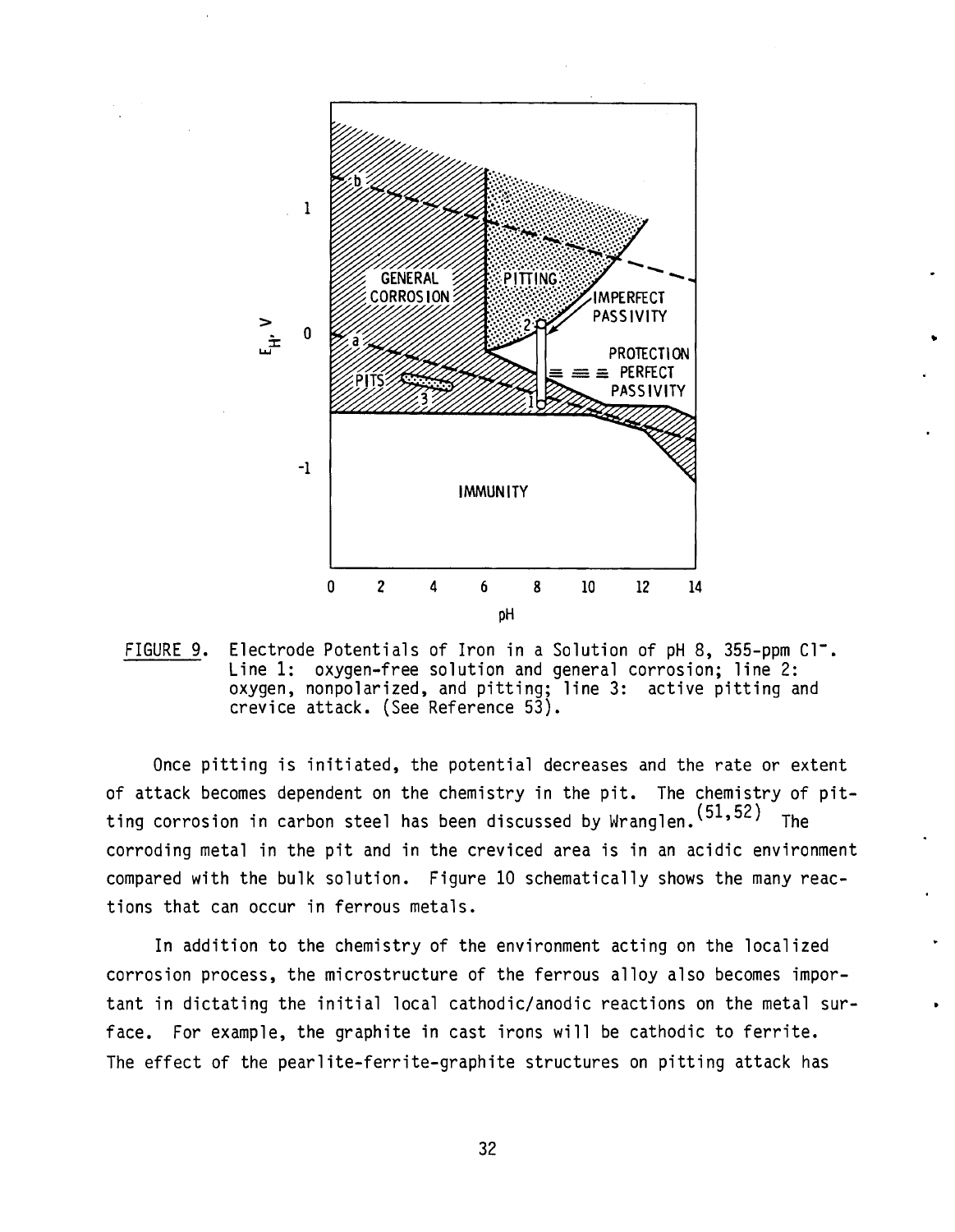FIGURE 9. Electrode Potentials of Iron in a Solution of pH 8, 355-ppm $Cl^-$. Line 1: oxygen-free solution and general corrosion; line 2: oxygen, nonpolarized, and pitting; line 3: active pitting and crevice attack. (See Reference 53).

Once pitting is initiated, the potential decreases and the rate or extent of attack becomes dependent on the chemistry in the pit. The chemistry of pitting corrosion in carbon steel has been discussed by Wranglen.[51,52] The corroding metal in the pit and in the creviced area is in an acidic environment compared with the bulk solution. Figure 10 schematically shows the many reactions that can occur in ferrous metals.

In addition to the chemistry of the environment acting on the localized corrosion process, the microstructure of the ferrous alloy also becomes important in dictating the initial local cathodic/anodic reactions on the metal surface. For example, the graphite in cast irons will be cathodic to ferrite. The effect of the pearlite-ferrite-graphite structures on pitting attack has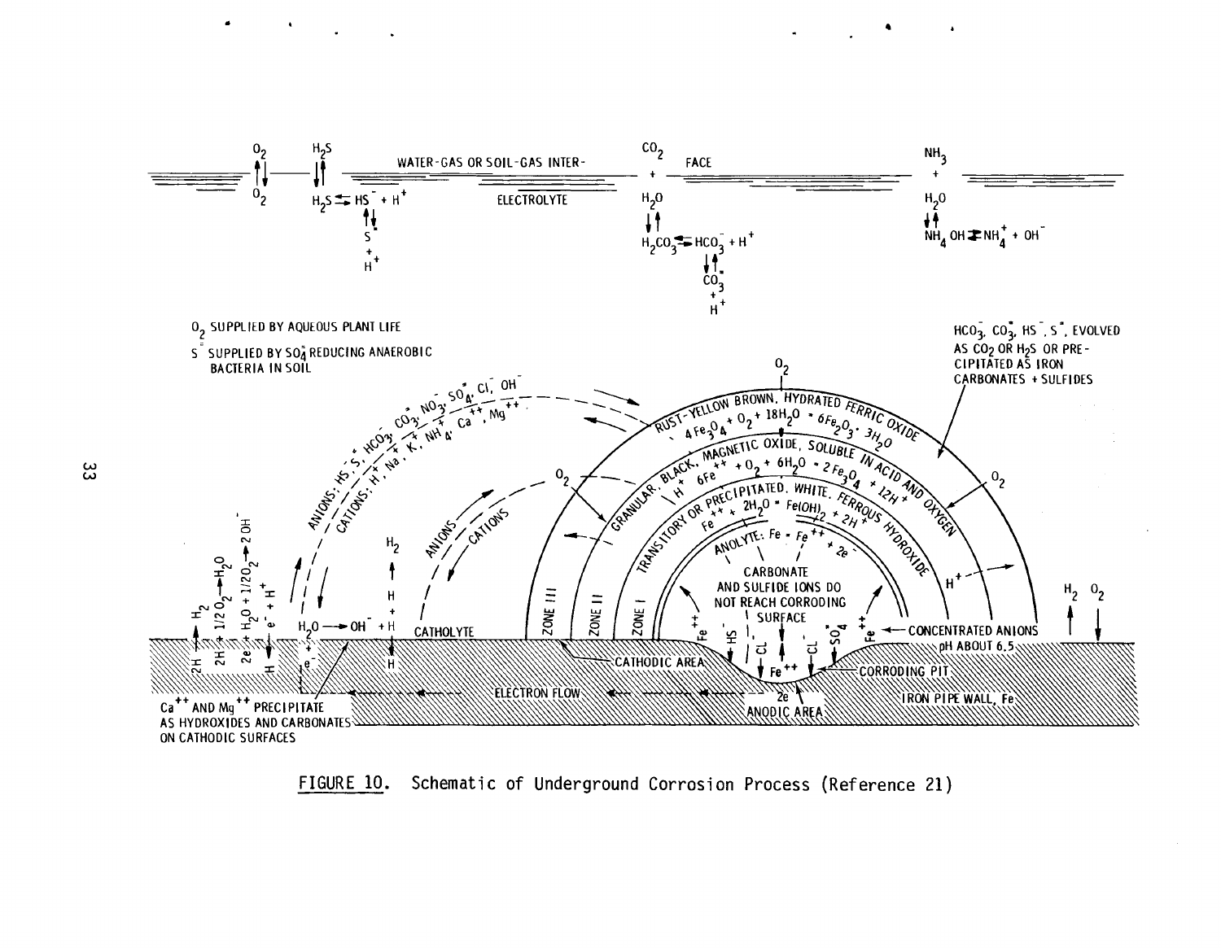FIGURE 10. Schematic of Underground Corrosion Process (Reference 21)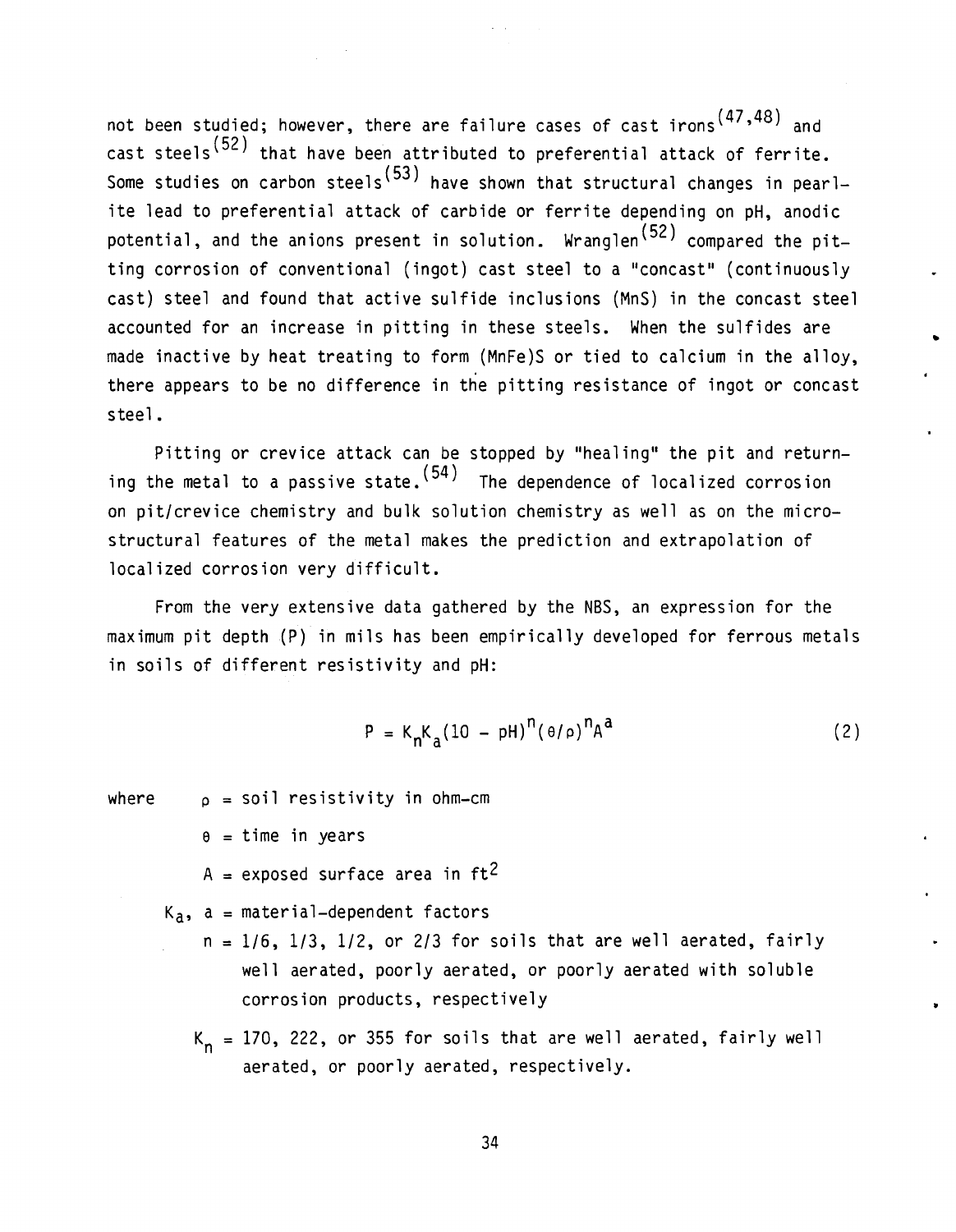not been studied; however, there are failure cases of cast irons[47,48] and cast steels[52] that have been attributed to preferential attack of ferrite. Some studies on carbon steels[53] have shown that structural changes in pearlite lead to preferential attack of carbide or ferrite depending on pH, anodic potential, and the anions present in solution. Wranglen[52] compared the pitting corrosion of conventional (ingot) cast steel to a "concast" (continuously cast) steel and found that active sulfide inclusions (MnS) in the concast steel accounted for an increase in pitting in these steels. When the sulfides are made inactive by heat treating to form (MnFe)S or tied to calcium in the alloy, there appears to be no difference in the pitting resistance of ingot or concast steel.

Pitting or crevice attack can be stopped by "healing" the pit and returning the metal to a passive state.[54] The dependence of localized corrosion on pit/crevice chemistry and bulk solution chemistry as well as on the microstructural features of the metal makes the prediction and extrapolation of localized corrosion very difficult.

From the very extensive data gathered by the NBS, an expression for the maximum pit depth (P) in mils has been empirically developed for ferrous metals in soils of different resistivity and pH:

$$P = K_n K_a (10 - \text{pH})^n (\theta/\rho)^n A^a \tag{2}$$

where
- $\rho$ = soil resistivity in ohm-cm
- $\theta$ = time in years
- $A$ = exposed surface area in $ft^2$
- $K_a$, $a$ = material-dependent factors
- $n$ = 1/6, 1/3, 1/2, or 2/3 for soils that are well aerated, fairly well aerated, poorly aerated, or poorly aerated with soluble corrosion products, respectively
- $K_n$ = 170, 222, or 355 for soils that are well aerated, fairly well aerated, or poorly aerated, respectively.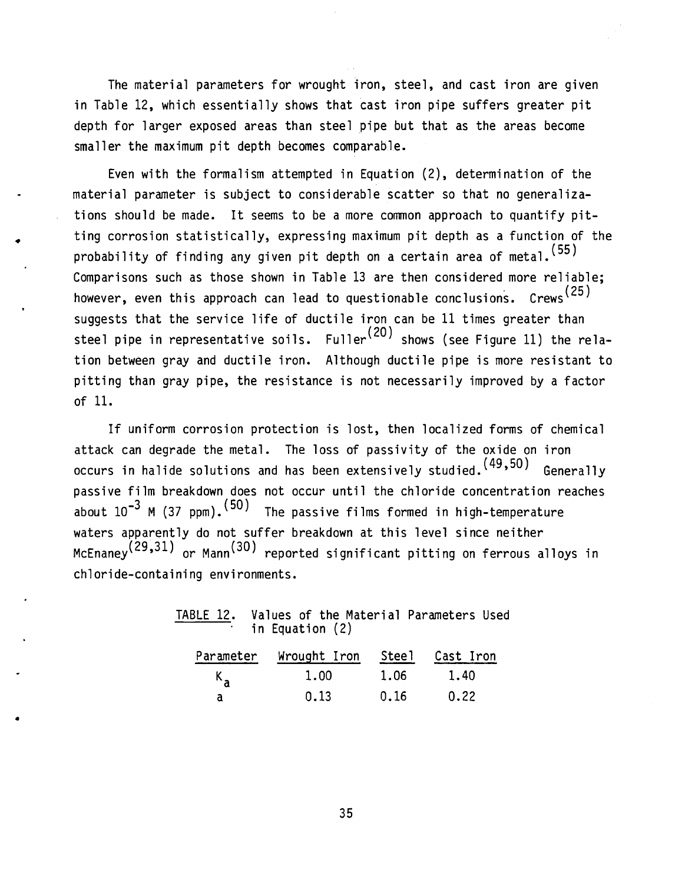The material parameters for wrought iron, steel, and cast iron are given in Table 12, which essentially shows that cast iron pipe suffers greater pit depth for larger exposed areas than steel pipe but that as the areas become smaller the maximum pit depth becomes comparable.

Even with the formalism attempted in Equation (2), determination of the material parameter is subject to considerable scatter so that no generalizations should be made. It seems to be a more common approach to quantify pitting corrosion statistically, expressing maximum pit depth as a function of the probability of finding any given pit depth on a certain area of metal.[55] Comparisons such as those shown in Table 13 are then considered more reliable; however, even this approach can lead to questionable conclusions. Crews[25] suggests that the service life of ductile iron can be 11 times greater than steel pipe in representative soils. Fuller[20] shows (see Figure 11) the relation between gray and ductile iron. Although ductile pipe is more resistant to pitting than gray pipe, the resistance is not necessarily improved by a factor of 11.

If uniform corrosion protection is lost, then localized forms of chemical attack can degrade the metal. The loss of passivity of the oxide on iron occurs in halide solutions and has been extensively studied.[49,50] Generally passive film breakdown does not occur until the chloride concentration reaches about $10^{-3}$ M (37 ppm).[50] The passive films formed in high-temperature waters apparently do not suffer breakdown at this level since neither McEnaney[29,31] or Mann[30] reported significant pitting on ferrous alloys in chloride-containing environments.

TABLE 12. Values of the Material Parameters Used in Equation (2)

| Parameter | Wrought Iron | Steel | Cast Iron |
|---|---|---|---|
| $K_a$ | 1.00 | 1.06 | 1.40 |
| a | 0.13 | 0.16 | 0.22 |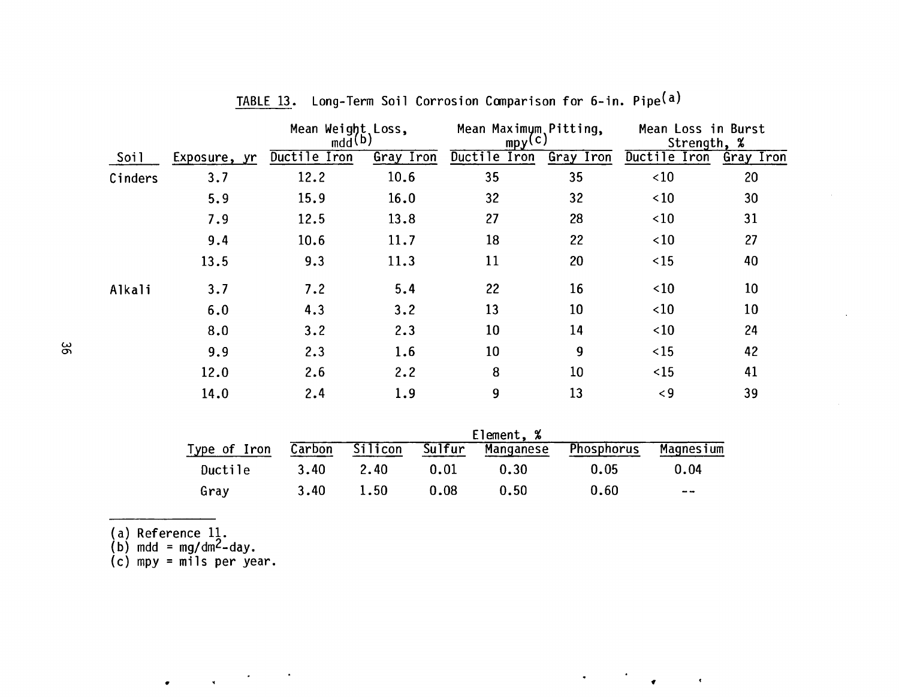TABLE 13. Long-Term Soil Corrosion Comparison for 6-in. Pipe[a]

| Soil | Exposure, yr | Mean Weight Loss, mdd[b] | | Mean Maximum Pitting, mpy[c] | | Mean Loss in Burst Strength, % | |
|---|---|---|---|---|---|---|---|
| | | Ductile Iron | Gray Iron | Ductile Iron | Gray Iron | Ductile Iron | Gray Iron |
| Cinders | 3.7 | 12.2 | 10.6 | 35 | 35 | <10 | 20 |
| | 5.9 | 15.9 | 16.0 | 32 | 32 | <10 | 30 |
| | 7.9 | 12.5 | 13.8 | 27 | 28 | <10 | 31 |
| | 9.4 | 10.6 | 11.7 | 18 | 22 | <10 | 27 |
| | 13.5 | 9.3 | 11.3 | 11 | 20 | <15 | 40 |
| Alkali | 3.7 | 7.2 | 5.4 | 22 | 16 | <10 | 10 |
| | 6.0 | 4.3 | 3.2 | 13 | 10 | <10 | 10 |
| | 8.0 | 3.2 | 2.3 | 10 | 14 | <10 | 24 |
| | 9.9 | 2.3 | 1.6 | 10 | 9 | <15 | 42 |
| | 12.0 | 2.6 | 2.2 | 8 | 10 | <15 | 41 |
| | 14.0 | 2.4 | 1.9 | 9 | 13 | <9 | 39 |

| Type of Iron | Element, % | | | | | |
|---|---|---|---|---|---|---|
| | Carbon | Silicon | Sulfur | Manganese | Phosphorus | Magnesium |
| Ductile | 3.40 | 2.40 | 0.01 | 0.30 | 0.05 | 0.04 |
| Gray | 3.40 | 1.50 | 0.08 | 0.50 | 0.60 | -- |

(a) Reference 11.
(b) mdd = $mg/dm^2$-day.
(c) mpy = mils per year.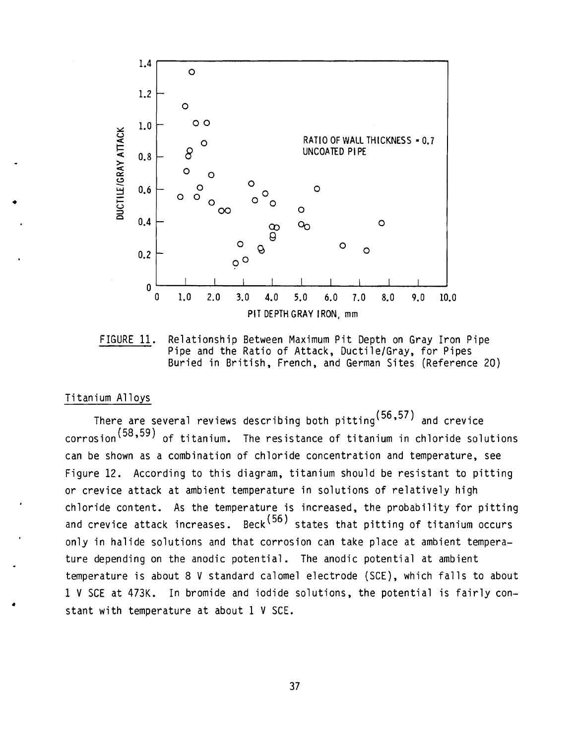FIGURE 11. Relationship Between Maximum Pit Depth on Gray Iron Pipe Pipe and the Ratio of Attack, Ductile/Gray, for Pipes Buried in British, French, and German Sites (Reference 20)

## Titanium Alloys

There are several reviews describing both pitting[56,57] and crevice corrosion[58,59] of titanium. The resistance of titanium in chloride solutions can be shown as a combination of chloride concentration and temperature, see Figure 12. According to this diagram, titanium should be resistant to pitting or crevice attack at ambient temperature in solutions of relatively high chloride content. As the temperature is increased, the probability for pitting and crevice attack increases. Beck[56] states that pitting of titanium occurs only in halide solutions and that corrosion can take place at ambient temperature depending on the anodic potential. The anodic potential at ambient temperature is about 8 V standard calomel electrode (SCE), which falls to about 1 V SCE at 473K. In bromide and iodide solutions, the potential is fairly constant with temperature at about 1 V SCE.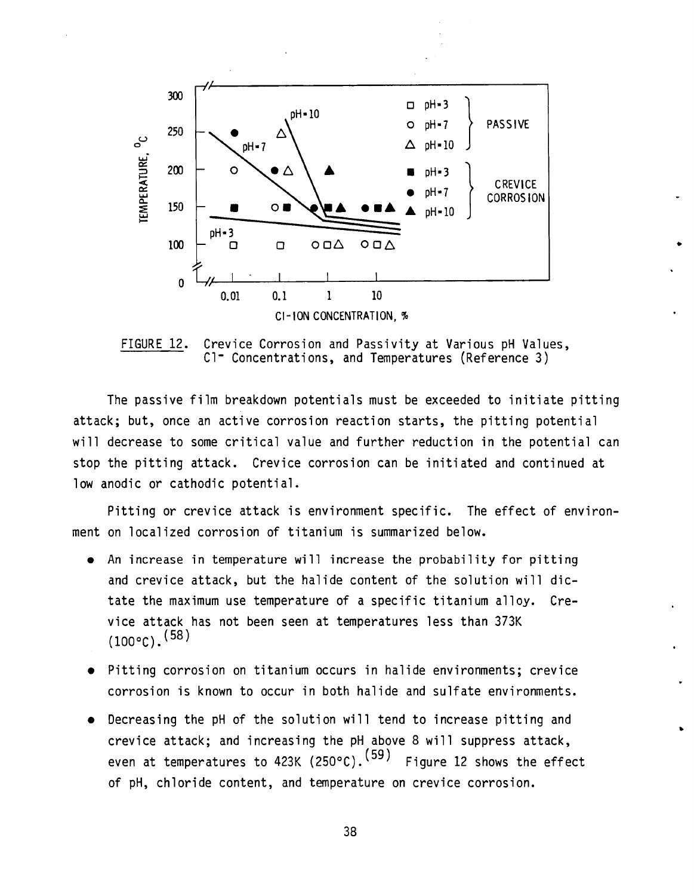FIGURE 12. Crevice Corrosion and Passivity at Various pH Values, $Cl^-$ Concentrations, and Temperatures (Reference 3)

The passive film breakdown potentials must be exceeded to initiate pitting attack; but, once an active corrosion reaction starts, the pitting potential will decrease to some critical value and further reduction in the potential can stop the pitting attack. Crevice corrosion can be initiated and continued at low anodic or cathodic potential.

Pitting or crevice attack is environment specific. The effect of environment on localized corrosion of titanium is summarized below.

- An increase in temperature will increase the probability for pitting and crevice attack, but the halide content of the solution will dictate the maximum use temperature of a specific titanium alloy. Crevice attack has not been seen at temperatures less than 373K (100°C).[58]
- Pitting corrosion on titanium occurs in halide environments; crevice corrosion is known to occur in both halide and sulfate environments.
- Decreasing the pH of the solution will tend to increase pitting and crevice attack; and increasing the pH above 8 will suppress attack, even at temperatures to 423K (250°C).[59] Figure 12 shows the effect of pH, chloride content, and temperature on crevice corrosion.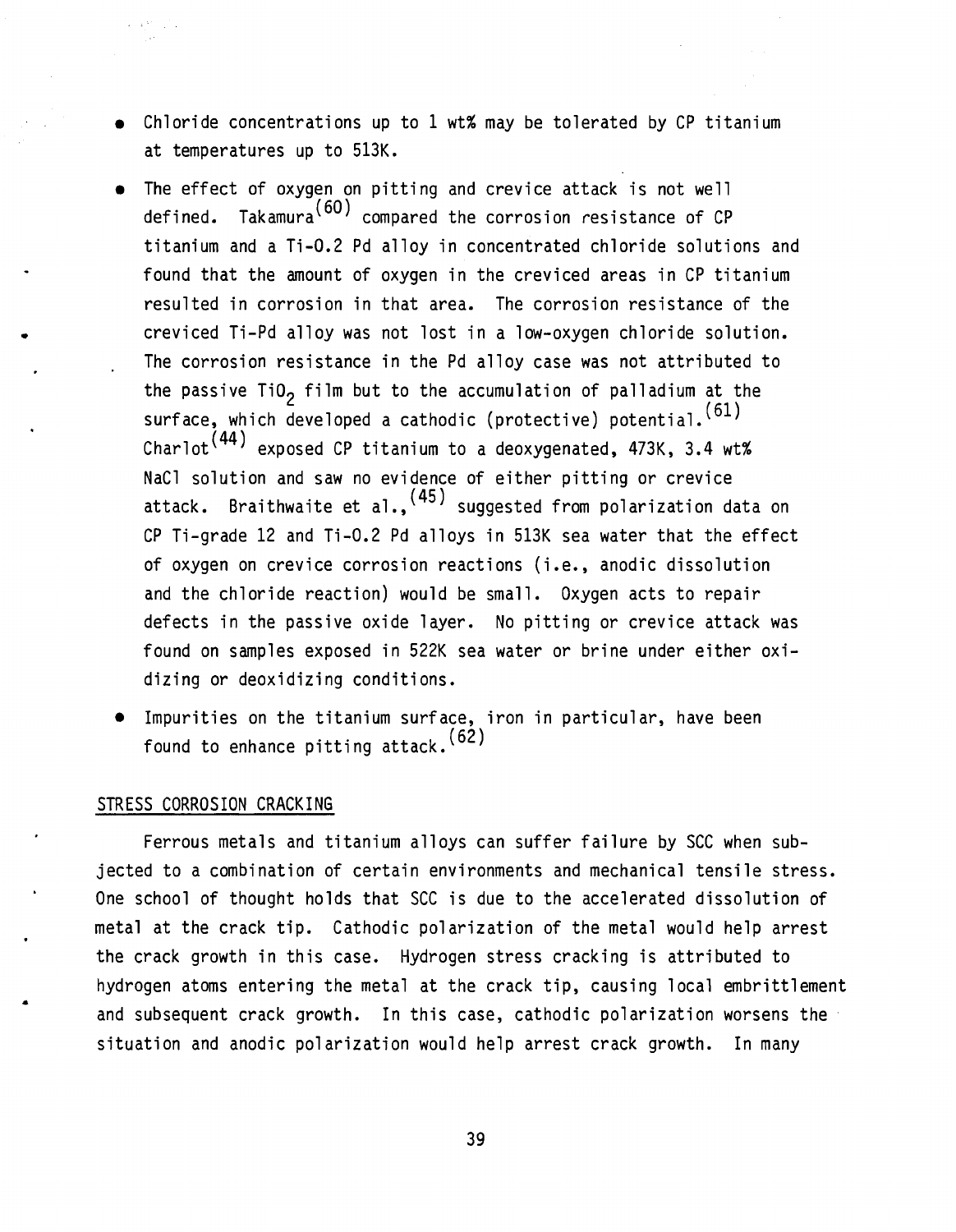- Chloride concentrations up to 1 wt% may be tolerated by CP titanium at temperatures up to 513K.
- The effect of oxygen on pitting and crevice attack is not well defined. Takamura[60] compared the corrosion resistance of CP titanium and a Ti-0.2 Pd alloy in concentrated chloride solutions and found that the amount of oxygen in the creviced areas in CP titanium resulted in corrosion in that area. The corrosion resistance of the creviced Ti-Pd alloy was not lost in a low-oxygen chloride solution. The corrosion resistance in the Pd alloy case was not attributed to the passive $TiO_2$ film but to the accumulation of palladium at the surface, which developed a cathodic (protective) potential.[61] Charlot[44] exposed CP titanium to a deoxygenated, 473K, 3.4 wt% NaCl solution and saw no evidence of either pitting or crevice attack. Braithwaite et al.,[45] suggested from polarization data on CP Ti-grade 12 and Ti-0.2 Pd alloys in 513K sea water that the effect of oxygen on crevice corrosion reactions (i.e., anodic dissolution and the chloride reaction) would be small. Oxygen acts to repair defects in the passive oxide layer. No pitting or crevice attack was found on samples exposed in 522K sea water or brine under either oxidizing or deoxidizing conditions.
- Impurities on the titanium surface, iron in particular, have been found to enhance pitting attack.[62]

## STRESS CORROSION CRACKING

Ferrous metals and titanium alloys can suffer failure by SCC when subjected to a combination of certain environments and mechanical tensile stress. One school of thought holds that SCC is due to the accelerated dissolution of metal at the crack tip. Cathodic polarization of the metal would help arrest the crack growth in this case. Hydrogen stress cracking is attributed to hydrogen atoms entering the metal at the crack tip, causing local embrittlement and subsequent crack growth. In this case, cathodic polarization worsens the situation and anodic polarization would help arrest crack growth. In many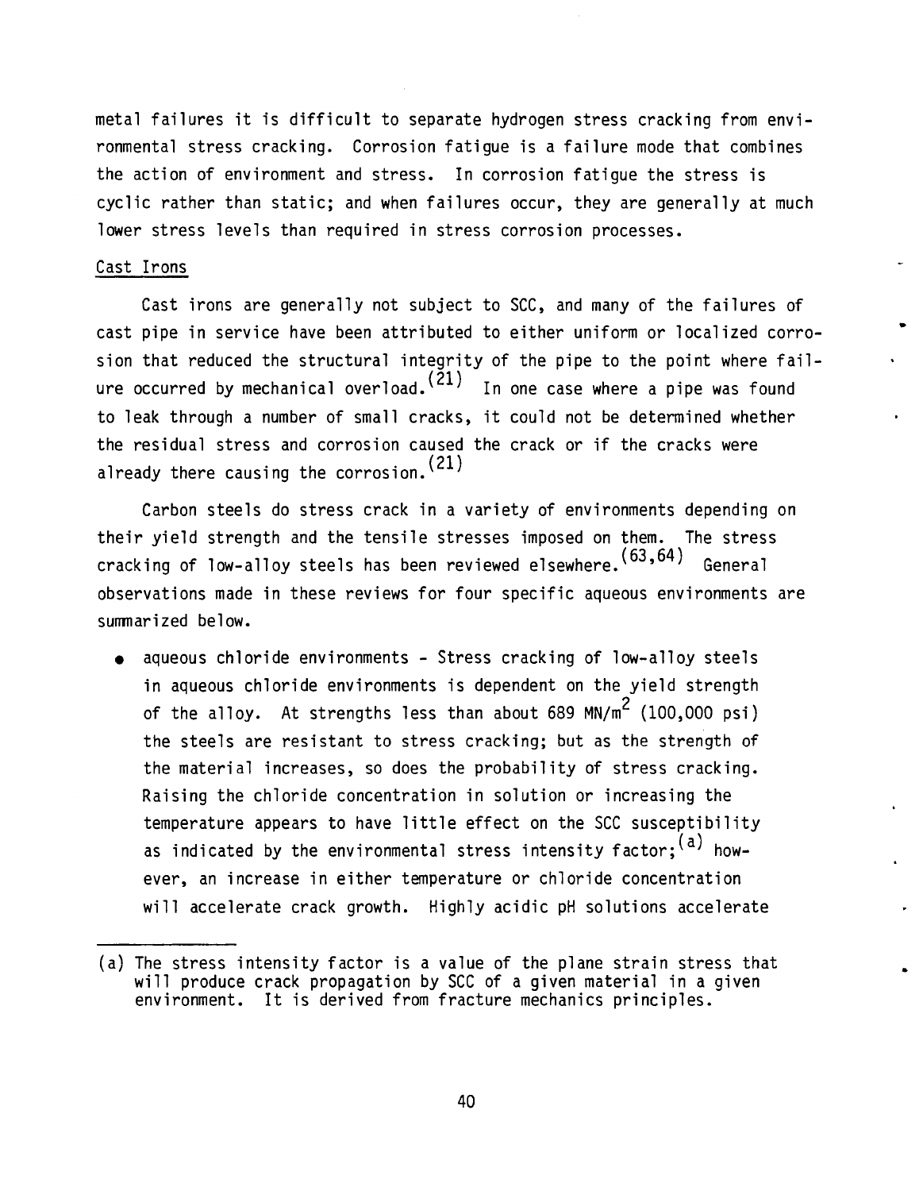metal failures it is difficult to separate hydrogen stress cracking from environmental stress cracking. Corrosion fatigue is a failure mode that combines the action of environment and stress. In corrosion fatigue the stress is cyclic rather than static; and when failures occur, they are generally at much lower stress levels than required in stress corrosion processes.

Cast Irons

Cast irons are generally not subject to SCC, and many of the failures of cast pipe in service have been attributed to either uniform or localized corrosion that reduced the structural integrity of the pipe to the point where failure occurred by mechanical overload.[21] In one case where a pipe was found to leak through a number of small cracks, it could not be determined whether the residual stress and corrosion caused the crack or if the cracks were already there causing the corrosion.[21]

Carbon steels do stress crack in a variety of environments depending on their yield strength and the tensile stresses imposed on them. The stress cracking of low-alloy steels has been reviewed elsewhere.[63,64] General observations made in these reviews for four specific aqueous environments are summarized below.

- aqueous chloride environments - Stress cracking of low-alloy steels in aqueous chloride environments is dependent on the yield strength of the alloy. At strengths less than about 689 $MN/m^2$ (100,000 psi) the steels are resistant to stress cracking; but as the strength of the material increases, so does the probability of stress cracking. Raising the chloride concentration in solution or increasing the temperature appears to have little effect on the SCC susceptibility as indicated by the environmental stress intensity factor;[a] however, an increase in either temperature or chloride concentration will accelerate crack growth. Highly acidic pH solutions accelerate

(a) The stress intensity factor is a value of the plane strain stress that will produce crack propagation by SCC of a given material in a given environment. It is derived from fracture mechanics principles.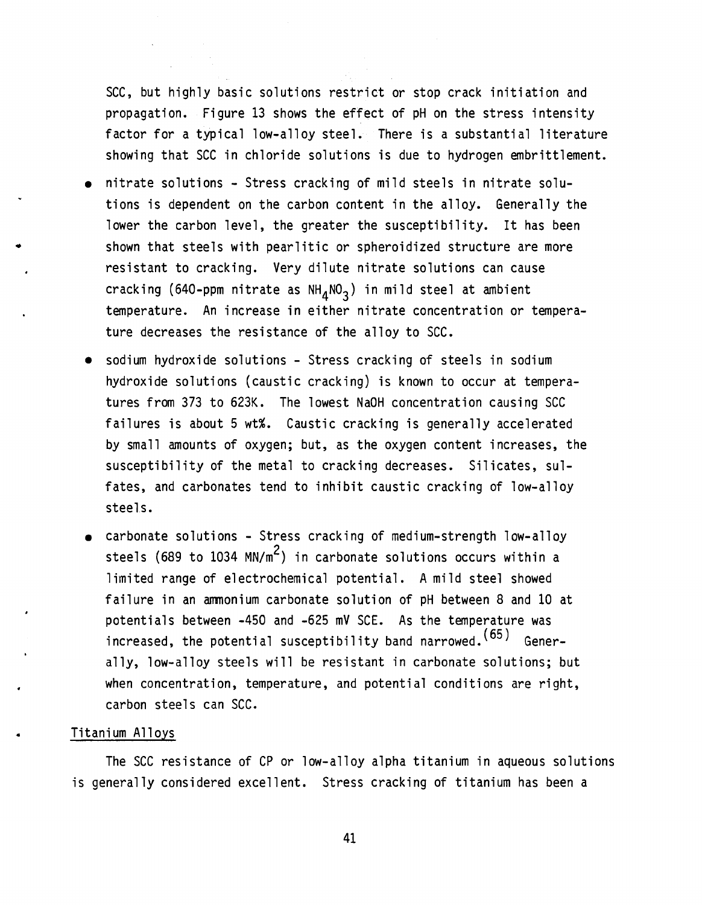SCC, but highly basic solutions restrict or stop crack initiation and propagation. Figure 13 shows the effect of pH on the stress intensity factor for a typical low-alloy steel. There is a substantial literature showing that SCC in chloride solutions is due to hydrogen embrittlement.

- nitrate solutions - Stress cracking of mild steels in nitrate solutions is dependent on the carbon content in the alloy. Generally the lower the carbon level, the greater the susceptibility. It has been shown that steels with pearlitic or spheroidized structure are more resistant to cracking. Very dilute nitrate solutions can cause cracking (640-ppm nitrate as $NH_4NO_3$) in mild steel at ambient temperature. An increase in either nitrate concentration or temperature decreases the resistance of the alloy to SCC.

- sodium hydroxide solutions - Stress cracking of steels in sodium hydroxide solutions (caustic cracking) is known to occur at temperatures from 373 to 623K. The lowest NaOH concentration causing SCC failures is about 5 wt%. Caustic cracking is generally accelerated by small amounts of oxygen; but, as the oxygen content increases, the susceptibility of the metal to cracking decreases. Silicates, sulfates, and carbonates tend to inhibit caustic cracking of low-alloy steels.

- carbonate solutions - Stress cracking of medium-strength low-alloy steels (689 to 1034 $MN/m^2$) in carbonate solutions occurs within a limited range of electrochemical potential. A mild steel showed failure in an ammonium carbonate solution of pH between 8 and 10 at potentials between -450 and -625 mV SCE. As the temperature was increased, the potential susceptibility band narrowed.[65] Generally, low-alloy steels will be resistant in carbonate solutions; but when concentration, temperature, and potential conditions are right, carbon steels can SCC.

## Titanium Alloys

The SCC resistance of CP or low-alloy alpha titanium in aqueous solutions is generally considered excellent. Stress cracking of titanium has been a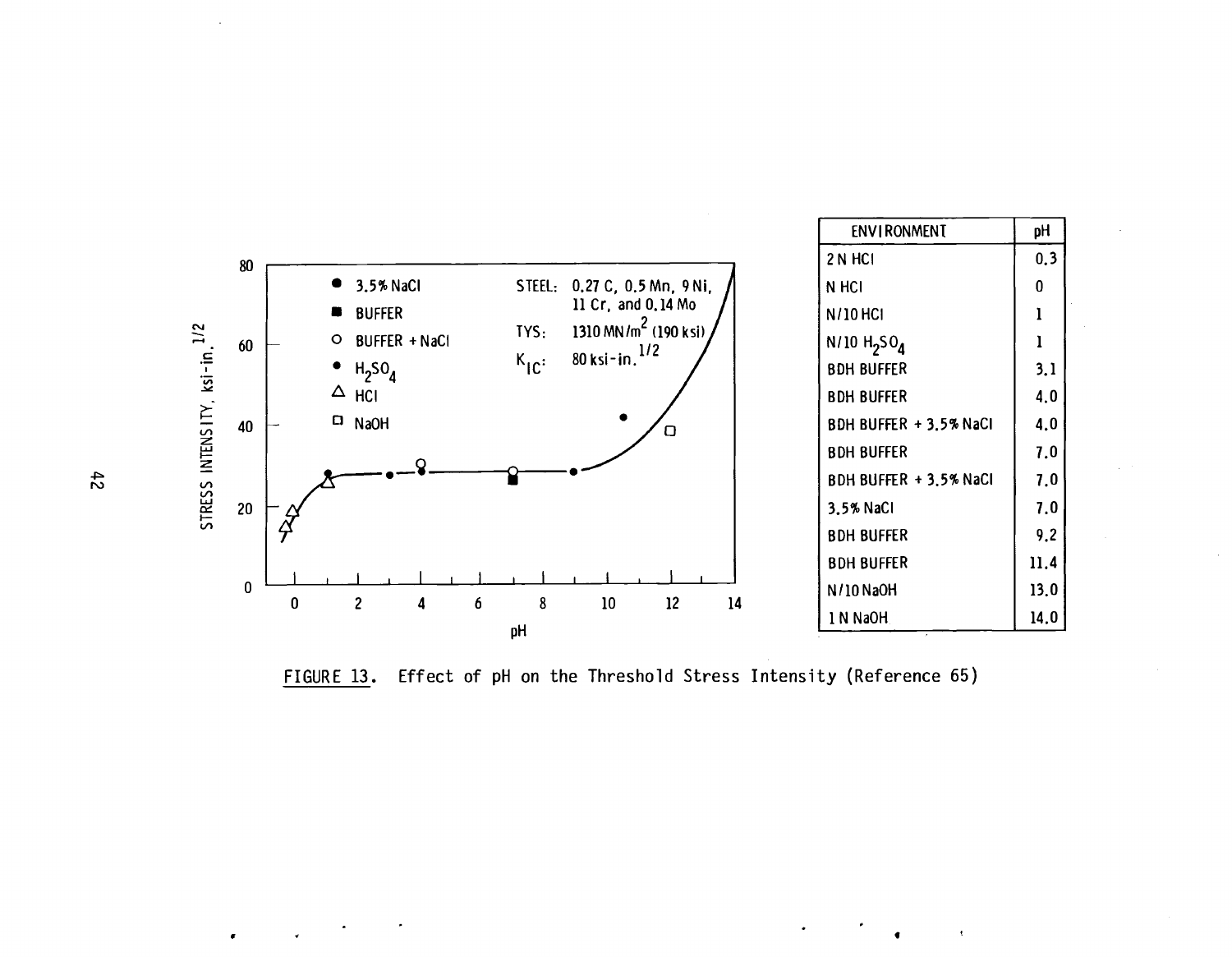| ENVIRONMENT | pH |
|---|---|
| 2 N HCl | 0.3 |
| N HCl | 0 |
| N/10 HCl | 1 |
| N/10 $H_2SO_4$ | 1 |
| BDH BUFFER | 3.1 |
| BDH BUFFER | 4.0 |
| BDH BUFFER + 3.5% NaCl | 4.0 |
| BDH BUFFER | 7.0 |
| BDH BUFFER + 3.5% NaCl | 7.0 |
| 3.5% NaCl | 7.0 |
| BDH BUFFER | 9.2 |
| BDH BUFFER | 11.4 |
| N/10 NaOH | 13.0 |
| 1 N NaOH | 14.0 |

FIGURE 13. Effect of pH on the Threshold Stress Intensity (Reference 65)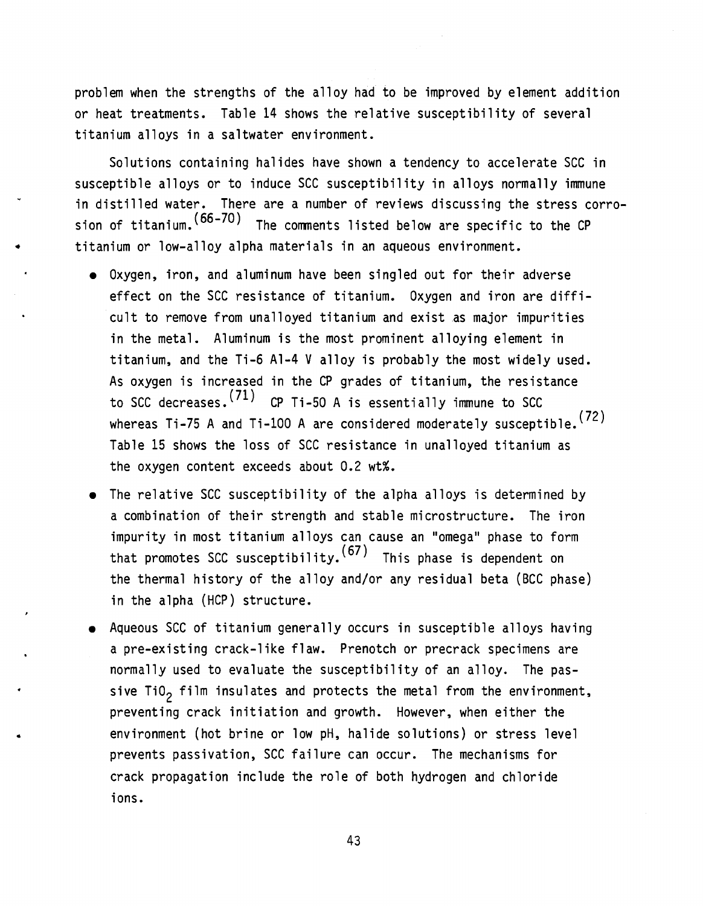problem when the strengths of the alloy had to be improved by element addition or heat treatments. Table 14 shows the relative susceptibility of several titanium alloys in a saltwater environment.

Solutions containing halides have shown a tendency to accelerate SCC in susceptible alloys or to induce SCC susceptibility in alloys normally immune in distilled water. There are a number of reviews discussing the stress corrosion of titanium.[66-70] The comments listed below are specific to the CP titanium or low-alloy alpha materials in an aqueous environment.

- Oxygen, iron, and aluminum have been singled out for their adverse effect on the SCC resistance of titanium. Oxygen and iron are difficult to remove from unalloyed titanium and exist as major impurities in the metal. Aluminum is the most prominent alloying element in titanium, and the Ti-6 Al-4 V alloy is probably the most widely used. As oxygen is increased in the CP grades of titanium, the resistance to SCC decreases.[71] CP Ti-50 A is essentially immune to SCC whereas Ti-75 A and Ti-100 A are considered moderately susceptible.[72] Table 15 shows the loss of SCC resistance in unalloyed titanium as the oxygen content exceeds about 0.2 wt%.

- The relative SCC susceptibility of the alpha alloys is determined by a combination of their strength and stable microstructure. The iron impurity in most titanium alloys can cause an "omega" phase to form that promotes SCC susceptibility.[67] This phase is dependent on the thermal history of the alloy and/or any residual beta (BCC phase) in the alpha (HCP) structure.

- Aqueous SCC of titanium generally occurs in susceptible alloys having a pre-existing crack-like flaw. Prenotch or precrack specimens are normally used to evaluate the susceptibility of an alloy. The passive $TiO_2$ film insulates and protects the metal from the environment, preventing crack initiation and growth. However, when either the environment (hot brine or low pH, halide solutions) or stress level prevents passivation, SCC failure can occur. The mechanisms for crack propagation include the role of both hydrogen and chloride ions.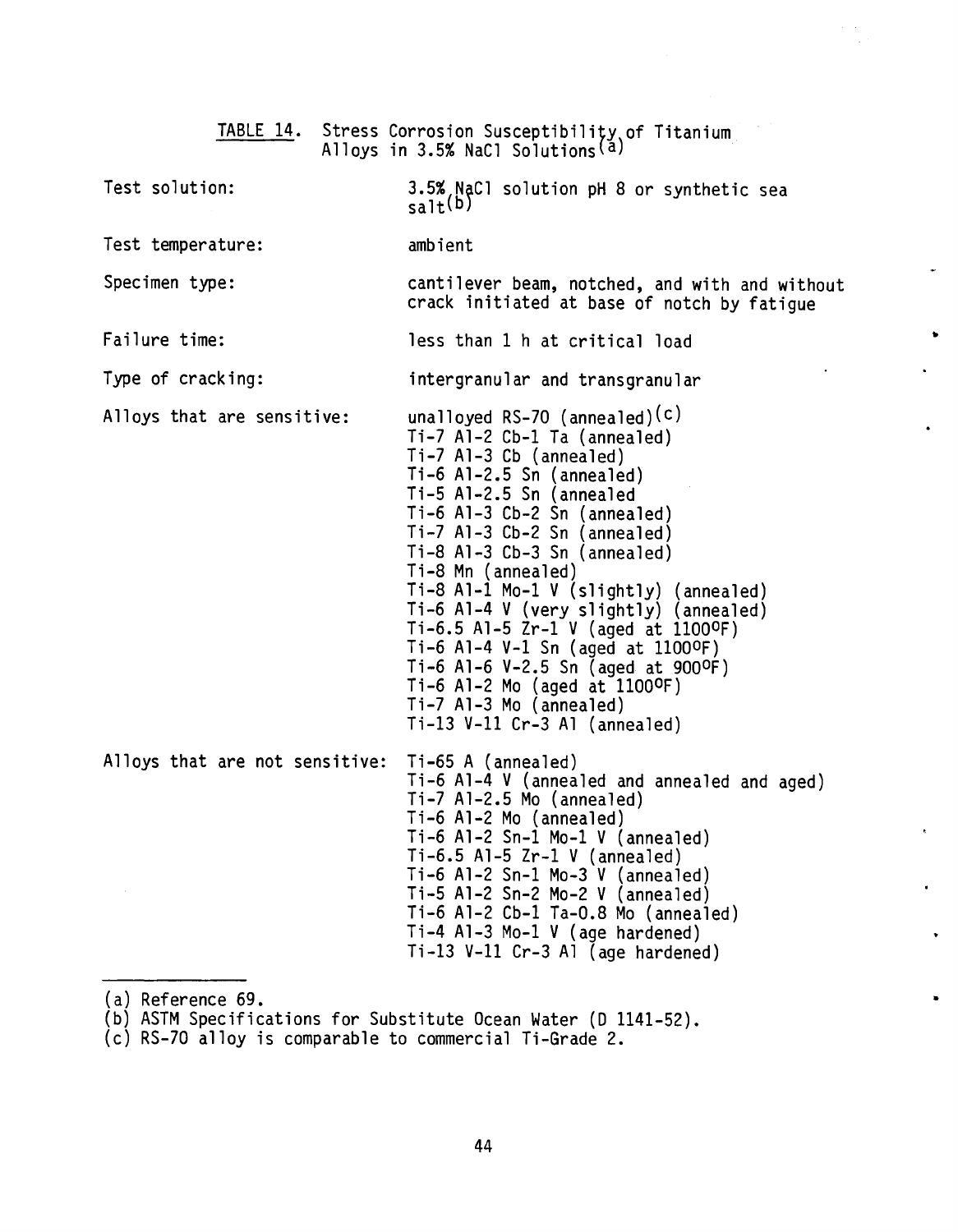TABLE 14. Stress Corrosion Susceptibility of Titanium Alloys in 3.5% NaCl Solutions[a]

| | |
|---|---|
| Test solution: | 3.5% NaCl solution pH 8 or synthetic sea salt[b] |
| Test temperature: | ambient |
| Specimen type: | cantilever beam, notched, and with and without crack initiated at base of notch by fatigue |
| Failure time: | less than 1 h at critical load |
| Type of cracking: | intergranular and transgranular |
| Alloys that are sensitive: | unalloyed RS-70 (annealed)[c]<br>Ti-7 Al-2 Cb-1 Ta (annealed)<br>Ti-7 Al-3 Cb (annealed)<br>Ti-6 Al-2.5 Sn (annealed)<br>Ti-5 Al-2.5 Sn (annealed<br>Ti-6 Al-3 Cb-2 Sn (annealed)<br>Ti-7 Al-3 Cb-2 Sn (annealed)<br>Ti-8 Al-3 Cb-3 Sn (annealed)<br>Ti-8 Mn (annealed)<br>Ti-8 Al-1 Mo-1 V (slightly) (annealed)<br>Ti-6 Al-4 V (very slightly) (annealed)<br>Ti-6.5 Al-5 Zr-1 V (aged at 1100°F)<br>Ti-6 Al-4 V-1 Sn (aged at 1100°F)<br>Ti-6 Al-6 V-2.5 Sn (aged at 900°F)<br>Ti-6 Al-2 Mo (aged at 1100°F)<br>Ti-7 Al-3 Mo (annealed)<br>Ti-13 V-11 Cr-3 Al (annealed) |
| Alloys that are not sensitive: | Ti-65 A (annealed)<br>Ti-6 Al-4 V (annealed and annealed and aged)<br>Ti-7 Al-2.5 Mo (annealed)<br>Ti-6 Al-2 Mo (annealed)<br>Ti-6 Al-2 Sn-1 Mo-1 V (annealed)<br>Ti-6.5 Al-5 Zr-1 V (annealed)<br>Ti-6 Al-2 Sn-1 Mo-3 V (annealed)<br>Ti-5 Al-2 Sn-2 Mo-2 V (annealed)<br>Ti-6 Al-2 Cb-1 Ta-0.8 Mo (annealed)<br>Ti-4 Al-3 Mo-1 V (age hardened)<br>Ti-13 V-11 Cr-3 Al (age hardened) |

---

(a) Reference 69.
(b) ASTM Specifications for Substitute Ocean Water (D 1141-52).
(c) RS-70 alloy is comparable to commercial Ti-Grade 2.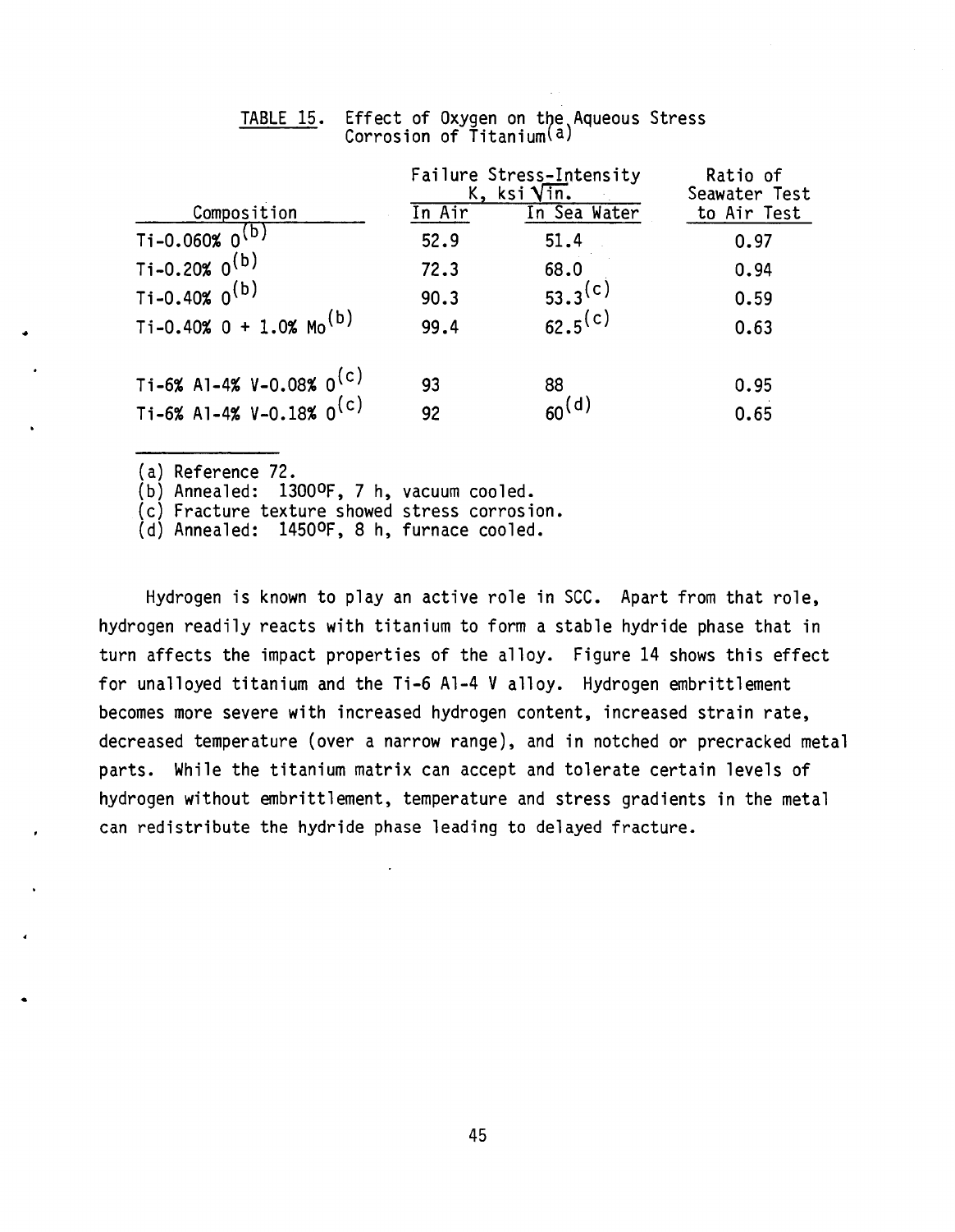TABLE 15. Effect of Oxygen on the Aqueous Stress Corrosion of Titanium[a]

| Composition | Failure Stress-Intensity K, ksi $\sqrt{\text{in.}}$ | | Ratio of Seawater Test to Air Test |
|---|---|---|---|
| | In Air | In Sea Water | |
| Ti-0.060% O[b] | 52.9 | 51.4 | 0.97 |
| Ti-0.20% O[b] | 72.3 | 68.0 | 0.94 |
| Ti-0.40% O[b] | 90.3 | 53.3[c] | 0.59 |
| Ti-0.40% O + 1.0% Mo[b] | 99.4 | 62.5[c] | 0.63 |
| | | | |
| Ti-6% Al-4% V-0.08% O[c] | 93 | 88 | 0.95 |
| Ti-6% Al-4% V-0.18% O[c] | 92 | 60[d] | 0.65 |

(a) Reference 72.
(b) Annealed: 1300°F, 7 h, vacuum cooled.
(c) Fracture texture showed stress corrosion.
(d) Annealed: 1450°F, 8 h, furnace cooled.

Hydrogen is known to play an active role in SCC. Apart from that role, hydrogen readily reacts with titanium to form a stable hydride phase that in turn affects the impact properties of the alloy. Figure 14 shows this effect for unalloyed titanium and the Ti-6 Al-4 V alloy. Hydrogen embrittlement becomes more severe with increased hydrogen content, increased strain rate, decreased temperature (over a narrow range), and in notched or precracked metal parts. While the titanium matrix can accept and tolerate certain levels of hydrogen without embrittlement, temperature and stress gradients in the metal can redistribute the hydride phase leading to delayed fracture.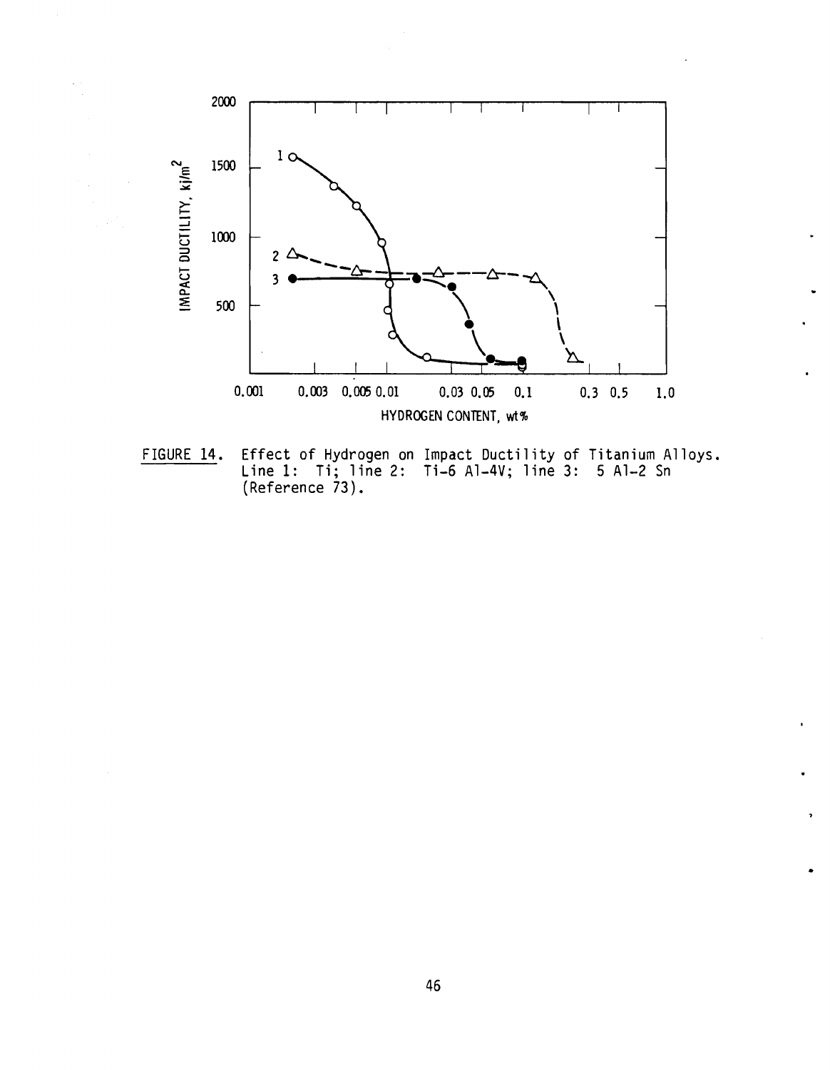FIGURE 14. Effect of Hydrogen on Impact Ductility of Titanium Alloys. Line 1: Ti; line 2: Ti-6 Al-4V; line 3: 5 Al-2 Sn (Reference 73).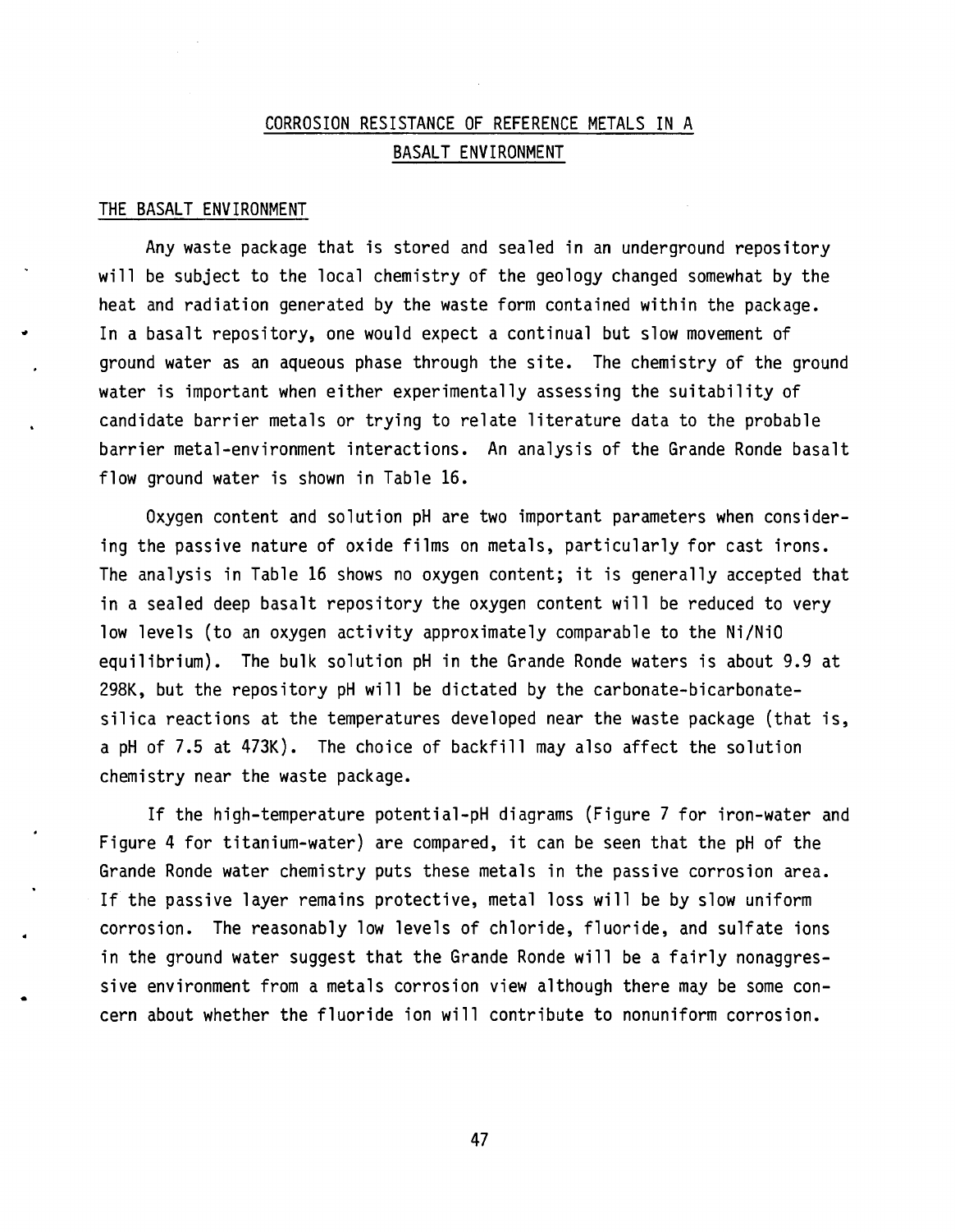# CORROSION RESISTANCE OF REFERENCE METALS IN A BASALT ENVIRONMENT

## THE BASALT ENVIRONMENT

Any waste package that is stored and sealed in an underground repository will be subject to the local chemistry of the geology changed somewhat by the heat and radiation generated by the waste form contained within the package. In a basalt repository, one would expect a continual but slow movement of ground water as an aqueous phase through the site. The chemistry of the ground water is important when either experimentally assessing the suitability of candidate barrier metals or trying to relate literature data to the probable barrier metal-environment interactions. An analysis of the Grande Ronde basalt flow ground water is shown in Table 16.

Oxygen content and solution pH are two important parameters when considering the passive nature of oxide films on metals, particularly for cast irons. The analysis in Table 16 shows no oxygen content; it is generally accepted that in a sealed deep basalt repository the oxygen content will be reduced to very low levels (to an oxygen activity approximately comparable to the Ni/NiO equilibrium). The bulk solution pH in the Grande Ronde waters is about 9.9 at 298K, but the repository pH will be dictated by the carbonate-bicarbonate-silica reactions at the temperatures developed near the waste package (that is, a pH of 7.5 at 473K). The choice of backfill may also affect the solution chemistry near the waste package.

If the high-temperature potential-pH diagrams (Figure 7 for iron-water and Figure 4 for titanium-water) are compared, it can be seen that the pH of the Grande Ronde water chemistry puts these metals in the passive corrosion area. If the passive layer remains protective, metal loss will be by slow uniform corrosion. The reasonably low levels of chloride, fluoride, and sulfate ions in the ground water suggest that the Grande Ronde will be a fairly nonaggressive environment from a metals corrosion view although there may be some concern about whether the fluoride ion will contribute to nonuniform corrosion.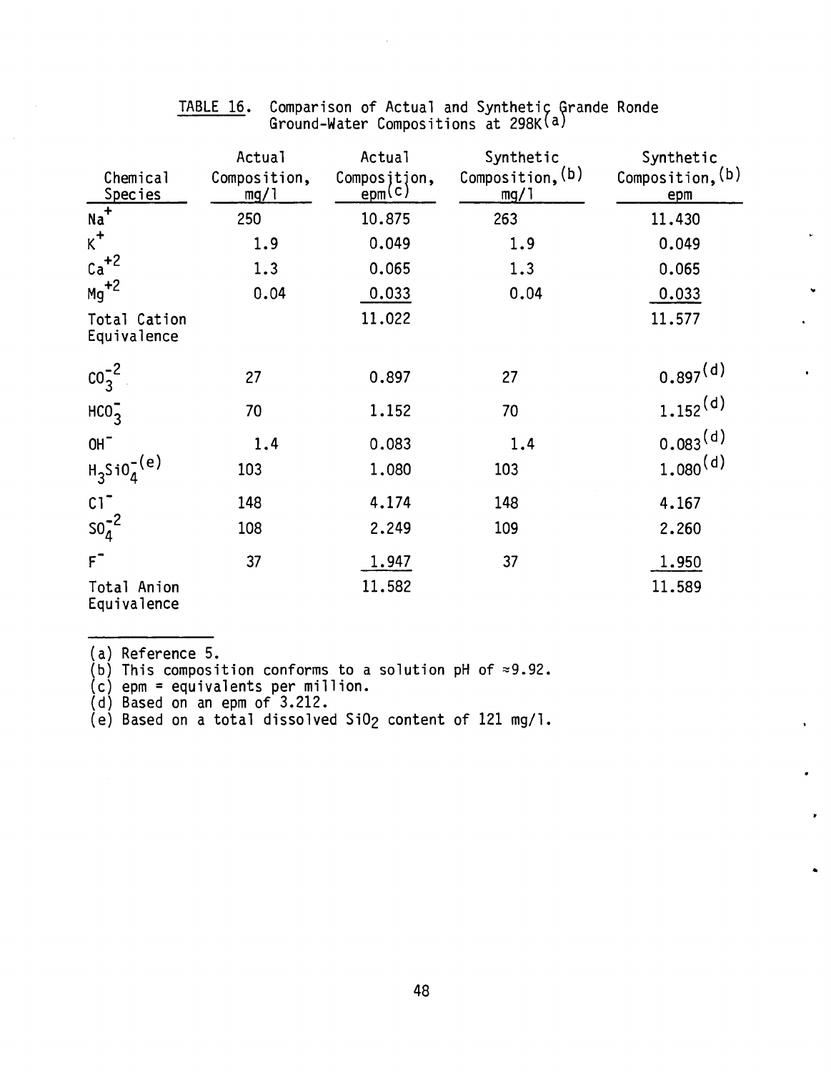TABLE 16. Comparison of Actual and Synthetic Grande Ronde Ground-Water Compositions at 298K[a]

| Chemical Species | Actual Composition, mg/l | Actual Composition, epm[c] | Synthetic Composition,[b] mg/l | Synthetic Composition,[b] epm |
|---|---|---|---|---|
| $Na^+$ | 250 | 10.875 | 263 | 11.430 |
| $K^+$ | 1.9 | 0.049 | 1.9 | 0.049 |
| $Ca^{+2}$ | 1.3 | 0.065 | 1.3 | 0.065 |
| $Mg^{+2}$ | 0.04 | 0.033 | 0.04 | 0.033 |
| Total Cation Equivalence | | 11.022 | | 11.577 |
| $CO_3^{-2}$ | 27 | 0.897 | 27 | 0.897[d] |
| $HCO_3^-$ | 70 | 1.152 | 70 | 1.152[d] |
| $OH^-$ | 1.4 | 0.083 | 1.4 | 0.083[d] |
| $H_3SiO_4^-$[e] | 103 | 1.080 | 103 | 1.080[d] |
| $Cl^-$ | 148 | 4.174 | 148 | 4.167 |
| $SO_4^{-2}$ | 108 | 2.249 | 109 | 2.260 |
| $F^-$ | 37 | 1.947 | 37 | 1.950 |
| Total Anion Equivalence | | 11.582 | | 11.589 |

(a) Reference 5.
(b) This composition conforms to a solution pH of ≈9.92.
(c) epm = equivalents per million.
(d) Based on an epm of 3.212.
(e) Based on a total dissolved $SiO_2$ content of 121 mg/l.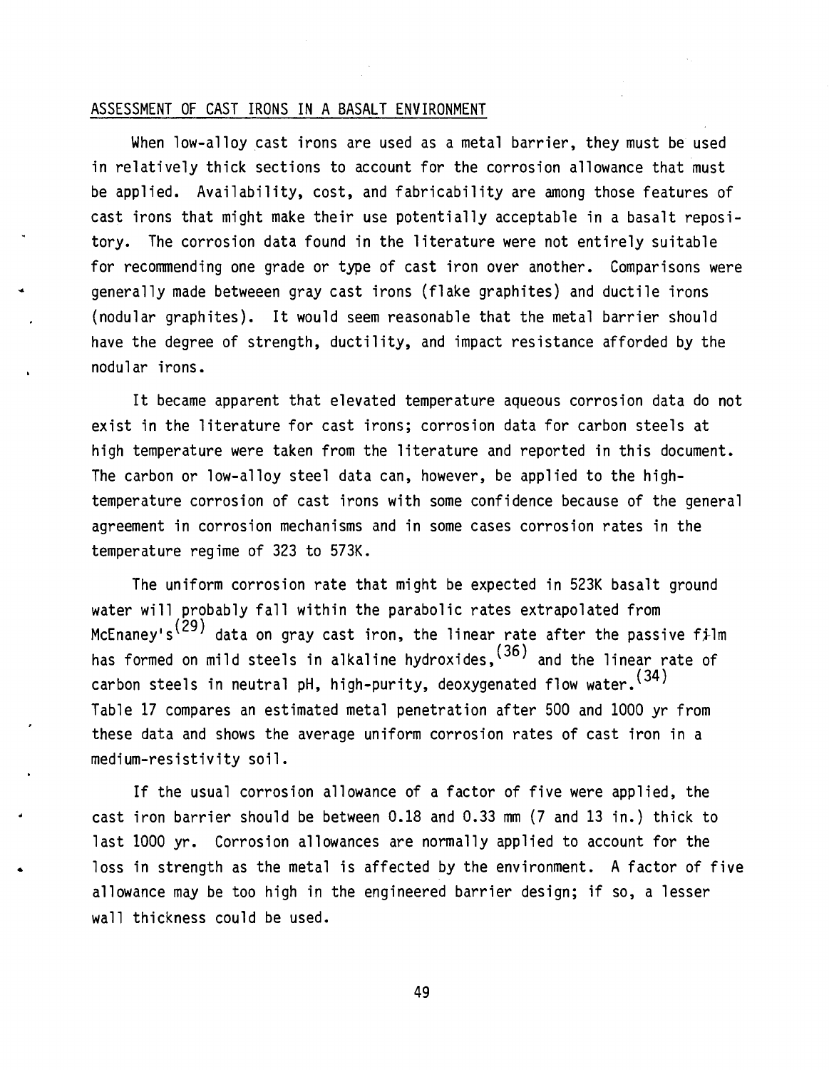## ASSESSMENT OF CAST IRONS IN A BASALT ENVIRONMENT

When low-alloy cast irons are used as a metal barrier, they must be used in relatively thick sections to account for the corrosion allowance that must be applied. Availability, cost, and fabricability are among those features of cast irons that might make their use potentially acceptable in a basalt repository. The corrosion data found in the literature were not entirely suitable for recommending one grade or type of cast iron over another. Comparisons were generally made betweeen gray cast irons (flake graphites) and ductile irons (nodular graphites). It would seem reasonable that the metal barrier should have the degree of strength, ductility, and impact resistance afforded by the nodular irons.

It became apparent that elevated temperature aqueous corrosion data do not exist in the literature for cast irons; corrosion data for carbon steels at high temperature were taken from the literature and reported in this document. The carbon or low-alloy steel data can, however, be applied to the high-temperature corrosion of cast irons with some confidence because of the general agreement in corrosion mechanisms and in some cases corrosion rates in the temperature regime of 323 to 573K.

The uniform corrosion rate that might be expected in 523K basalt ground water will probably fall within the parabolic rates extrapolated from McEnaney's[29] data on gray cast iron, the linear rate after the passive film has formed on mild steels in alkaline hydroxides,[36] and the linear rate of carbon steels in neutral pH, high-purity, deoxygenated flow water.[34] Table 17 compares an estimated metal penetration after 500 and 1000 yr from these data and shows the average uniform corrosion rates of cast iron in a medium-resistivity soil.

If the usual corrosion allowance of a factor of five were applied, the cast iron barrier should be between 0.18 and 0.33 mm (7 and 13 in.) thick to last 1000 yr. Corrosion allowances are normally applied to account for the loss in strength as the metal is affected by the environment. A factor of five allowance may be too high in the engineered barrier design; if so, a lesser wall thickness could be used.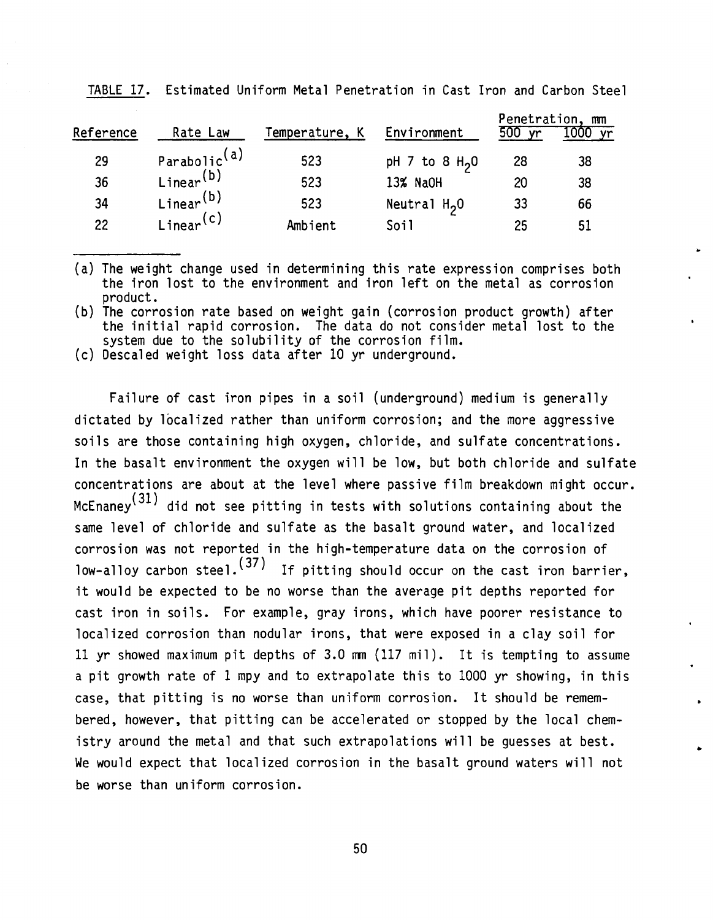TABLE 17. Estimated Uniform Metal Penetration in Cast Iron and Carbon Steel

| Reference | Rate Law | Temperature, K | Environment | Penetration, mm | |
|---|---|---|---|---|---|
| | | | | 500 yr | 1000 yr |
| 29 | Parabolic[(a)] | 523 | pH 7 to 8 $H_2O$ | 28 | 38 |
| 36 | Linear[(b)] | 523 | 13% NaOH | 20 | 38 |
| 34 | Linear[(b)] | 523 | Neutral $H_2O$ | 33 | 66 |
| 22 | Linear[(c)] | Ambient | Soil | 25 | 51 |

(a) The weight change used in determining this rate expression comprises both the iron lost to the environment and iron left on the metal as corrosion product.
(b) The corrosion rate based on weight gain (corrosion product growth) after the initial rapid corrosion. The data do not consider metal lost to the system due to the solubility of the corrosion film.
(c) Descaled weight loss data after 10 yr underground.

Failure of cast iron pipes in a soil (underground) medium is generally dictated by localized rather than uniform corrosion; and the more aggressive soils are those containing high oxygen, chloride, and sulfate concentrations. In the basalt environment the oxygen will be low, but both chloride and sulfate concentrations are about at the level where passive film breakdown might occur. McEnaney[(31)] did not see pitting in tests with solutions containing about the same level of chloride and sulfate as the basalt ground water, and localized corrosion was not reported in the high-temperature data on the corrosion of low-alloy carbon steel.[(37)] If pitting should occur on the cast iron barrier, it would be expected to be no worse than the average pit depths reported for cast iron in soils. For example, gray irons, which have poorer resistance to localized corrosion than nodular irons, that were exposed in a clay soil for 11 yr showed maximum pit depths of 3.0 mm (117 mil). It is tempting to assume a pit growth rate of 1 mpy and to extrapolate this to 1000 yr showing, in this case, that pitting is no worse than uniform corrosion. It should be remembered, however, that pitting can be accelerated or stopped by the local chemistry around the metal and that such extrapolations will be guesses at best. We would expect that localized corrosion in the basalt ground waters will not be worse than uniform corrosion.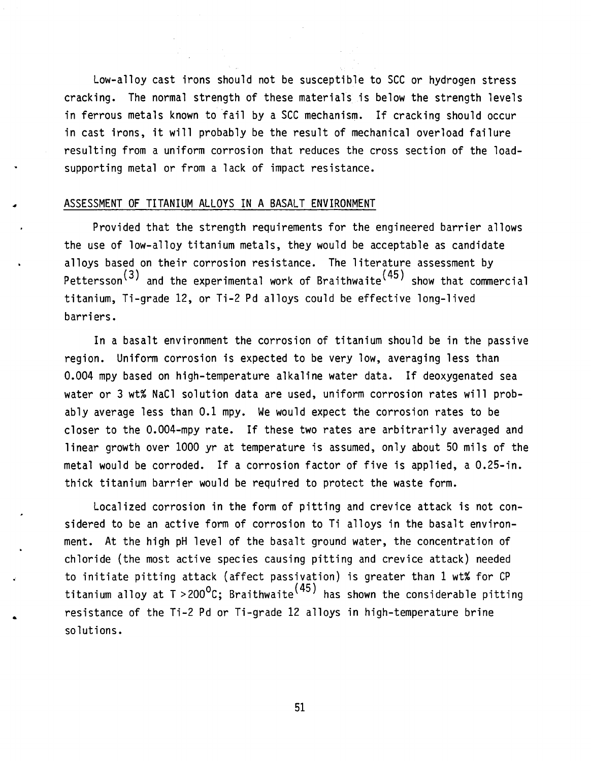Low-alloy cast irons should not be susceptible to SCC or hydrogen stress cracking. The normal strength of these materials is below the strength levels in ferrous metals known to fail by a SCC mechanism. If cracking should occur in cast irons, it will probably be the result of mechanical overload failure resulting from a uniform corrosion that reduces the cross section of the load-supporting metal or from a lack of impact resistance.

## ASSESSMENT OF TITANIUM ALLOYS IN A BASALT ENVIRONMENT

Provided that the strength requirements for the engineered barrier allows the use of low-alloy titanium metals, they would be acceptable as candidate alloys based on their corrosion resistance. The literature assessment by Pettersson[3] and the experimental work of Braithwaite[45] show that commercial titanium, Ti-grade 12, or Ti-2 Pd alloys could be effective long-lived barriers.

In a basalt environment the corrosion of titanium should be in the passive region. Uniform corrosion is expected to be very low, averaging less than 0.004 mpy based on high-temperature alkaline water data. If deoxygenated sea water or 3 wt% NaCl solution data are used, uniform corrosion rates will probably average less than 0.1 mpy. We would expect the corrosion rates to be closer to the 0.004-mpy rate. If these two rates are arbitrarily averaged and linear growth over 1000 yr at temperature is assumed, only about 50 mils of the metal would be corroded. If a corrosion factor of five is applied, a 0.25-in. thick titanium barrier would be required to protect the waste form.

Localized corrosion in the form of pitting and crevice attack is not considered to be an active form of corrosion to Ti alloys in the basalt environment. At the high pH level of the basalt ground water, the concentration of chloride (the most active species causing pitting and crevice attack) needed to initiate pitting attack (affect passivation) is greater than 1 wt% for CP titanium alloy at $T > 200^{o}C$; Braithwaite[45] has shown the considerable pitting resistance of the Ti-2 Pd or Ti-grade 12 alloys in high-temperature brine solutions.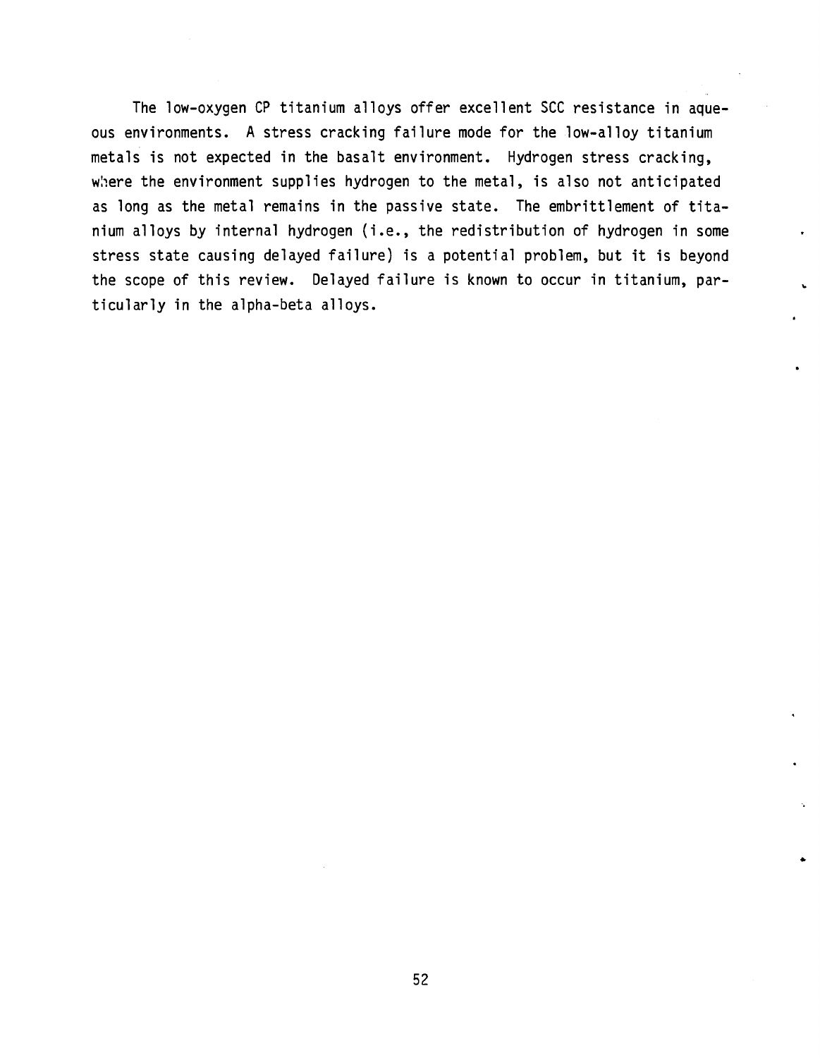The low-oxygen CP titanium alloys offer excellent SCC resistance in aqueous environments. A stress cracking failure mode for the low-alloy titanium metals is not expected in the basalt environment. Hydrogen stress cracking, where the environment supplies hydrogen to the metal, is also not anticipated as long as the metal remains in the passive state. The embrittlement of titanium alloys by internal hydrogen (i.e., the redistribution of hydrogen in some stress state causing delayed failure) is a potential problem, but it is beyond the scope of this review. Delayed failure is known to occur in titanium, particularly in the alpha-beta alloys.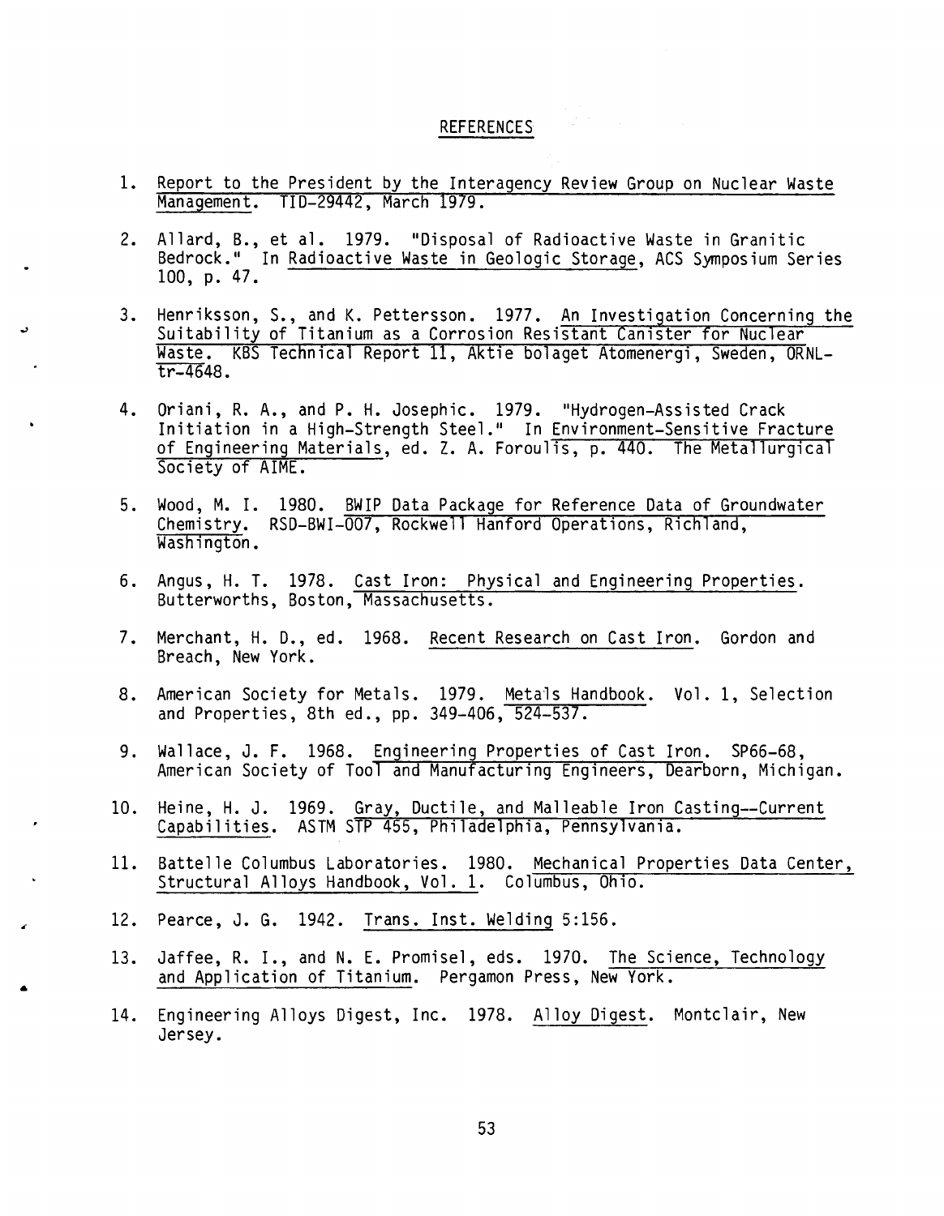## REFERENCES

1. Report to the President by the Interagency Review Group on Nuclear Waste Management. TID-29442, March 1979.

2. Allard, B., et al. 1979. "Disposal of Radioactive Waste in Granitic Bedrock." In Radioactive Waste in Geologic Storage, ACS Symposium Series 100, p. 47.

3. Henriksson, S., and K. Pettersson. 1977. An Investigation Concerning the Suitability of Titanium as a Corrosion Resistant Canister for Nuclear Waste. KBS Technical Report 11, Aktie bolaget Atomenergi, Sweden, ORNL-tr-4648.

4. Oriani, R. A., and P. H. Josephic. 1979. "Hydrogen-Assisted Crack Initiation in a High-Strength Steel." In Environment-Sensitive Fracture of Engineering Materials, ed. Z. A. Foroulis, p. 440. The Metallurgical Society of AIME.

5. Wood, M. I. 1980. BWIP Data Package for Reference Data of Groundwater Chemistry. RSD-BWI-007, Rockwell Hanford Operations, Richland, Washington.

6. Angus, H. T. 1978. Cast Iron: Physical and Engineering Properties. Butterworths, Boston, Massachusetts.

7. Merchant, H. D., ed. 1968. Recent Research on Cast Iron. Gordon and Breach, New York.

8. American Society for Metals. 1979. Metals Handbook. Vol. 1, Selection and Properties, 8th ed., pp. 349-406, 524-537.

9. Wallace, J. F. 1968. Engineering Properties of Cast Iron. SP66-68, American Society of Tool and Manufacturing Engineers, Dearborn, Michigan.

10. Heine, H. J. 1969. Gray, Ductile, and Malleable Iron Casting--Current Capabilities. ASTM STP 455, Philadelphia, Pennsylvania.

11. Battelle Columbus Laboratories. 1980. Mechanical Properties Data Center, Structural Alloys Handbook, Vol. 1. Columbus, Ohio.

12. Pearce, J. G. 1942. Trans. Inst. Welding 5:156.

13. Jaffee, R. I., and N. E. Promisel, eds. 1970. The Science, Technology and Application of Titanium. Pergamon Press, New York.

14. Engineering Alloys Digest, Inc. 1978. Alloy Digest. Montclair, New Jersey.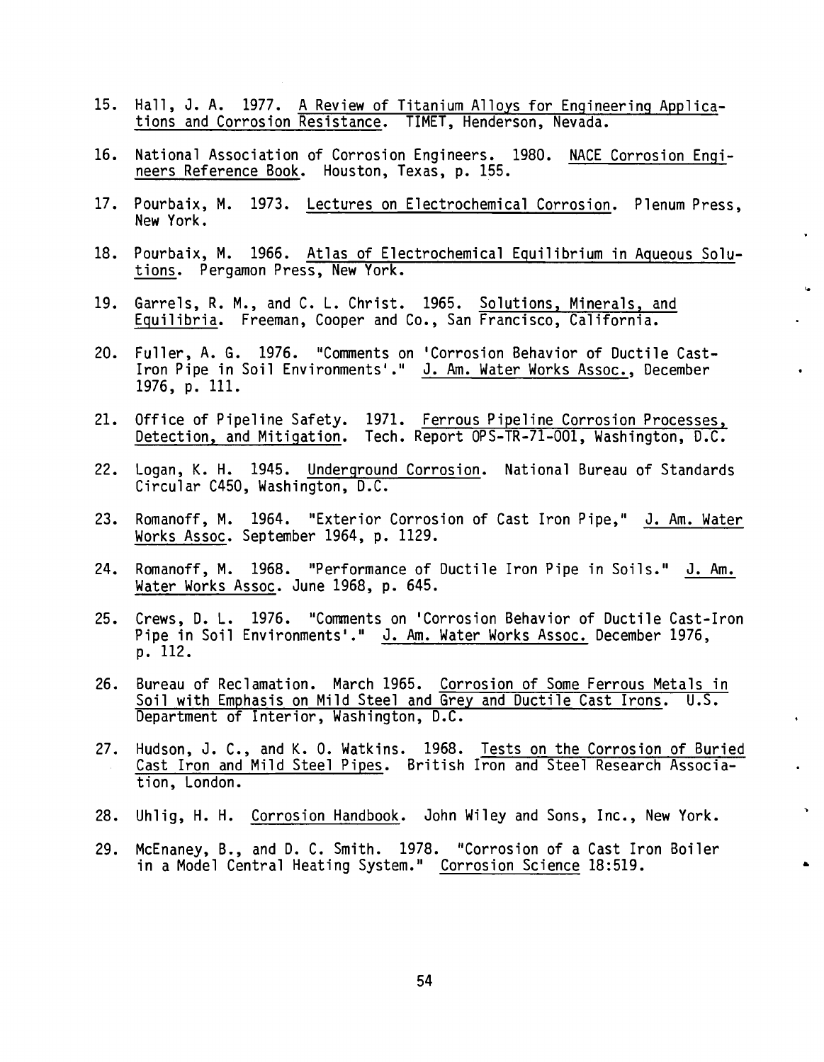15. Hall, J. A. 1977. A Review of Titanium Alloys for Engineering Applications and Corrosion Resistance. TIMET, Henderson, Nevada.

16. National Association of Corrosion Engineers. 1980. NACE Corrosion Engineers Reference Book. Houston, Texas, p. 155.

17. Pourbaix, M. 1973. Lectures on Electrochemical Corrosion. Plenum Press, New York.

18. Pourbaix, M. 1966. Atlas of Electrochemical Equilibrium in Aqueous Solutions. Pergamon Press, New York.

19. Garrels, R. M., and C. L. Christ. 1965. Solutions, Minerals, and Equilibria. Freeman, Cooper and Co., San Francisco, California.

20. Fuller, A. G. 1976. "Comments on 'Corrosion Behavior of Ductile Cast-Iron Pipe in Soil Environments'." J. Am. Water Works Assoc., December 1976, p. 111.

21. Office of Pipeline Safety. 1971. Ferrous Pipeline Corrosion Processes, Detection, and Mitigation. Tech. Report OPS-TR-71-001, Washington, D.C.

22. Logan, K. H. 1945. Underground Corrosion. National Bureau of Standards Circular C450, Washington, D.C.

23. Romanoff, M. 1964. "Exterior Corrosion of Cast Iron Pipe," J. Am. Water Works Assoc. September 1964, p. 1129.

24. Romanoff, M. 1968. "Performance of Ductile Iron Pipe in Soils." J. Am. Water Works Assoc. June 1968, p. 645.

25. Crews, D. L. 1976. "Comments on 'Corrosion Behavior of Ductile Cast-Iron Pipe in Soil Environments'." J. Am. Water Works Assoc. December 1976, p. 112.

26. Bureau of Reclamation. March 1965. Corrosion of Some Ferrous Metals in Soil with Emphasis on Mild Steel and Grey and Ductile Cast Irons. U.S. Department of Interior, Washington, D.C.

27. Hudson, J. C., and K. O. Watkins. 1968. Tests on the Corrosion of Buried Cast Iron and Mild Steel Pipes. British Iron and Steel Research Association, London.

28. Uhlig, H. H. Corrosion Handbook. John Wiley and Sons, Inc., New York.

29. McEnaney, B., and D. C. Smith. 1978. "Corrosion of a Cast Iron Boiler in a Model Central Heating System." Corrosion Science 18:519.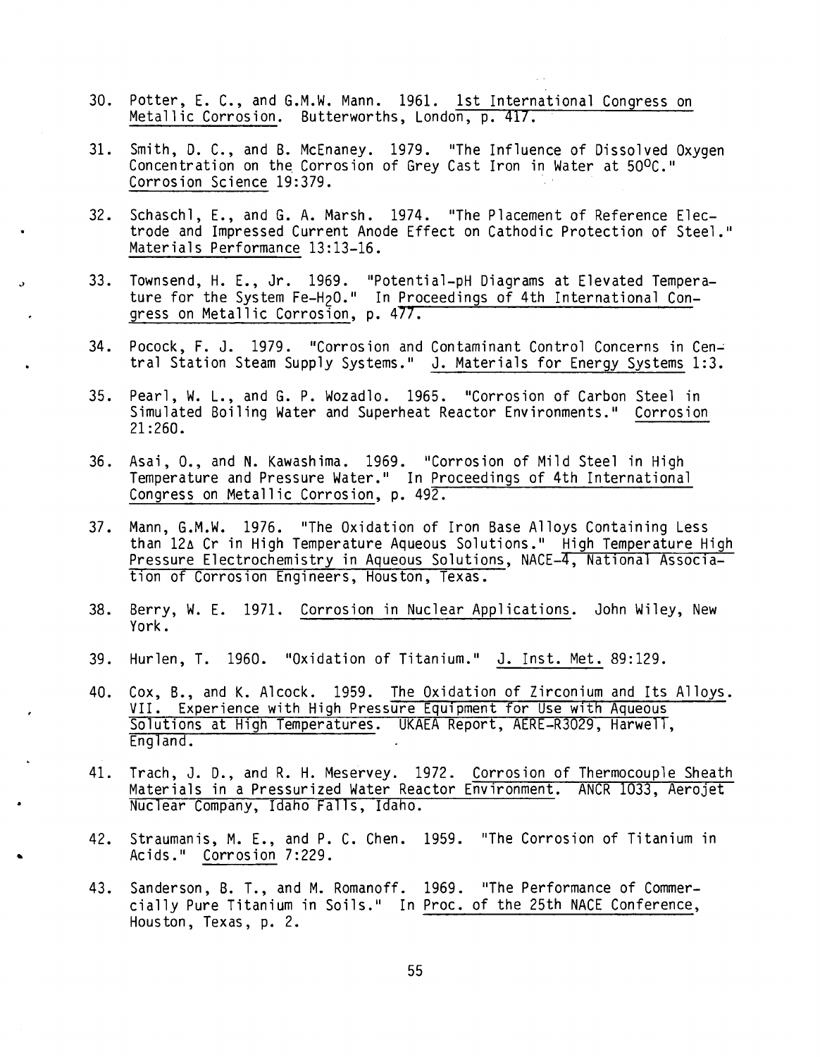30. Potter, E. C., and G.M.W. Mann. 1961. 1st International Congress on Metallic Corrosion. Butterworths, London, p. 417.

31. Smith, D. C., and B. McEnaney. 1979. "The Influence of Dissolved Oxygen Concentration on the Corrosion of Grey Cast Iron in Water at 50°C." Corrosion Science 19:379.

32. Schaschl, E., and G. A. Marsh. 1974. "The Placement of Reference Electrode and Impressed Current Anode Effect on Cathodic Protection of Steel." Materials Performance 13:13-16.

33. Townsend, H. E., Jr. 1969. "Potential-pH Diagrams at Elevated Temperature for the System Fe-$H_2O$." In Proceedings of 4th International Congress on Metallic Corrosion, p. 477.

34. Pocock, F. J. 1979. "Corrosion and Contaminant Control Concerns in Central Station Steam Supply Systems." J. Materials for Energy Systems 1:3.

35. Pearl, W. L., and G. P. Wozadlo. 1965. "Corrosion of Carbon Steel in Simulated Boiling Water and Superheat Reactor Environments." Corrosion 21:260.

36. Asai, O., and N. Kawashima. 1969. "Corrosion of Mild Steel in High Temperature and Pressure Water." In Proceedings of 4th International Congress on Metallic Corrosion, p. 492.

37. Mann, G.M.W. 1976. "The Oxidation of Iron Base Alloys Containing Less than 12Δ Cr in High Temperature Aqueous Solutions." High Temperature High Pressure Electrochemistry in Aqueous Solutions, NACE-4, National Association of Corrosion Engineers, Houston, Texas.

38. Berry, W. E. 1971. Corrosion in Nuclear Applications. John Wiley, New York.

39. Hurlen, T. 1960. "Oxidation of Titanium." J. Inst. Met. 89:129.

40. Cox, B., and K. Alcock. 1959. The Oxidation of Zirconium and Its Alloys. VII. Experience with High Pressure Equipment for Use with Aqueous Solutions at High Temperatures. UKAEA Report, AERE-R3029, Harwell, England.

41. Trach, J. D., and R. H. Meservey. 1972. Corrosion of Thermocouple Sheath Materials in a Pressurized Water Reactor Environment. ANCR 1033, Aerojet Nuclear Company, Idaho Falls, Idaho.

42. Straumanis, M. E., and P. C. Chen. 1959. "The Corrosion of Titanium in Acids." Corrosion 7:229.

43. Sanderson, B. T., and M. Romanoff. 1969. "The Performance of Commercially Pure Titanium in Soils." In Proc. of the 25th NACE Conference, Houston, Texas, p. 2.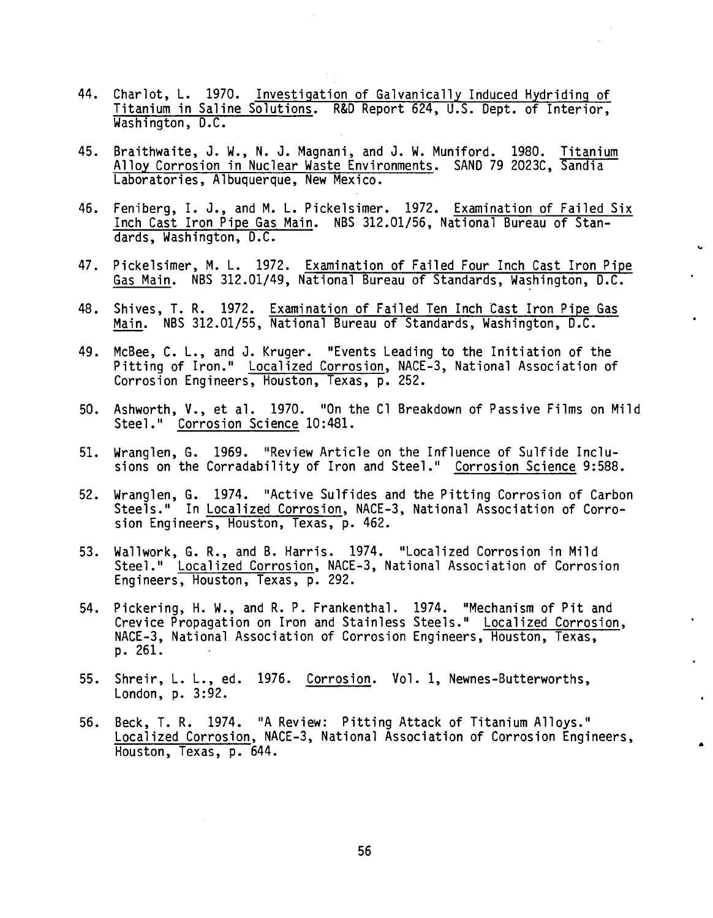44. Charlot, L. 1970. Investigation of Galvanically Induced Hydriding of Titanium in Saline Solutions. R&D Report 624, U.S. Dept. of Interior, Washington, D.C.

45. Braithwaite, J. W., N. J. Magnani, and J. W. Muniford. 1980. Titanium Alloy Corrosion in Nuclear Waste Environments. SAND 79 2023C, Sandia Laboratories, Albuquerque, New Mexico.

46. Feniberg, I. J., and M. L. Pickelsimer. 1972. Examination of Failed Six Inch Cast Iron Pipe Gas Main. NBS 312.01/56, National Bureau of Standards, Washington, D.C.

47. Pickelsimer, M. L. 1972. Examination of Failed Four Inch Cast Iron Pipe Gas Main. NBS 312.01/49, National Bureau of Standards, Washington, D.C.

48. Shives, T. R. 1972. Examination of Failed Ten Inch Cast Iron Pipe Gas Main. NBS 312.01/55, National Bureau of Standards, Washington, D.C.

49. McBee, C. L., and J. Kruger. "Events Leading to the Initiation of the Pitting of Iron." Localized Corrosion, NACE-3, National Association of Corrosion Engineers, Houston, Texas, p. 252.

50. Ashworth, V., et al. 1970. "On the Cl Breakdown of Passive Films on Mild Steel." Corrosion Science 10:481.

51. Wranglen, G. 1969. "Review Article on the Influence of Sulfide Inclusions on the Corradability of Iron and Steel." Corrosion Science 9:588.

52. Wranglen, G. 1974. "Active Sulfides and the Pitting Corrosion of Carbon Steels." In Localized Corrosion, NACE-3, National Association of Corrosion Engineers, Houston, Texas, p. 462.

53. Wallwork, G. R., and B. Harris. 1974. "Localized Corrosion in Mild Steel." Localized Corrosion, NACE-3, National Association of Corrosion Engineers, Houston, Texas, p. 292.

54. Pickering, H. W., and R. P. Frankenthal. 1974. "Mechanism of Pit and Crevice Propagation on Iron and Stainless Steels." Localized Corrosion, NACE-3, National Association of Corrosion Engineers, Houston, Texas, p. 261.

55. Shreir, L. L., ed. 1976. Corrosion. Vol. 1, Newnes-Butterworths, London, p. 3:92.

56. Beck, T. R. 1974. "A Review: Pitting Attack of Titanium Alloys." Localized Corrosion, NACE-3, National Association of Corrosion Engineers, Houston, Texas, p. 644.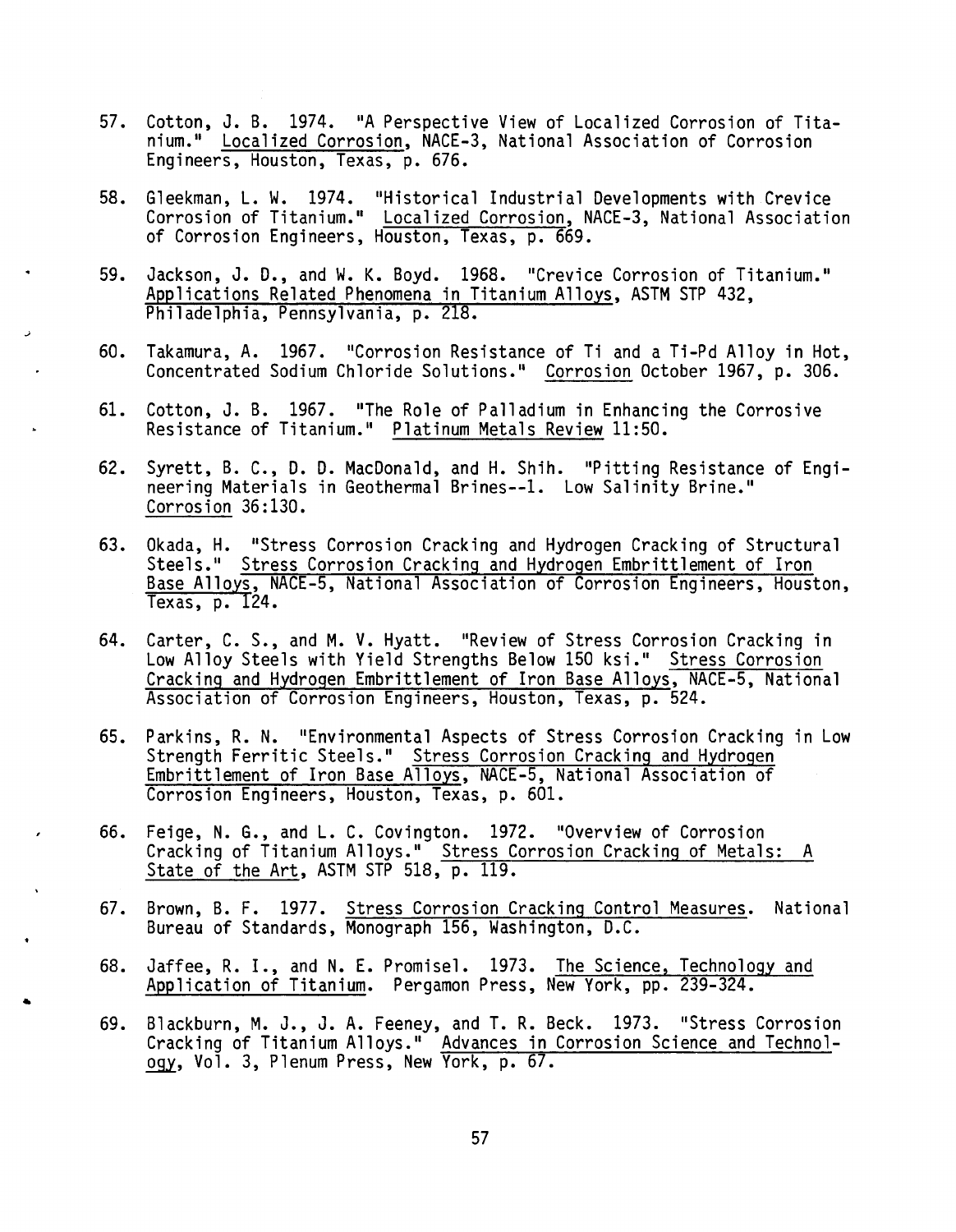57. Cotton, J. B. 1974. "A Perspective View of Localized Corrosion of Titanium." Localized Corrosion, NACE-3, National Association of Corrosion Engineers, Houston, Texas, p. 676.

58. Gleekman, L. W. 1974. "Historical Industrial Developments with Crevice Corrosion of Titanium." Localized Corrosion, NACE-3, National Association of Corrosion Engineers, Houston, Texas, p. 669.

59. Jackson, J. D., and W. K. Boyd. 1968. "Crevice Corrosion of Titanium." Applications Related Phenomena in Titanium Alloys, ASTM STP 432, Philadelphia, Pennsylvania, p. 218.

60. Takamura, A. 1967. "Corrosion Resistance of Ti and a Ti-Pd Alloy in Hot, Concentrated Sodium Chloride Solutions." Corrosion October 1967, p. 306.

61. Cotton, J. B. 1967. "The Role of Palladium in Enhancing the Corrosive Resistance of Titanium." Platinum Metals Review 11:50.

62. Syrett, B. C., D. D. MacDonald, and H. Shih. "Pitting Resistance of Engineering Materials in Geothermal Brines--1. Low Salinity Brine." Corrosion 36:130.

63. Okada, H. "Stress Corrosion Cracking and Hydrogen Cracking of Structural Steels." Stress Corrosion Cracking and Hydrogen Embrittlement of Iron Base Alloys, NACE-5, National Association of Corrosion Engineers, Houston, Texas, p. 124.

64. Carter, C. S., and M. V. Hyatt. "Review of Stress Corrosion Cracking in Low Alloy Steels with Yield Strengths Below 150 ksi." Stress Corrosion Cracking and Hydrogen Embrittlement of Iron Base Alloys, NACE-5, National Association of Corrosion Engineers, Houston, Texas, p. 524.

65. Parkins, R. N. "Environmental Aspects of Stress Corrosion Cracking in Low Strength Ferritic Steels." Stress Corrosion Cracking and Hydrogen Embrittlement of Iron Base Alloys, NACE-5, National Association of Corrosion Engineers, Houston, Texas, p. 601.

66. Feige, N. G., and L. C. Covington. 1972. "Overview of Corrosion Cracking of Titanium Alloys." Stress Corrosion Cracking of Metals: A State of the Art, ASTM STP 518, p. 119.

67. Brown, B. F. 1977. Stress Corrosion Cracking Control Measures. National Bureau of Standards, Monograph 156, Washington, D.C.

68. Jaffee, R. I., and N. E. Promisel. 1973. The Science, Technology and Application of Titanium. Pergamon Press, New York, pp. 239-324.

69. Blackburn, M. J., J. A. Feeney, and T. R. Beck. 1973. "Stress Corrosion Cracking of Titanium Alloys." Advances in Corrosion Science and Technology, Vol. 3, Plenum Press, New York, p. 67.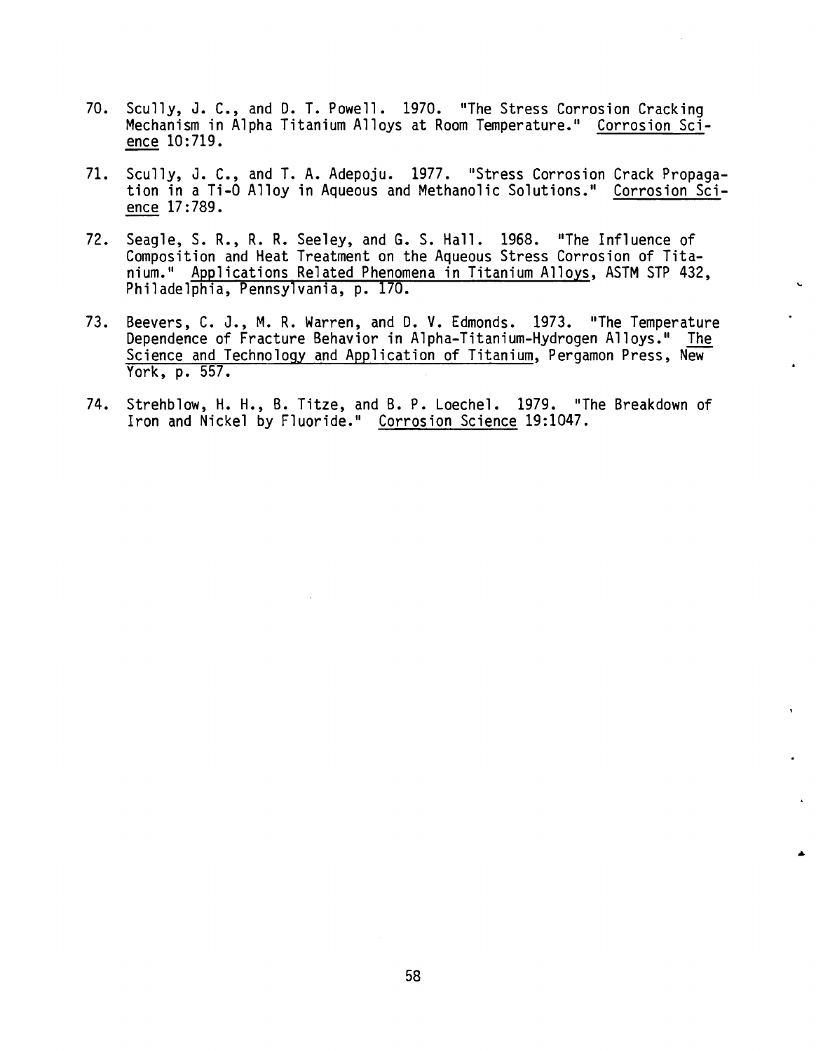70. Scully, J. C., and D. T. Powell. 1970. "The Stress Corrosion Cracking Mechanism in Alpha Titanium Alloys at Room Temperature." Corrosion Science 10:719.

71. Scully, J. C., and T. A. Adepoju. 1977. "Stress Corrosion Crack Propagation in a Ti-O Alloy in Aqueous and Methanolic Solutions." Corrosion Science 17:789.

72. Seagle, S. R., R. R. Seeley, and G. S. Hall. 1968. "The Influence of Composition and Heat Treatment on the Aqueous Stress Corrosion of Titanium." Applications Related Phenomena in Titanium Alloys, ASTM STP 432, Philadelphia, Pennsylvania, p. 170.

73. Beevers, C. J., M. R. Warren, and D. V. Edmonds. 1973. "The Temperature Dependence of Fracture Behavior in Alpha-Titanium-Hydrogen Alloys." The Science and Technology and Application of Titanium, Pergamon Press, New York, p. 557.

74. Strehblow, H. H., B. Titze, and B. P. Loechel. 1979. "The Breakdown of Iron and Nickel by Fluoride." Corrosion Science 19:1047.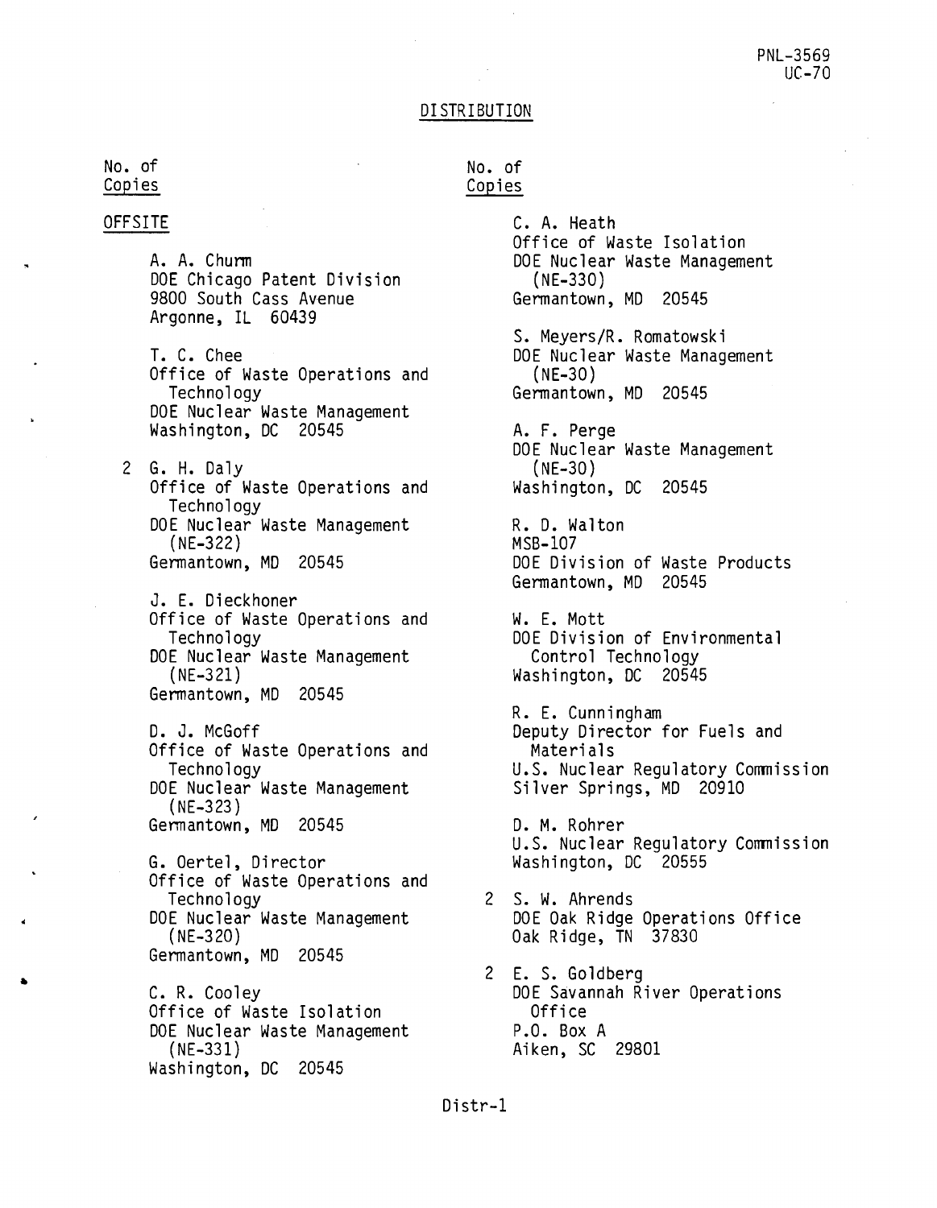PNL-3569
UC-70

# DISTRIBUTION

| No. of Copies | |
|---|---|

## OFFSITE

A. A. Churm
DOE Chicago Patent Division
9800 South Cass Avenue
Argonne, IL 60439

T. C. Chee
Office of Waste Operations and Technology
DOE Nuclear Waste Management
Washington, DC 20545

2 G. H. Daly
Office of Waste Operations and Technology
DOE Nuclear Waste Management (NE-322)
Germantown, MD 20545

J. E. Dieckhoner
Office of Waste Operations and Technology
DOE Nuclear Waste Management (NE-321)
Germantown, MD 20545

D. J. McGoff
Office of Waste Operations and Technology
DOE Nuclear Waste Management (NE-323)
Germantown, MD 20545

G. Oertel, Director
Office of Waste Operations and Technology
DOE Nuclear Waste Management (NE-320)
Germantown, MD 20545

C. R. Cooley
Office of Waste Isolation
DOE Nuclear Waste Management (NE-331)
Washington, DC 20545

C. A. Heath
Office of Waste Isolation
DOE Nuclear Waste Management (NE-330)
Germantown, MD 20545

S. Meyers/R. Romatowski
DOE Nuclear Waste Management (NE-30)
Germantown, MD 20545

A. F. Perge
DOE Nuclear Waste Management (NE-30)
Washington, DC 20545

R. D. Walton
MSB-107
DOE Division of Waste Products
Germantown, MD 20545

W. E. Mott
DOE Division of Environmental Control Technology
Washington, DC 20545

R. E. Cunningham
Deputy Director for Fuels and Materials
U.S. Nuclear Regulatory Commission
Silver Springs, MD 20910

D. M. Rohrer
U.S. Nuclear Regulatory Commission
Washington, DC 20555

2 S. W. Ahrends
DOE Oak Ridge Operations Office
Oak Ridge, TN 37830

2 E. S. Goldberg
DOE Savannah River Operations Office
P.O. Box A
Aiken, SC 29801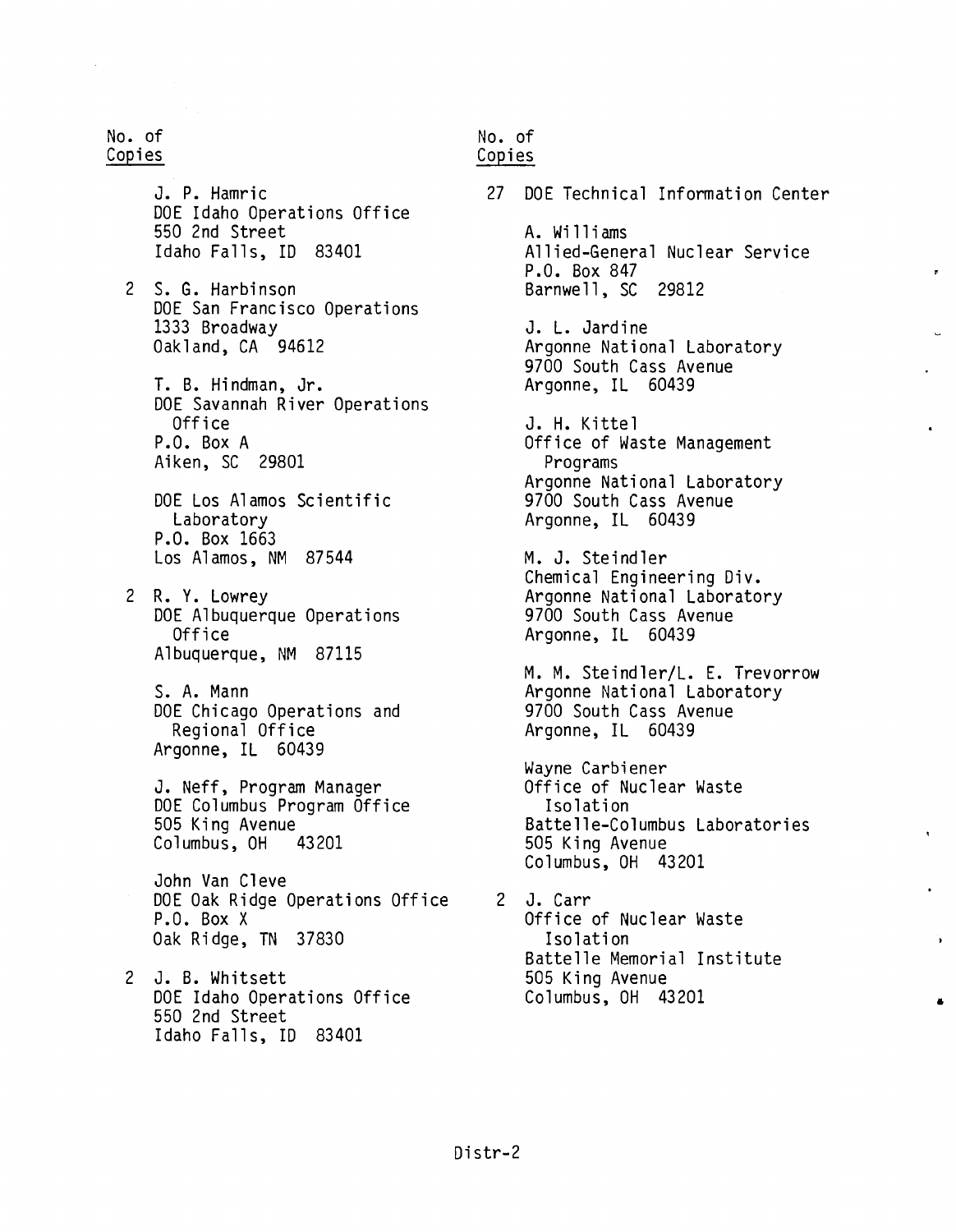No. of
Copies

J. P. Hamric
DOE Idaho Operations Office
550 2nd Street
Idaho Falls, ID 83401

2 S. G. Harbinson
DOE San Francisco Operations
1333 Broadway
Oakland, CA 94612

T. B. Hindman, Jr.
DOE Savannah River Operations
Office
P.O. Box A
Aiken, SC 29801

DOE Los Alamos Scientific
Laboratory
P.O. Box 1663
Los Alamos, NM 87544

2 R. Y. Lowrey
DOE Albuquerque Operations
Office
Albuquerque, NM 87115

S. A. Mann
DOE Chicago Operations and
Regional Office
Argonne, IL 60439

J. Neff, Program Manager
DOE Columbus Program Office
505 King Avenue
Columbus, OH 43201

John Van Cleve
DOE Oak Ridge Operations Office
P.O. Box X
Oak Ridge, TN 37830

2 J. B. Whitsett
DOE Idaho Operations Office
550 2nd Street
Idaho Falls, ID 83401

No. of
Copies

27 DOE Technical Information Center

A. Williams
Allied-General Nuclear Service
P.O. Box 847
Barnwell, SC 29812

J. L. Jardine
Argonne National Laboratory
9700 South Cass Avenue
Argonne, IL 60439

J. H. Kittel
Office of Waste Management
Programs
Argonne National Laboratory
9700 South Cass Avenue
Argonne, IL 60439

M. J. Steindler
Chemical Engineering Div.
Argonne National Laboratory
9700 South Cass Avenue
Argonne, IL 60439

M. M. Steindler/L. E. Trevorrow
Argonne National Laboratory
9700 South Cass Avenue
Argonne, IL 60439

Wayne Carbiener
Office of Nuclear Waste
Isolation
Battelle-Columbus Laboratories
505 King Avenue
Columbus, OH 43201

2 J. Carr
Office of Nuclear Waste
Isolation
Battelle Memorial Institute
505 King Avenue
Columbus, OH 43201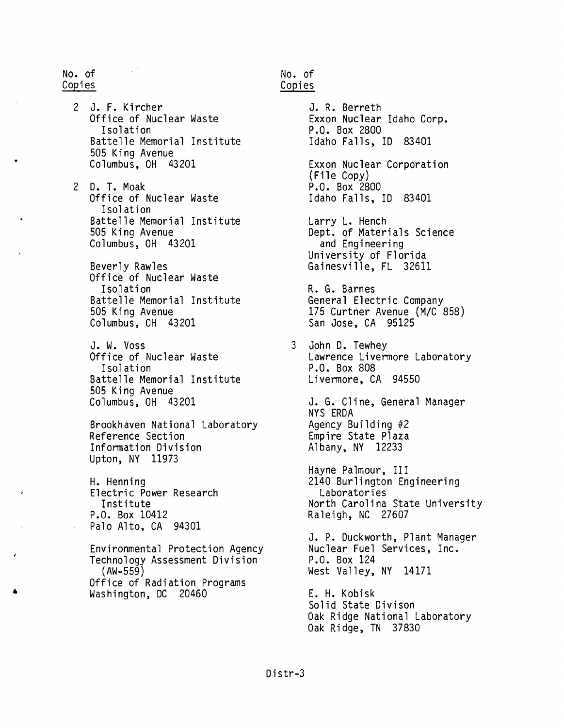| No. of Copies | |
|---|---|
| 2 | J. F. Kircher<br>Office of Nuclear Waste Isolation<br>Battelle Memorial Institute<br>505 King Avenue<br>Columbus, OH 43201 |
| 2 | D. T. Moak<br>Office of Nuclear Waste Isolation<br>Battelle Memorial Institute<br>505 King Avenue<br>Columbus, OH 43201 |
| | Beverly Rawles<br>Office of Nuclear Waste Isolation<br>Battelle Memorial Institute<br>505 King Avenue<br>Columbus, OH 43201 |
| | J. W. Voss<br>Office of Nuclear Waste Isolation<br>Battelle Memorial Institute<br>505 King Avenue<br>Columbus, OH 43201 |
| | Brookhaven National Laboratory<br>Reference Section<br>Information Division<br>Upton, NY 11973 |
| | H. Henning<br>Electric Power Research Institute<br>P.O. Box 10412<br>Palo Alto, CA 94301 |
| | Environmental Protection Agency<br>Technology Assessment Division (AW-559)<br>Office of Radiation Programs<br>Washington, DC 20460 |

| No. of Copies | |
|---|---|
| | J. R. Berreth<br>Exxon Nuclear Idaho Corp.<br>P.O. Box 2800<br>Idaho Falls, ID 83401 |
| | Exxon Nuclear Corporation (File Copy)<br>P.O. Box 2800<br>Idaho Falls, ID 83401 |
| | Larry L. Hench<br>Dept. of Materials Science and Engineering<br>University of Florida<br>Gainesville, FL 32611 |
| | R. G. Barnes<br>General Electric Company<br>175 Curtner Avenue (M/C 858)<br>San Jose, CA 95125 |
| 3 | John D. Tewhey<br>Lawrence Livermore Laboratory<br>P.O. Box 808<br>Livermore, CA 94550 |
| | J. G. Cline, General Manager<br>NYS ERDA<br>Agency Building #2<br>Empire State Plaza<br>Albany, NY 12233 |
| | Hayne Palmour, III<br>2140 Burlington Engineering Laboratories<br>North Carolina State University<br>Raleigh, NC 27607 |
| | J. P. Duckworth, Plant Manager<br>Nuclear Fuel Services, Inc.<br>P.O. Box 124<br>West Valley, NY 14171 |
| | E. H. Kobisk<br>Solid State Divison<br>Oak Ridge National Laboratory<br>Oak Ridge, TN 37830 |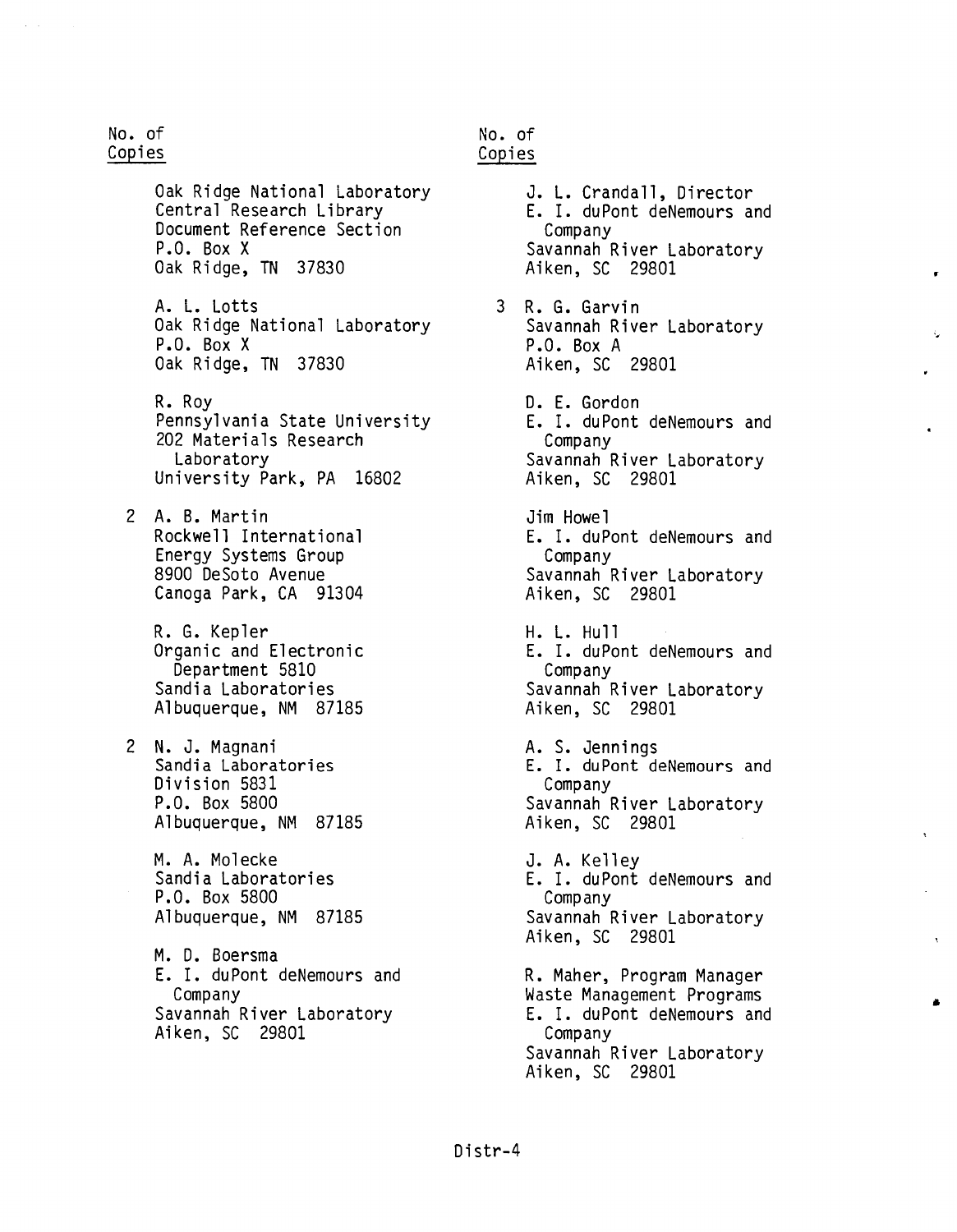No. of
Copies

Oak Ridge National Laboratory
Central Research Library
Document Reference Section
P.O. Box X
Oak Ridge, TN 37830

A. L. Lotts
Oak Ridge National Laboratory
P.O. Box X
Oak Ridge, TN 37830

R. Roy
Pennsylvania State University
202 Materials Research
Laboratory
University Park, PA 16802

2 A. B. Martin
Rockwell International
Energy Systems Group
8900 DeSoto Avenue
Canoga Park, CA 91304

R. G. Kepler
Organic and Electronic
Department 5810
Sandia Laboratories
Albuquerque, NM 87185

2 N. J. Magnani
Sandia Laboratories
Division 5831
P.O. Box 5800
Albuquerque, NM 87185

M. A. Molecke
Sandia Laboratories
P.O. Box 5800
Albuquerque, NM 87185

M. D. Boersma
E. I. duPont deNemours and
Company
Savannah River Laboratory
Aiken, SC 29801

No. of
Copies

J. L. Crandall, Director
E. I. duPont deNemours and
Company
Savannah River Laboratory
Aiken, SC 29801

3 R. G. Garvin
Savannah River Laboratory
P.O. Box A
Aiken, SC 29801

D. E. Gordon
E. I. duPont deNemours and
Company
Savannah River Laboratory
Aiken, SC 29801

Jim Howel
E. I. duPont deNemours and
Company
Savannah River Laboratory
Aiken, SC 29801

H. L. Hull
E. I. duPont deNemours and
Company
Savannah River Laboratory
Aiken, SC 29801

A. S. Jennings
E. I. duPont deNemours and
Company
Savannah River Laboratory
Aiken, SC 29801

J. A. Kelley
E. I. duPont deNemours and
Company
Savannah River Laboratory
Aiken, SC 29801

R. Maher, Program Manager
Waste Management Programs
E. I. duPont deNemours and
Company
Savannah River Laboratory
Aiken, SC 29801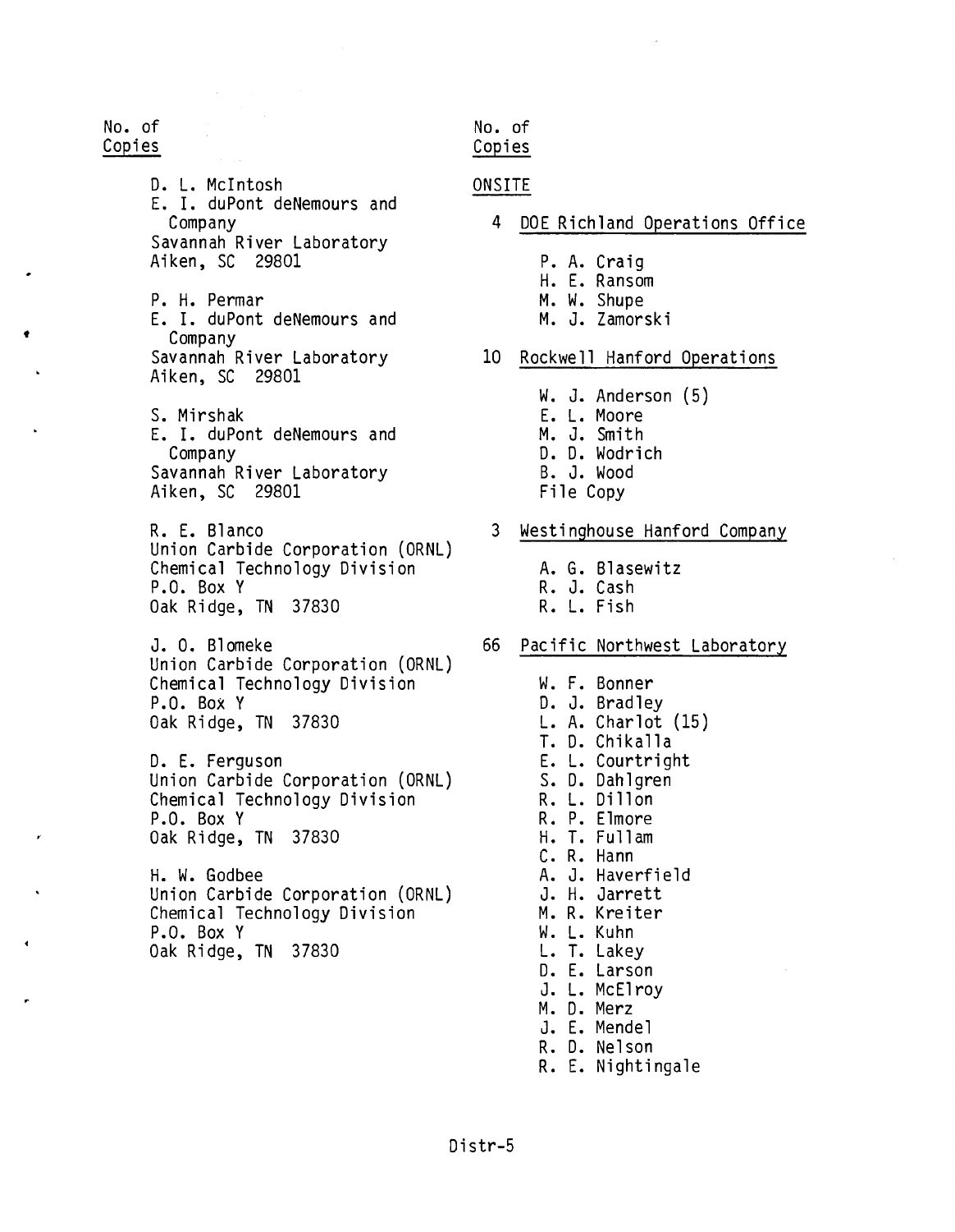No. of
Copies

D. L. McIntosh
E. I. duPont deNemours and Company
Savannah River Laboratory
Aiken, SC 29801

P. H. Permar
E. I. duPont deNemours and Company
Savannah River Laboratory
Aiken, SC 29801

S. Mirshak
E. I. duPont deNemours and Company
Savannah River Laboratory
Aiken, SC 29801

R. E. Blanco
Union Carbide Corporation (ORNL)
Chemical Technology Division
P.O. Box Y
Oak Ridge, TN 37830

J. O. Blomeke
Union Carbide Corporation (ORNL)
Chemical Technology Division
P.O. Box Y
Oak Ridge, TN 37830

D. E. Ferguson
Union Carbide Corporation (ORNL)
Chemical Technology Division
P.O. Box Y
Oak Ridge, TN 37830

H. W. Godbee
Union Carbide Corporation (ORNL)
Chemical Technology Division
P.O. Box Y
Oak Ridge, TN 37830

No. of
Copies

ONSITE

4 DOE Richland Operations Office

P. A. Craig
H. E. Ransom
M. W. Shupe
M. J. Zamorski

10 Rockwell Hanford Operations

W. J. Anderson (5)
E. L. Moore
M. J. Smith
D. D. Wodrich
B. J. Wood
File Copy

3 Westinghouse Hanford Company

A. G. Blasewitz
R. J. Cash
R. L. Fish

66 Pacific Northwest Laboratory

W. F. Bonner
D. J. Bradley
L. A. Charlot (15)
T. D. Chikalla
E. L. Courtright
S. D. Dahlgren
R. L. Dillon
R. P. Elmore
H. T. Fullam
C. R. Hann
A. J. Haverfield
J. H. Jarrett
M. R. Kreiter
W. L. Kuhn
L. T. Lakey
D. E. Larson
J. L. McElroy
M. D. Merz
J. E. Mendel
R. D. Nelson
R. E. Nightingale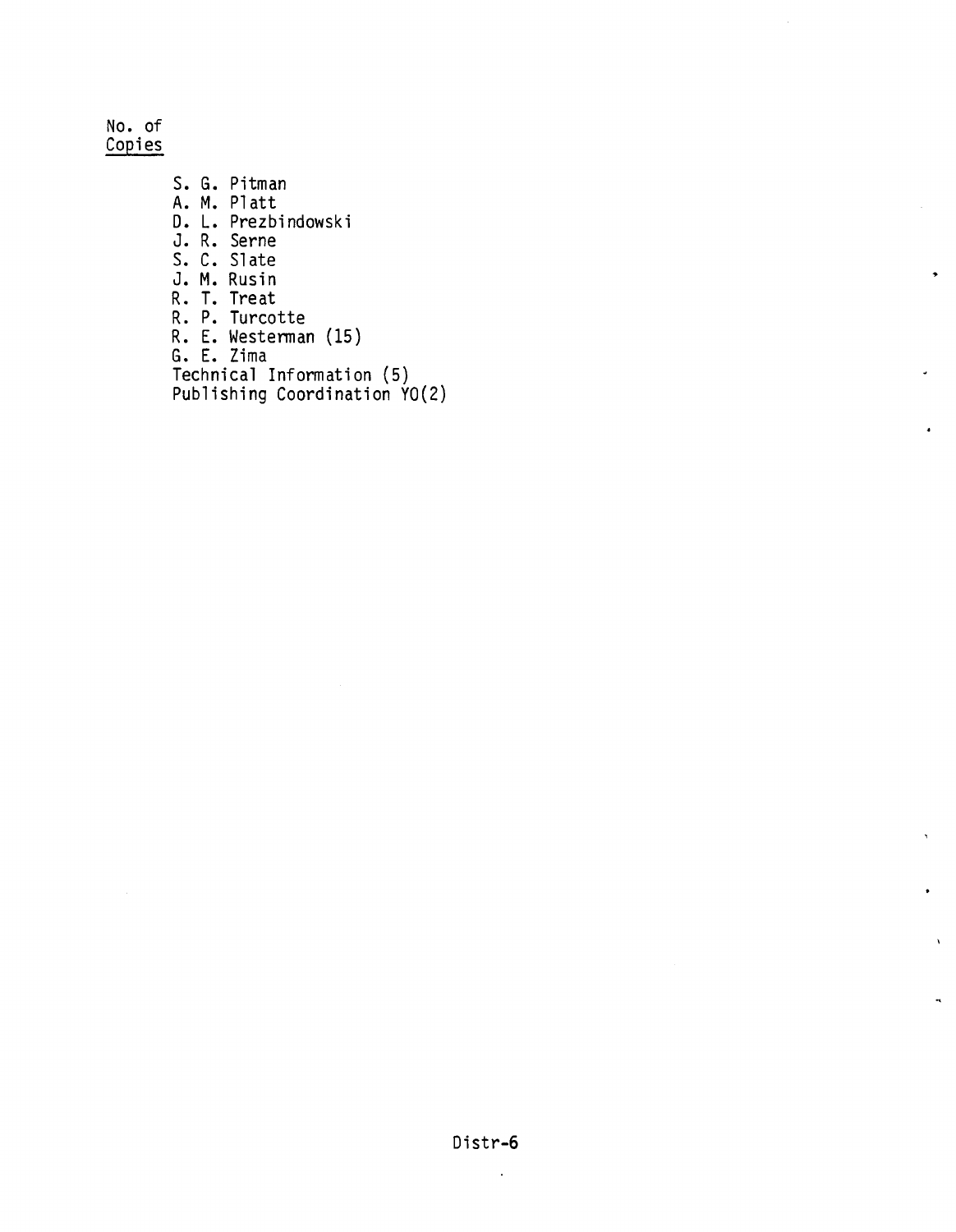No. of
Copies

S. G. Pitman
A. M. Platt
D. L. Prezbindowski
J. R. Serne
S. C. Slate
J. M. Rusin
R. T. Treat
R. P. Turcotte
R. E. Westerman (15)
G. E. Zima
Technical Information (5)
Publishing Coordination YO(2)